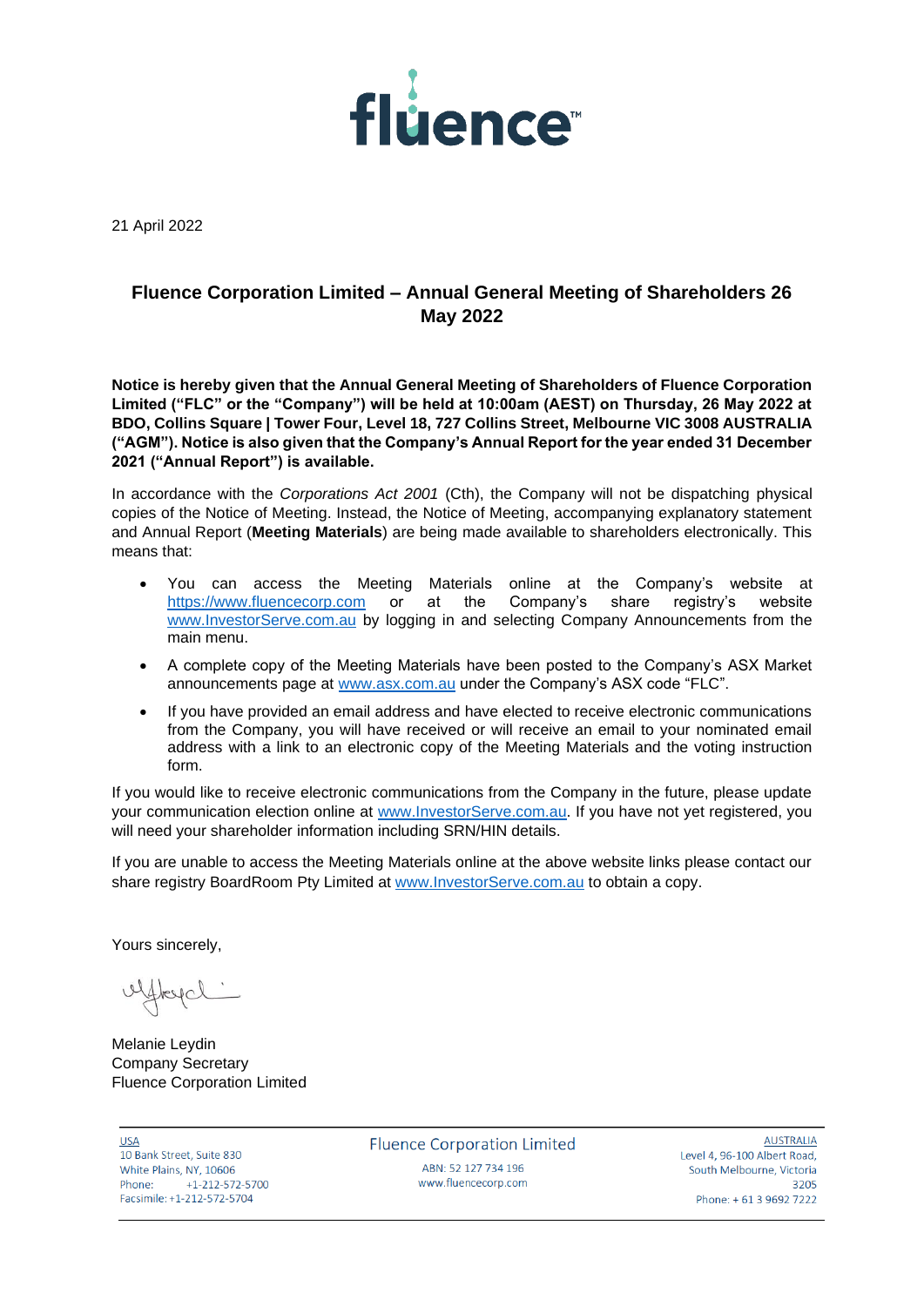fluence™

21 April 2022

## Fluence Corporation Limited – Annual General Meeting of Shareholders 26 May 2022

**Notice is hereby given that the Annual General Meeting of Shareholders of Fluence Corporation Limited ("FLC" or the "Company") will be held at 10:00am (AEST) on Thursday, 26 May 2022 at BDO, Collins Square | Tower Four, Level 18, 727 Collins Street, Melbourne VIC 3008 AUSTRALIA ("AGM"). Notice is also given that the Company's Annual Report for the year ended 31 December 2021 ("Annual Report") is available.**

In accordance with the *Corporations Act 2001* (Cth), the Company will not be dispatching physical copies of the Notice of Meeting. Instead, the Notice of Meeting, accompanying explanatory statement and Annual Report (**Meeting Materials**) are being made available to shareholders electronically. This means that:

- You can access the Meeting Materials online at the Company's website at https://www.fluencecorp.com or at the Company's share registry's website www.InvestorServe.com.au by logging in and selecting Company Announcements from the main menu.
- A complete copy of the Meeting Materials have been posted to the Company's ASX Market announcements page at www.asx.com.au under the Company's ASX code "FLC".
- If you have provided an email address and have elected to receive electronic communications from the Company, you will have received or will receive an email to your nominated email address with a link to an electronic copy of the Meeting Materials and the voting instruction form.

If you would like to receive electronic communications from the Company in the future, please update your communication election online at www.InvestorServe.com.au. If you have not yet registered, you will need your shareholder information including SRN/HIN details.

If you are unable to access the Meeting Materials online at the above website links please contact our share registry BoardRoom Pty Limited at www.InvestorServe.com.au to obtain a copy.

Yours sincerely,

Melanie Leydin
Company Secretary
Fluence Corporation Limited

USA
10 Bank Street, Suite 830
White Plains, NY, 10606
Phone: +1-212-572-5700
Facsimile: +1-212-572-5704

Fluence Corporation Limited
ABN: 52 127 734 196
www.fluencecorp.com

AUSTRALIA
Level 4, 96-100 Albert Road,
South Melbourne, Victoria
3205
Phone: + 61 3 9692 7222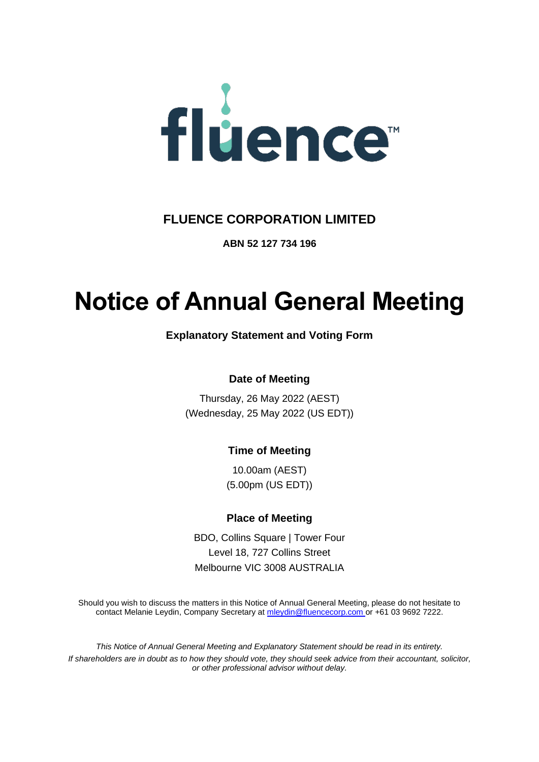# FLUENCE CORPORATION LIMITED

**ABN 52 127 734 196**

# Notice of Annual General Meeting

**Explanatory Statement and Voting Form**

**Date of Meeting**

Thursday, 26 May 2022 (AEST)
(Wednesday, 25 May 2022 (US EDT))

**Time of Meeting**

10.00am (AEST)
(5.00pm (US EDT))

**Place of Meeting**

BDO, Collins Square | Tower Four
Level 18, 727 Collins Street
Melbourne VIC 3008 AUSTRALIA

Should you wish to discuss the matters in this Notice of Annual General Meeting, please do not hesitate to contact Melanie Leydin, Company Secretary at mleydin@fluencecorp.com or +61 03 9692 7222.

*This Notice of Annual General Meeting and Explanatory Statement should be read in its entirety.*
*If shareholders are in doubt as to how they should vote, they should seek advice from their accountant, solicitor, or other professional advisor without delay.*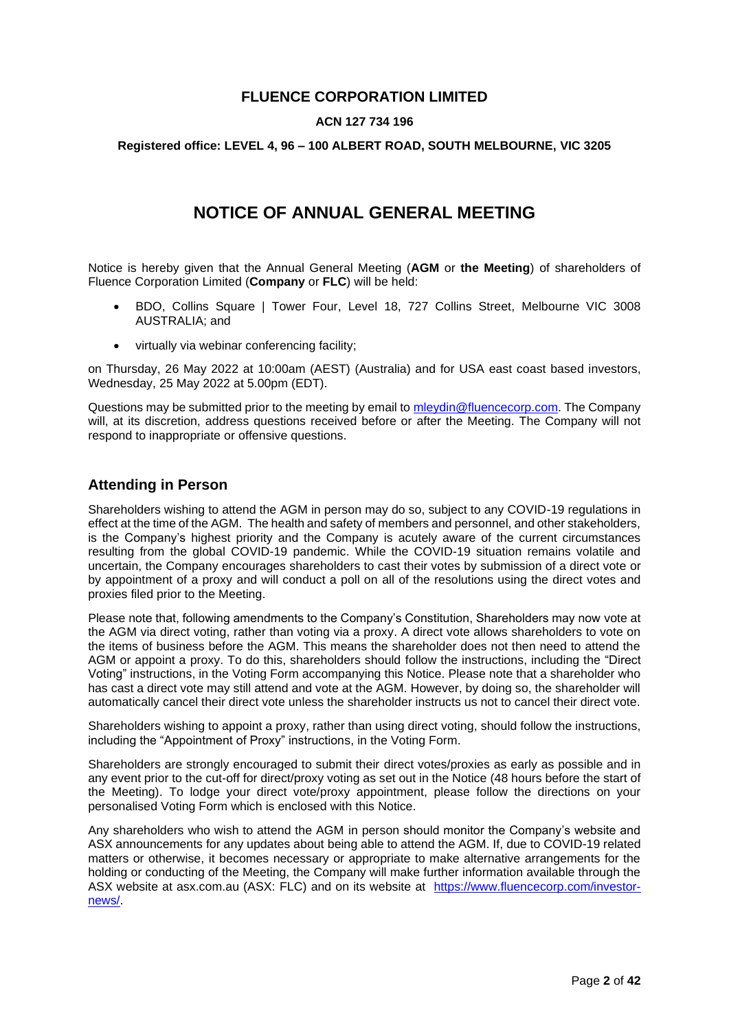# FLUENCE CORPORATION LIMITED

**ACN 127 734 196**

**Registered office: LEVEL 4, 96 – 100 ALBERT ROAD, SOUTH MELBOURNE, VIC 3205**

# NOTICE OF ANNUAL GENERAL MEETING

Notice is hereby given that the Annual General Meeting (**AGM** or **the Meeting**) of shareholders of Fluence Corporation Limited (**Company** or **FLC**) will be held:

- BDO, Collins Square | Tower Four, Level 18, 727 Collins Street, Melbourne VIC 3008 AUSTRALIA; and
- virtually via webinar conferencing facility;

on Thursday, 26 May 2022 at 10:00am (AEST) (Australia) and for USA east coast based investors, Wednesday, 25 May 2022 at 5.00pm (EDT).

Questions may be submitted prior to the meeting by email to mleydin@fluencecorp.com. The Company will, at its discretion, address questions received before or after the Meeting. The Company will not respond to inappropriate or offensive questions.

## Attending in Person

Shareholders wishing to attend the AGM in person may do so, subject to any COVID-19 regulations in effect at the time of the AGM. The health and safety of members and personnel, and other stakeholders, is the Company's highest priority and the Company is acutely aware of the current circumstances resulting from the global COVID-19 pandemic. While the COVID-19 situation remains volatile and uncertain, the Company encourages shareholders to cast their votes by submission of a direct vote or by appointment of a proxy and will conduct a poll on all of the resolutions using the direct votes and proxies filed prior to the Meeting.

Please note that, following amendments to the Company's Constitution, Shareholders may now vote at the AGM via direct voting, rather than voting via a proxy. A direct vote allows shareholders to vote on the items of business before the AGM. This means the shareholder does not then need to attend the AGM or appoint a proxy. To do this, shareholders should follow the instructions, including the "Direct Voting" instructions, in the Voting Form accompanying this Notice. Please note that a shareholder who has cast a direct vote may still attend and vote at the AGM. However, by doing so, the shareholder will automatically cancel their direct vote unless the shareholder instructs us not to cancel their direct vote.

Shareholders wishing to appoint a proxy, rather than using direct voting, should follow the instructions, including the "Appointment of Proxy" instructions, in the Voting Form.

Shareholders are strongly encouraged to submit their direct votes/proxies as early as possible and in any event prior to the cut-off for direct/proxy voting as set out in the Notice (48 hours before the start of the Meeting). To lodge your direct vote/proxy appointment, please follow the directions on your personalised Voting Form which is enclosed with this Notice.

Any shareholders who wish to attend the AGM in person should monitor the Company's website and ASX announcements for any updates about being able to attend the AGM. If, due to COVID-19 related matters or otherwise, it becomes necessary or appropriate to make alternative arrangements for the holding or conducting of the Meeting, the Company will make further information available through the ASX website at asx.com.au (ASX: FLC) and on its website at https://www.fluencecorp.com/investor-news/.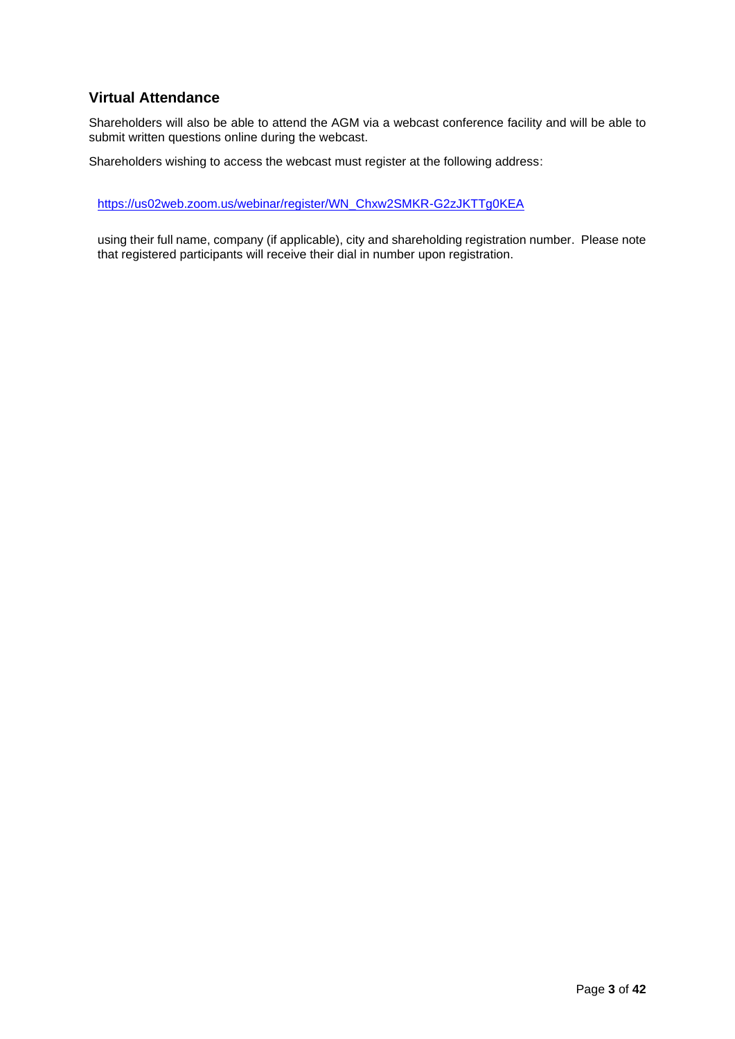## Virtual Attendance

Shareholders will also be able to attend the AGM via a webcast conference facility and will be able to submit written questions online during the webcast.

Shareholders wishing to access the webcast must register at the following address:

https://us02web.zoom.us/webinar/register/WN_Chxw2SMKR-G2zJKTTg0KEA

using their full name, company (if applicable), city and shareholding registration number. Please note that registered participants will receive their dial in number upon registration.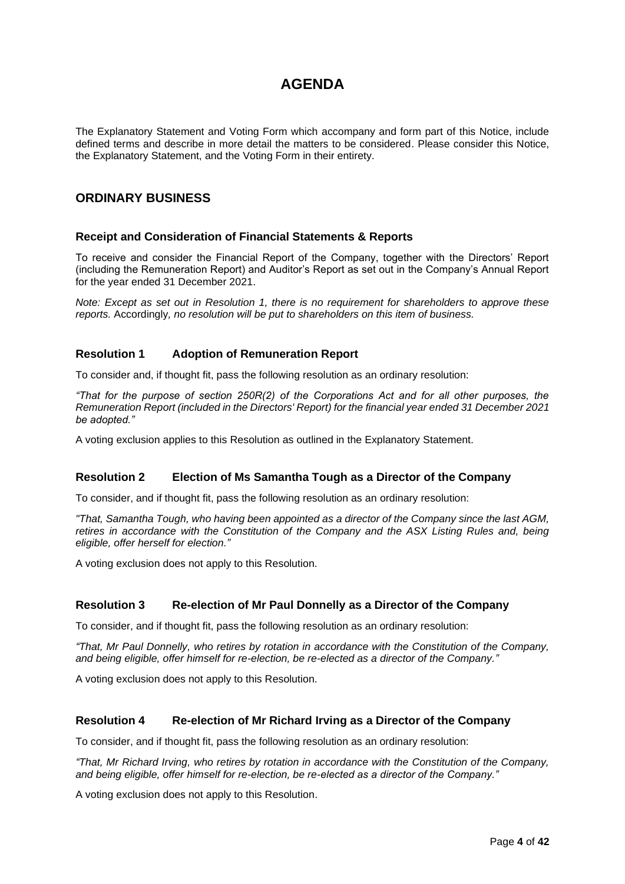# AGENDA

The Explanatory Statement and Voting Form which accompany and form part of this Notice, include defined terms and describe in more detail the matters to be considered. Please consider this Notice, the Explanatory Statement, and the Voting Form in their entirety.

## ORDINARY BUSINESS

### Receipt and Consideration of Financial Statements & Reports

To receive and consider the Financial Report of the Company, together with the Directors' Report (including the Remuneration Report) and Auditor's Report as set out in the Company's Annual Report for the year ended 31 December 2021.

*Note: Except as set out in Resolution 1, there is no requirement for shareholders to approve these reports.* Accordingly*, no resolution will be put to shareholders on this item of business.*

### Resolution 1 Adoption of Remuneration Report

To consider and, if thought fit, pass the following resolution as an ordinary resolution:

*"That for the purpose of section 250R(2) of the Corporations Act and for all other purposes, the Remuneration Report (included in the Directors' Report) for the financial year ended 31 December 2021 be adopted."*

A voting exclusion applies to this Resolution as outlined in the Explanatory Statement.

### Resolution 2 Election of Ms Samantha Tough as a Director of the Company

To consider, and if thought fit, pass the following resolution as an ordinary resolution:

*"That, Samantha Tough, who having been appointed as a director of the Company since the last AGM, retires in accordance with the Constitution of the Company and the ASX Listing Rules and, being eligible, offer herself for election."*

A voting exclusion does not apply to this Resolution.

### Resolution 3 Re-election of Mr Paul Donnelly as a Director of the Company

To consider, and if thought fit, pass the following resolution as an ordinary resolution:

*"That, Mr Paul Donnelly, who retires by rotation in accordance with the Constitution of the Company, and being eligible, offer himself for re-election, be re-elected as a director of the Company."*

A voting exclusion does not apply to this Resolution.

### Resolution 4 Re-election of Mr Richard Irving as a Director of the Company

To consider, and if thought fit, pass the following resolution as an ordinary resolution:

*"That, Mr Richard Irving, who retires by rotation in accordance with the Constitution of the Company, and being eligible, offer himself for re-election, be re-elected as a director of the Company."*

A voting exclusion does not apply to this Resolution.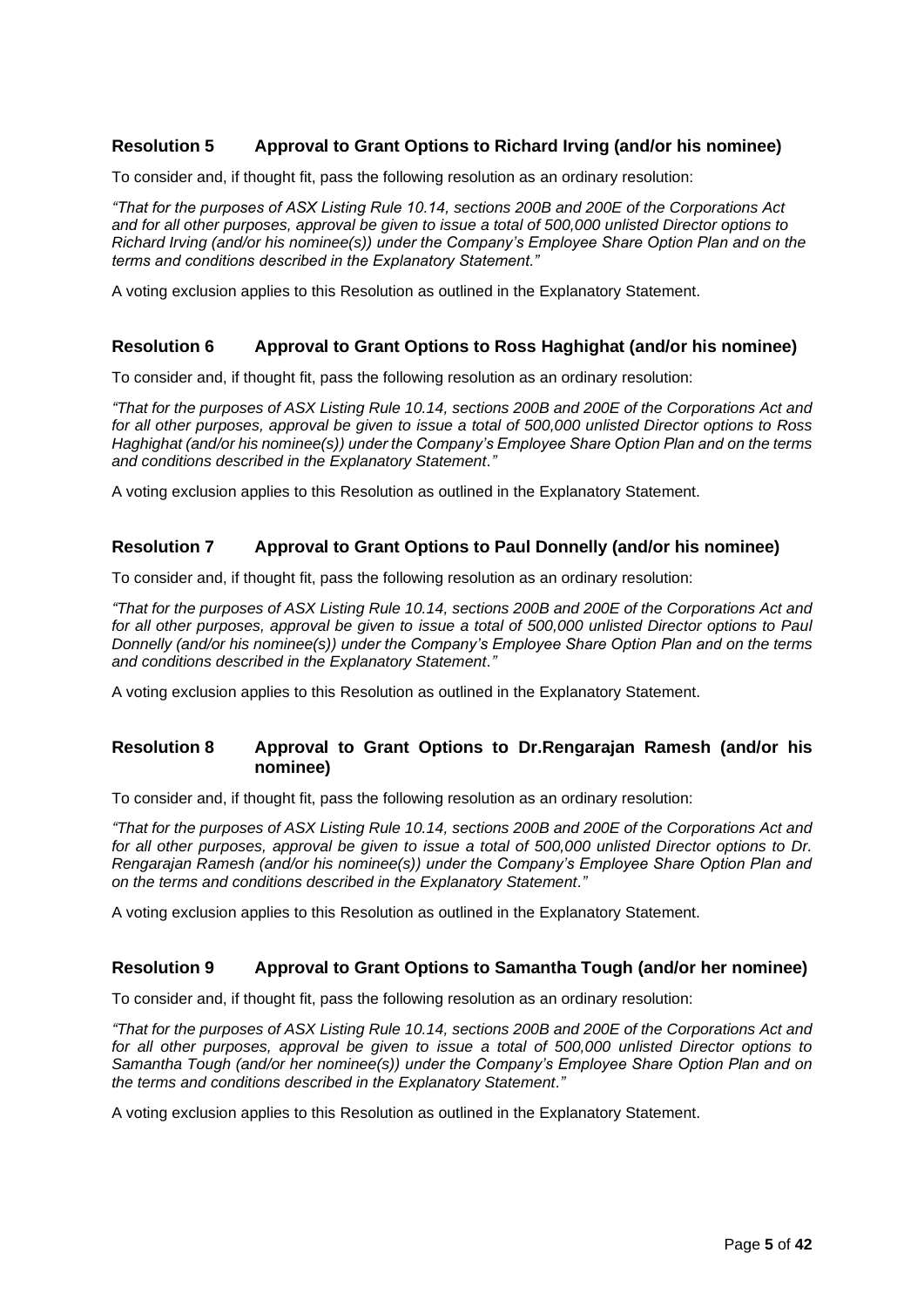## Resolution 5 Approval to Grant Options to Richard Irving (and/or his nominee)

To consider and, if thought fit, pass the following resolution as an ordinary resolution:

*"That for the purposes of ASX Listing Rule 10.14, sections 200B and 200E of the Corporations Act and for all other purposes, approval be given to issue a total of 500,000 unlisted Director options to Richard Irving (and/or his nominee(s)) under the Company's Employee Share Option Plan and on the terms and conditions described in the Explanatory Statement."*

A voting exclusion applies to this Resolution as outlined in the Explanatory Statement.

## Resolution 6 Approval to Grant Options to Ross Haghighat (and/or his nominee)

To consider and, if thought fit, pass the following resolution as an ordinary resolution:

*"That for the purposes of ASX Listing Rule 10.14, sections 200B and 200E of the Corporations Act and for all other purposes, approval be given to issue a total of 500,000 unlisted Director options to Ross Haghighat (and/or his nominee(s)) under the Company's Employee Share Option Plan and on the terms and conditions described in the Explanatory Statement."*

A voting exclusion applies to this Resolution as outlined in the Explanatory Statement.

## Resolution 7 Approval to Grant Options to Paul Donnelly (and/or his nominee)

To consider and, if thought fit, pass the following resolution as an ordinary resolution:

*"That for the purposes of ASX Listing Rule 10.14, sections 200B and 200E of the Corporations Act and for all other purposes, approval be given to issue a total of 500,000 unlisted Director options to Paul Donnelly (and/or his nominee(s)) under the Company's Employee Share Option Plan and on the terms and conditions described in the Explanatory Statement."*

A voting exclusion applies to this Resolution as outlined in the Explanatory Statement.

## Resolution 8 Approval to Grant Options to Dr.Rengarajan Ramesh (and/or his nominee)

To consider and, if thought fit, pass the following resolution as an ordinary resolution:

*"That for the purposes of ASX Listing Rule 10.14, sections 200B and 200E of the Corporations Act and for all other purposes, approval be given to issue a total of 500,000 unlisted Director options to Dr. Rengarajan Ramesh (and/or his nominee(s)) under the Company's Employee Share Option Plan and on the terms and conditions described in the Explanatory Statement."*

A voting exclusion applies to this Resolution as outlined in the Explanatory Statement.

## Resolution 9 Approval to Grant Options to Samantha Tough (and/or her nominee)

To consider and, if thought fit, pass the following resolution as an ordinary resolution:

*"That for the purposes of ASX Listing Rule 10.14, sections 200B and 200E of the Corporations Act and for all other purposes, approval be given to issue a total of 500,000 unlisted Director options to Samantha Tough (and/or her nominee(s)) under the Company's Employee Share Option Plan and on the terms and conditions described in the Explanatory Statement."*

A voting exclusion applies to this Resolution as outlined in the Explanatory Statement.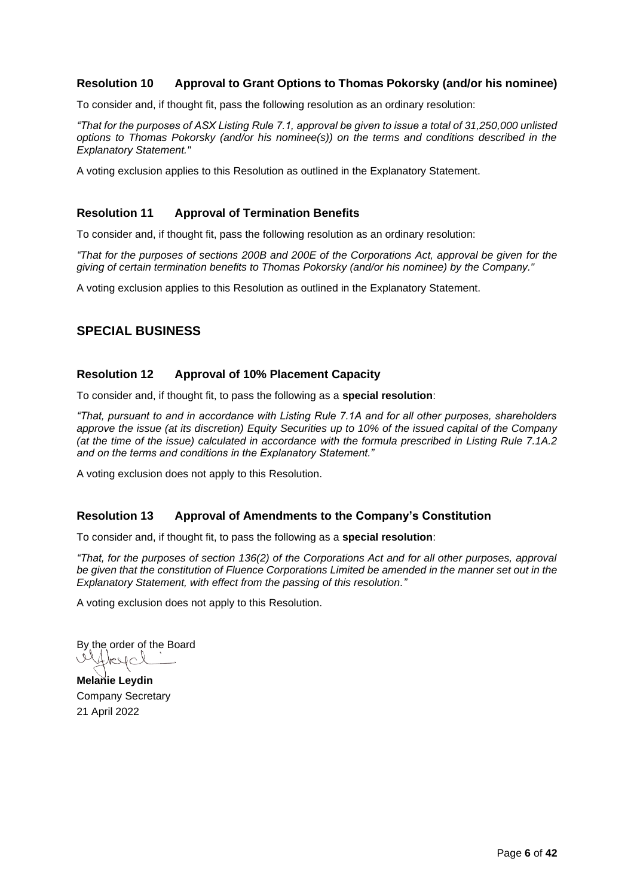### Resolution 10 Approval to Grant Options to Thomas Pokorsky (and/or his nominee)

To consider and, if thought fit, pass the following resolution as an ordinary resolution:

*"That for the purposes of ASX Listing Rule 7.1, approval be given to issue a total of 31,250,000 unlisted options to Thomas Pokorsky (and/or his nominee(s)) on the terms and conditions described in the Explanatory Statement."*

A voting exclusion applies to this Resolution as outlined in the Explanatory Statement.

### Resolution 11 Approval of Termination Benefits

To consider and, if thought fit, pass the following resolution as an ordinary resolution:

*"That for the purposes of sections 200B and 200E of the Corporations Act, approval be given for the giving of certain termination benefits to Thomas Pokorsky (and/or his nominee) by the Company."*

A voting exclusion applies to this Resolution as outlined in the Explanatory Statement.

## SPECIAL BUSINESS

### Resolution 12 Approval of 10% Placement Capacity

To consider and, if thought fit, to pass the following as a **special resolution**:

*"That, pursuant to and in accordance with Listing Rule 7.1A and for all other purposes, shareholders approve the issue (at its discretion) Equity Securities up to 10% of the issued capital of the Company (at the time of the issue) calculated in accordance with the formula prescribed in Listing Rule 7.1A.2 and on the terms and conditions in the Explanatory Statement."*

A voting exclusion does not apply to this Resolution.

### Resolution 13 Approval of Amendments to the Company's Constitution

To consider and, if thought fit, to pass the following as a **special resolution**:

*"That, for the purposes of section 136(2) of the Corporations Act and for all other purposes, approval be given that the constitution of Fluence Corporations Limited be amended in the manner set out in the Explanatory Statement, with effect from the passing of this resolution."*

A voting exclusion does not apply to this Resolution.

By the order of the Board

**Melanie Leydin**
Company Secretary
21 April 2022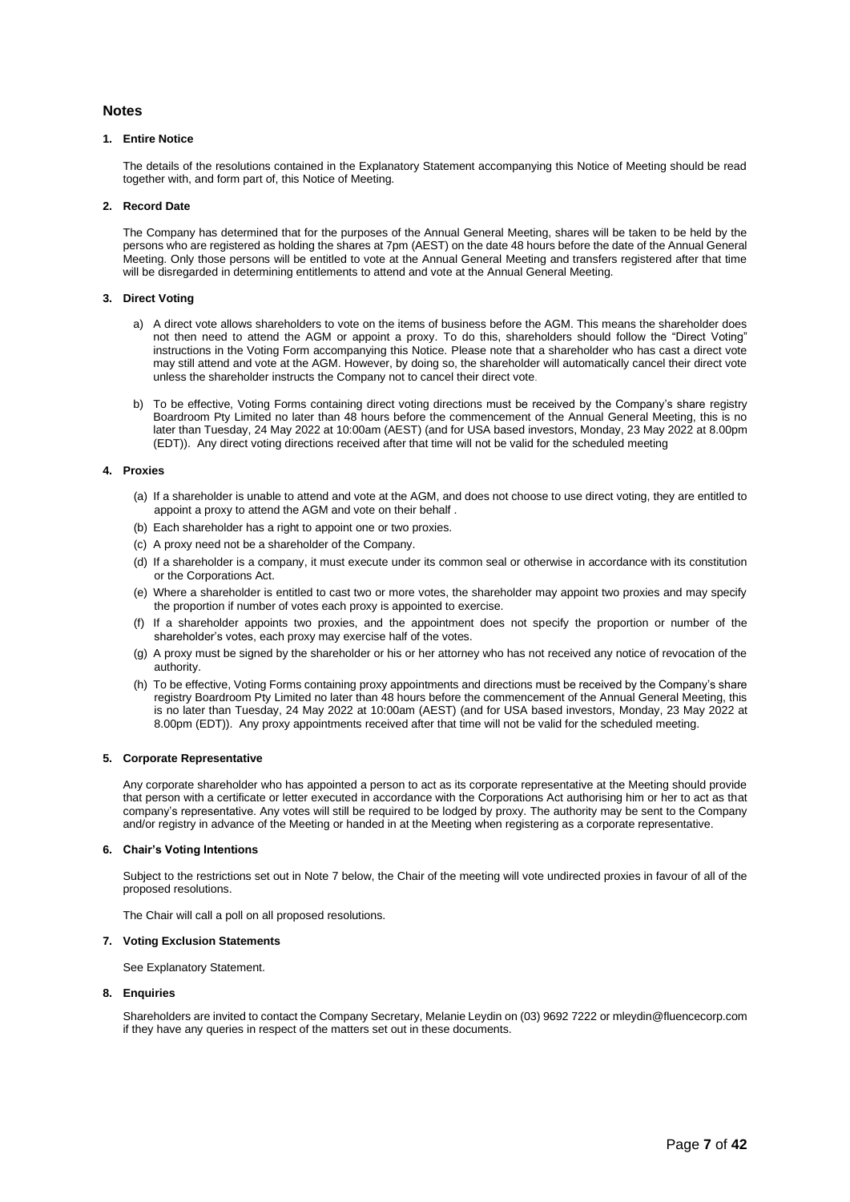## Notes

### 1. Entire Notice

The details of the resolutions contained in the Explanatory Statement accompanying this Notice of Meeting should be read together with, and form part of, this Notice of Meeting.

### 2. Record Date

The Company has determined that for the purposes of the Annual General Meeting, shares will be taken to be held by the persons who are registered as holding the shares at 7pm (AEST) on the date 48 hours before the date of the Annual General Meeting. Only those persons will be entitled to vote at the Annual General Meeting and transfers registered after that time will be disregarded in determining entitlements to attend and vote at the Annual General Meeting.

### 3. Direct Voting

a) A direct vote allows shareholders to vote on the items of business before the AGM. This means the shareholder does not then need to attend the AGM or appoint a proxy. To do this, shareholders should follow the "Direct Voting" instructions in the Voting Form accompanying this Notice. Please note that a shareholder who has cast a direct vote may still attend and vote at the AGM. However, by doing so, the shareholder will automatically cancel their direct vote unless the shareholder instructs the Company not to cancel their direct vote.

b) To be effective, Voting Forms containing direct voting directions must be received by the Company's share registry Boardroom Pty Limited no later than 48 hours before the commencement of the Annual General Meeting, this is no later than Tuesday, 24 May 2022 at 10:00am (AEST) (and for USA based investors, Monday, 23 May 2022 at 8.00pm (EDT)). Any direct voting directions received after that time will not be valid for the scheduled meeting

### 4. Proxies

(a) If a shareholder is unable to attend and vote at the AGM, and does not choose to use direct voting, they are entitled to appoint a proxy to attend the AGM and vote on their behalf .

(b) Each shareholder has a right to appoint one or two proxies.

(c) A proxy need not be a shareholder of the Company.

(d) If a shareholder is a company, it must execute under its common seal or otherwise in accordance with its constitution or the Corporations Act.

(e) Where a shareholder is entitled to cast two or more votes, the shareholder may appoint two proxies and may specify the proportion if number of votes each proxy is appointed to exercise.

(f) If a shareholder appoints two proxies, and the appointment does not specify the proportion or number of the shareholder's votes, each proxy may exercise half of the votes.

(g) A proxy must be signed by the shareholder or his or her attorney who has not received any notice of revocation of the authority.

(h) To be effective, Voting Forms containing proxy appointments and directions must be received by the Company's share registry Boardroom Pty Limited no later than 48 hours before the commencement of the Annual General Meeting, this is no later than Tuesday, 24 May 2022 at 10:00am (AEST) (and for USA based investors, Monday, 23 May 2022 at 8.00pm (EDT)). Any proxy appointments received after that time will not be valid for the scheduled meeting.

### 5. Corporate Representative

Any corporate shareholder who has appointed a person to act as its corporate representative at the Meeting should provide that person with a certificate or letter executed in accordance with the Corporations Act authorising him or her to act as that company's representative. Any votes will still be required to be lodged by proxy. The authority may be sent to the Company and/or registry in advance of the Meeting or handed in at the Meeting when registering as a corporate representative.

### 6. Chair's Voting Intentions

Subject to the restrictions set out in Note 7 below, the Chair of the meeting will vote undirected proxies in favour of all of the proposed resolutions.

The Chair will call a poll on all proposed resolutions.

### 7. Voting Exclusion Statements

See Explanatory Statement.

### 8. Enquiries

Shareholders are invited to contact the Company Secretary, Melanie Leydin on (03) 9692 7222 or mleydin@fluencecorp.com if they have any queries in respect of the matters set out in these documents.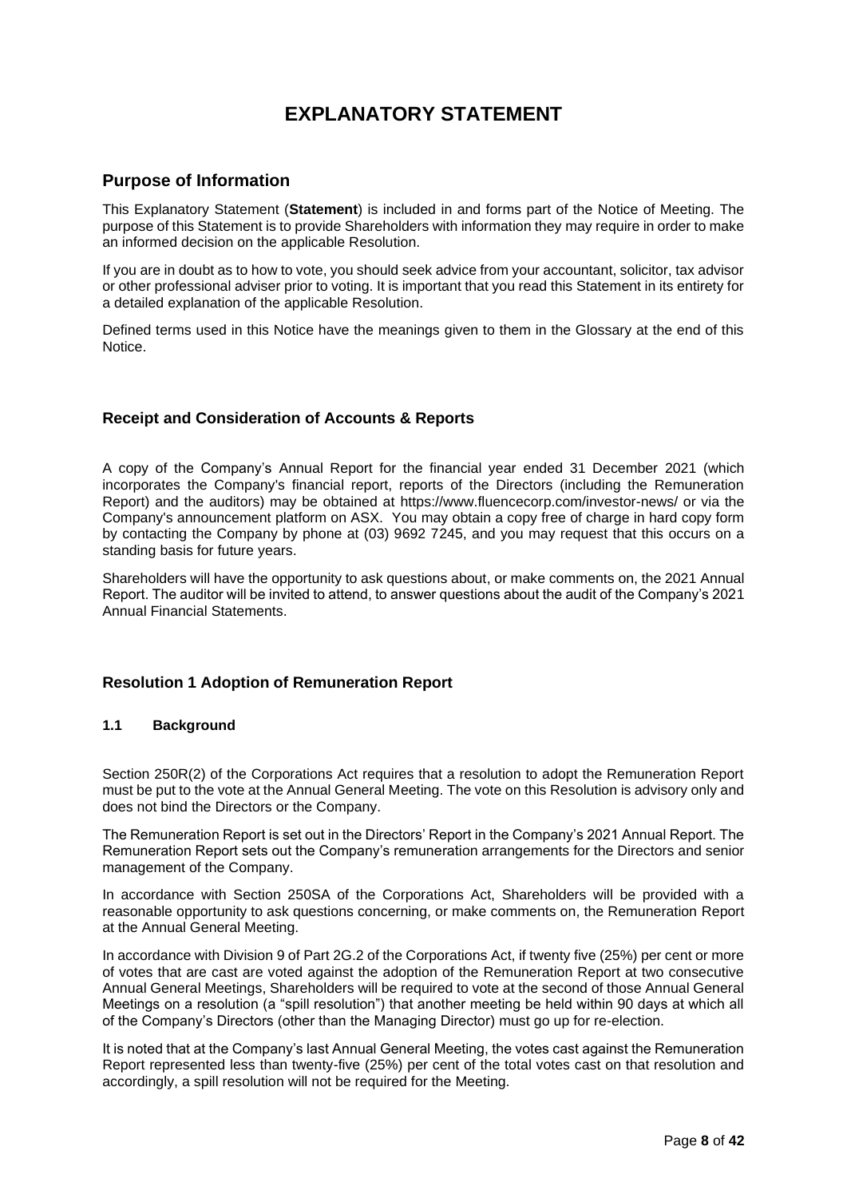# EXPLANATORY STATEMENT

## Purpose of Information

This Explanatory Statement (**Statement**) is included in and forms part of the Notice of Meeting. The purpose of this Statement is to provide Shareholders with information they may require in order to make an informed decision on the applicable Resolution.

If you are in doubt as to how to vote, you should seek advice from your accountant, solicitor, tax advisor or other professional adviser prior to voting. It is important that you read this Statement in its entirety for a detailed explanation of the applicable Resolution.

Defined terms used in this Notice have the meanings given to them in the Glossary at the end of this Notice.

### Receipt and Consideration of Accounts & Reports

A copy of the Company's Annual Report for the financial year ended 31 December 2021 (which incorporates the Company's financial report, reports of the Directors (including the Remuneration Report) and the auditors) may be obtained at https://www.fluencecorp.com/investor-news/ or via the Company's announcement platform on ASX. You may obtain a copy free of charge in hard copy form by contacting the Company by phone at (03) 9692 7245, and you may request that this occurs on a standing basis for future years.

Shareholders will have the opportunity to ask questions about, or make comments on, the 2021 Annual Report. The auditor will be invited to attend, to answer questions about the audit of the Company's 2021 Annual Financial Statements.

### Resolution 1 Adoption of Remuneration Report

#### 1.1 Background

Section 250R(2) of the Corporations Act requires that a resolution to adopt the Remuneration Report must be put to the vote at the Annual General Meeting. The vote on this Resolution is advisory only and does not bind the Directors or the Company.

The Remuneration Report is set out in the Directors' Report in the Company's 2021 Annual Report. The Remuneration Report sets out the Company's remuneration arrangements for the Directors and senior management of the Company.

In accordance with Section 250SA of the Corporations Act, Shareholders will be provided with a reasonable opportunity to ask questions concerning, or make comments on, the Remuneration Report at the Annual General Meeting.

In accordance with Division 9 of Part 2G.2 of the Corporations Act, if twenty five (25%) per cent or more of votes that are cast are voted against the adoption of the Remuneration Report at two consecutive Annual General Meetings, Shareholders will be required to vote at the second of those Annual General Meetings on a resolution (a "spill resolution") that another meeting be held within 90 days at which all of the Company's Directors (other than the Managing Director) must go up for re-election.

It is noted that at the Company's last Annual General Meeting, the votes cast against the Remuneration Report represented less than twenty-five (25%) per cent of the total votes cast on that resolution and accordingly, a spill resolution will not be required for the Meeting.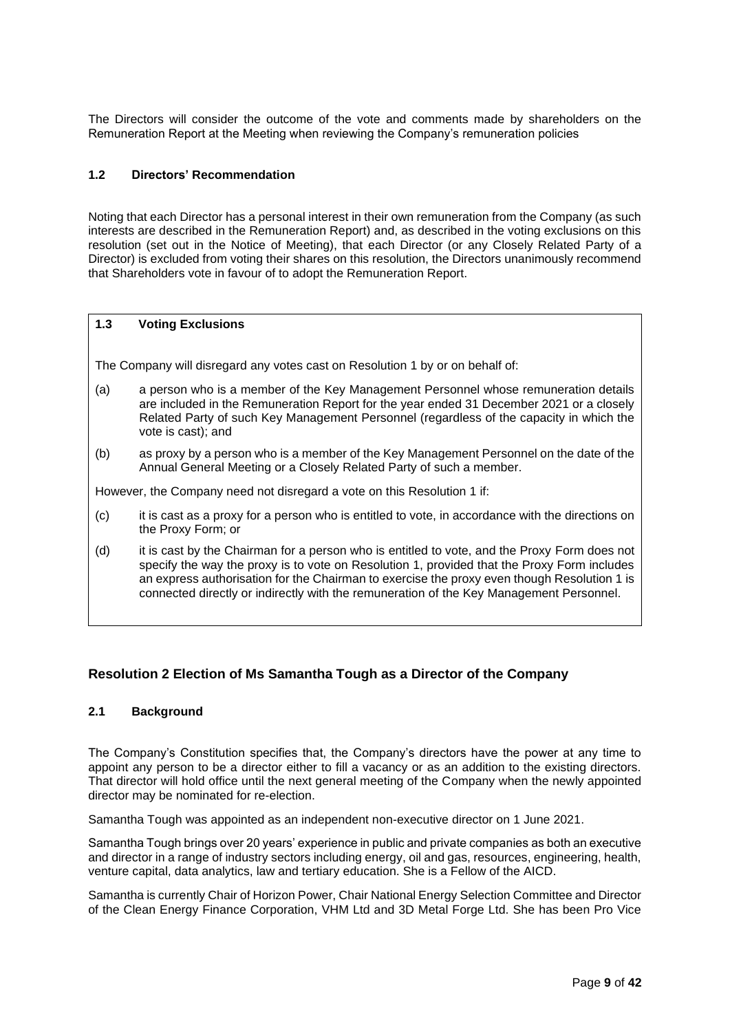The Directors will consider the outcome of the vote and comments made by shareholders on the Remuneration Report at the Meeting when reviewing the Company's remuneration policies

### 1.2 Directors' Recommendation

Noting that each Director has a personal interest in their own remuneration from the Company (as such interests are described in the Remuneration Report) and, as described in the voting exclusions on this resolution (set out in the Notice of Meeting), that each Director (or any Closely Related Party of a Director) is excluded from voting their shares on this resolution, the Directors unanimously recommend that Shareholders vote in favour of to adopt the Remuneration Report.

### 1.3 Voting Exclusions

The Company will disregard any votes cast on Resolution 1 by or on behalf of:

(a) a person who is a member of the Key Management Personnel whose remuneration details are included in the Remuneration Report for the year ended 31 December 2021 or a closely Related Party of such Key Management Personnel (regardless of the capacity in which the vote is cast); and

(b) as proxy by a person who is a member of the Key Management Personnel on the date of the Annual General Meeting or a Closely Related Party of such a member.

However, the Company need not disregard a vote on this Resolution 1 if:

(c) it is cast as a proxy for a person who is entitled to vote, in accordance with the directions on the Proxy Form; or

(d) it is cast by the Chairman for a person who is entitled to vote, and the Proxy Form does not specify the way the proxy is to vote on Resolution 1, provided that the Proxy Form includes an express authorisation for the Chairman to exercise the proxy even though Resolution 1 is connected directly or indirectly with the remuneration of the Key Management Personnel.

## Resolution 2 Election of Ms Samantha Tough as a Director of the Company

### 2.1 Background

The Company's Constitution specifies that, the Company's directors have the power at any time to appoint any person to be a director either to fill a vacancy or as an addition to the existing directors. That director will hold office until the next general meeting of the Company when the newly appointed director may be nominated for re-election.

Samantha Tough was appointed as an independent non-executive director on 1 June 2021.

Samantha Tough brings over 20 years' experience in public and private companies as both an executive and director in a range of industry sectors including energy, oil and gas, resources, engineering, health, venture capital, data analytics, law and tertiary education. She is a Fellow of the AICD.

Samantha is currently Chair of Horizon Power, Chair National Energy Selection Committee and Director of the Clean Energy Finance Corporation, VHM Ltd and 3D Metal Forge Ltd. She has been Pro Vice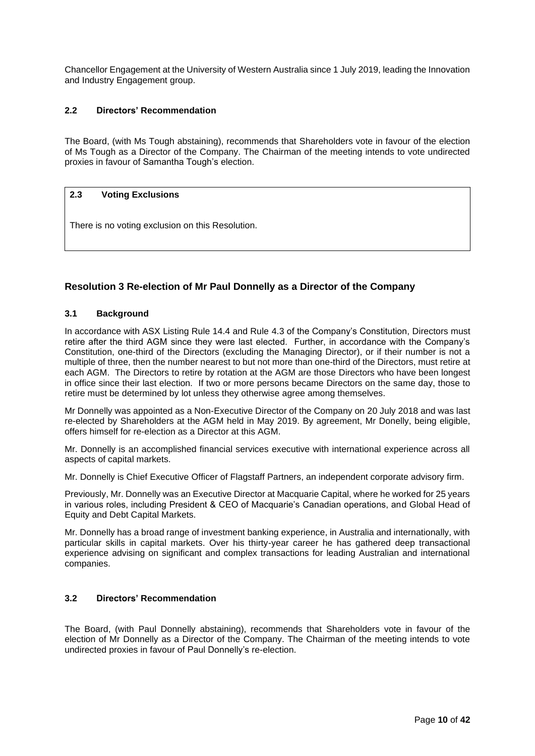Chancellor Engagement at the University of Western Australia since 1 July 2019, leading the Innovation and Industry Engagement group.

### 2.2 Directors' Recommendation

The Board, (with Ms Tough abstaining), recommends that Shareholders vote in favour of the election of Ms Tough as a Director of the Company. The Chairman of the meeting intends to vote undirected proxies in favour of Samantha Tough's election.

### 2.3 Voting Exclusions

There is no voting exclusion on this Resolution.

## Resolution 3 Re-election of Mr Paul Donnelly as a Director of the Company

### 3.1 Background

In accordance with ASX Listing Rule 14.4 and Rule 4.3 of the Company's Constitution, Directors must retire after the third AGM since they were last elected. Further, in accordance with the Company's Constitution, one-third of the Directors (excluding the Managing Director), or if their number is not a multiple of three, then the number nearest to but not more than one-third of the Directors, must retire at each AGM. The Directors to retire by rotation at the AGM are those Directors who have been longest in office since their last election. If two or more persons became Directors on the same day, those to retire must be determined by lot unless they otherwise agree among themselves.

Mr Donnelly was appointed as a Non-Executive Director of the Company on 20 July 2018 and was last re-elected by Shareholders at the AGM held in May 2019. By agreement, Mr Donelly, being eligible, offers himself for re-election as a Director at this AGM.

Mr. Donnelly is an accomplished financial services executive with international experience across all aspects of capital markets.

Mr. Donnelly is Chief Executive Officer of Flagstaff Partners, an independent corporate advisory firm.

Previously, Mr. Donnelly was an Executive Director at Macquarie Capital, where he worked for 25 years in various roles, including President & CEO of Macquarie's Canadian operations, and Global Head of Equity and Debt Capital Markets.

Mr. Donnelly has a broad range of investment banking experience, in Australia and internationally, with particular skills in capital markets. Over his thirty-year career he has gathered deep transactional experience advising on significant and complex transactions for leading Australian and international companies.

### 3.2 Directors' Recommendation

The Board, (with Paul Donnelly abstaining), recommends that Shareholders vote in favour of the election of Mr Donnelly as a Director of the Company. The Chairman of the meeting intends to vote undirected proxies in favour of Paul Donnelly's re-election.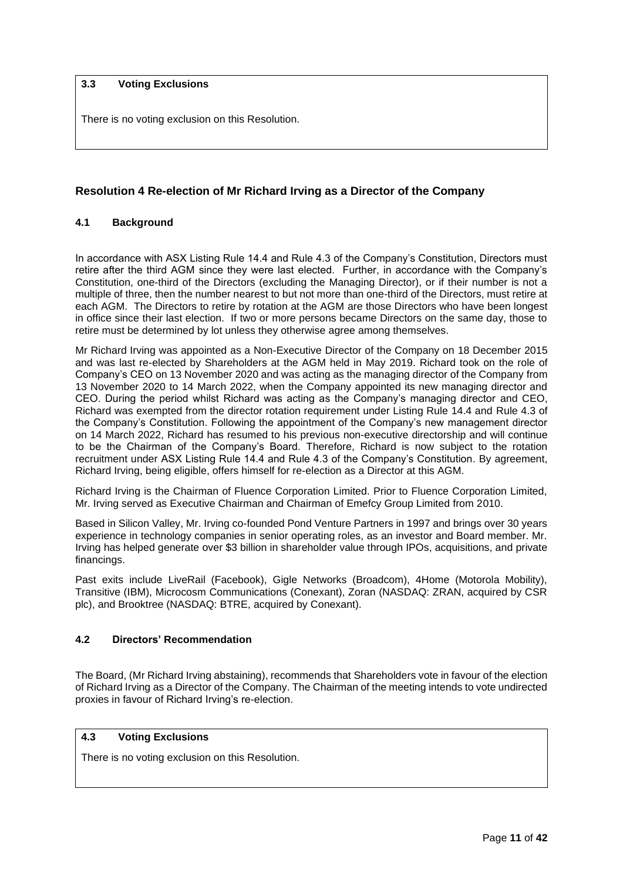### 3.3 Voting Exclusions

There is no voting exclusion on this Resolution.

## Resolution 4 Re-election of Mr Richard Irving as a Director of the Company

### 4.1 Background

In accordance with ASX Listing Rule 14.4 and Rule 4.3 of the Company's Constitution, Directors must retire after the third AGM since they were last elected. Further, in accordance with the Company's Constitution, one-third of the Directors (excluding the Managing Director), or if their number is not a multiple of three, then the number nearest to but not more than one-third of the Directors, must retire at each AGM. The Directors to retire by rotation at the AGM are those Directors who have been longest in office since their last election. If two or more persons became Directors on the same day, those to retire must be determined by lot unless they otherwise agree among themselves.

Mr Richard Irving was appointed as a Non-Executive Director of the Company on 18 December 2015 and was last re-elected by Shareholders at the AGM held in May 2019. Richard took on the role of Company's CEO on 13 November 2020 and was acting as the managing director of the Company from 13 November 2020 to 14 March 2022, when the Company appointed its new managing director and CEO. During the period whilst Richard was acting as the Company's managing director and CEO, Richard was exempted from the director rotation requirement under Listing Rule 14.4 and Rule 4.3 of the Company's Constitution. Following the appointment of the Company's new management director on 14 March 2022, Richard has resumed to his previous non-executive directorship and will continue to be the Chairman of the Company's Board. Therefore, Richard is now subject to the rotation recruitment under ASX Listing Rule 14.4 and Rule 4.3 of the Company's Constitution. By agreement, Richard Irving, being eligible, offers himself for re-election as a Director at this AGM.

Richard Irving is the Chairman of Fluence Corporation Limited. Prior to Fluence Corporation Limited, Mr. Irving served as Executive Chairman and Chairman of Emefcy Group Limited from 2010.

Based in Silicon Valley, Mr. Irving co-founded Pond Venture Partners in 1997 and brings over 30 years experience in technology companies in senior operating roles, as an investor and Board member. Mr. Irving has helped generate over $3 billion in shareholder value through IPOs, acquisitions, and private financings.

Past exits include LiveRail (Facebook), Gigle Networks (Broadcom), 4Home (Motorola Mobility), Transitive (IBM), Microcosm Communications (Conexant), Zoran (NASDAQ: ZRAN, acquired by CSR plc), and Brooktree (NASDAQ: BTRE, acquired by Conexant).

### 4.2 Directors' Recommendation

The Board, (Mr Richard Irving abstaining), recommends that Shareholders vote in favour of the election of Richard Irving as a Director of the Company. The Chairman of the meeting intends to vote undirected proxies in favour of Richard Irving's re-election.

### 4.3 Voting Exclusions

There is no voting exclusion on this Resolution.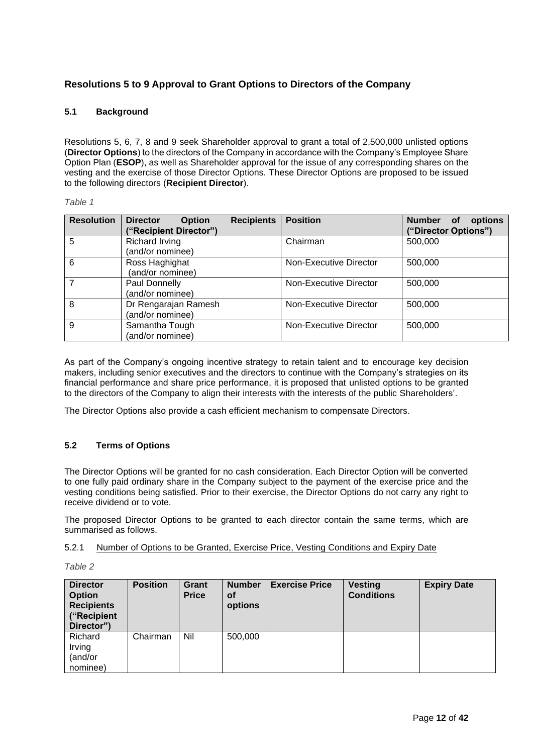## Resolutions 5 to 9 Approval to Grant Options to Directors of the Company

### 5.1 Background

Resolutions 5, 6, 7, 8 and 9 seek Shareholder approval to grant a total of 2,500,000 unlisted options (**Director Options**) to the directors of the Company in accordance with the Company's Employee Share Option Plan (**ESOP**), as well as Shareholder approval for the issue of any corresponding shares on the vesting and the exercise of those Director Options. These Director Options are proposed to be issued to the following directors (**Recipient Director**).

*Table 1*

| Resolution | Director Option Recipients ("Recipient Director") | Position | Number of options ("Director Options") |
|---|---|---|---|
| 5 | Richard Irving (and/or nominee) | Chairman | 500,000 |
| 6 | Ross Haghighat (and/or nominee) | Non-Executive Director | 500,000 |
| 7 | Paul Donnelly (and/or nominee) | Non-Executive Director | 500,000 |
| 8 | Dr Rengarajan Ramesh (and/or nominee) | Non-Executive Director | 500,000 |
| 9 | Samantha Tough (and/or nominee) | Non-Executive Director | 500,000 |

As part of the Company's ongoing incentive strategy to retain talent and to encourage key decision makers, including senior executives and the directors to continue with the Company's strategies on its financial performance and share price performance, it is proposed that unlisted options to be granted to the directors of the Company to align their interests with the interests of the public Shareholders'.

The Director Options also provide a cash efficient mechanism to compensate Directors.

### 5.2 Terms of Options

The Director Options will be granted for no cash consideration. Each Director Option will be converted to one fully paid ordinary share in the Company subject to the payment of the exercise price and the vesting conditions being satisfied. Prior to their exercise, the Director Options do not carry any right to receive dividend or to vote.

The proposed Director Options to be granted to each director contain the same terms, which are summarised as follows.

5.2.1 Number of Options to be Granted, Exercise Price, Vesting Conditions and Expiry Date

*Table 2*

| Director Option Recipients ("Recipient Director") | Position | Grant Price | Number of options | Exercise Price | Vesting Conditions | Expiry Date |
|---|---|---|---|---|---|---|
| Richard Irving (and/or nominee) | Chairman | Nil | 500,000 | | | |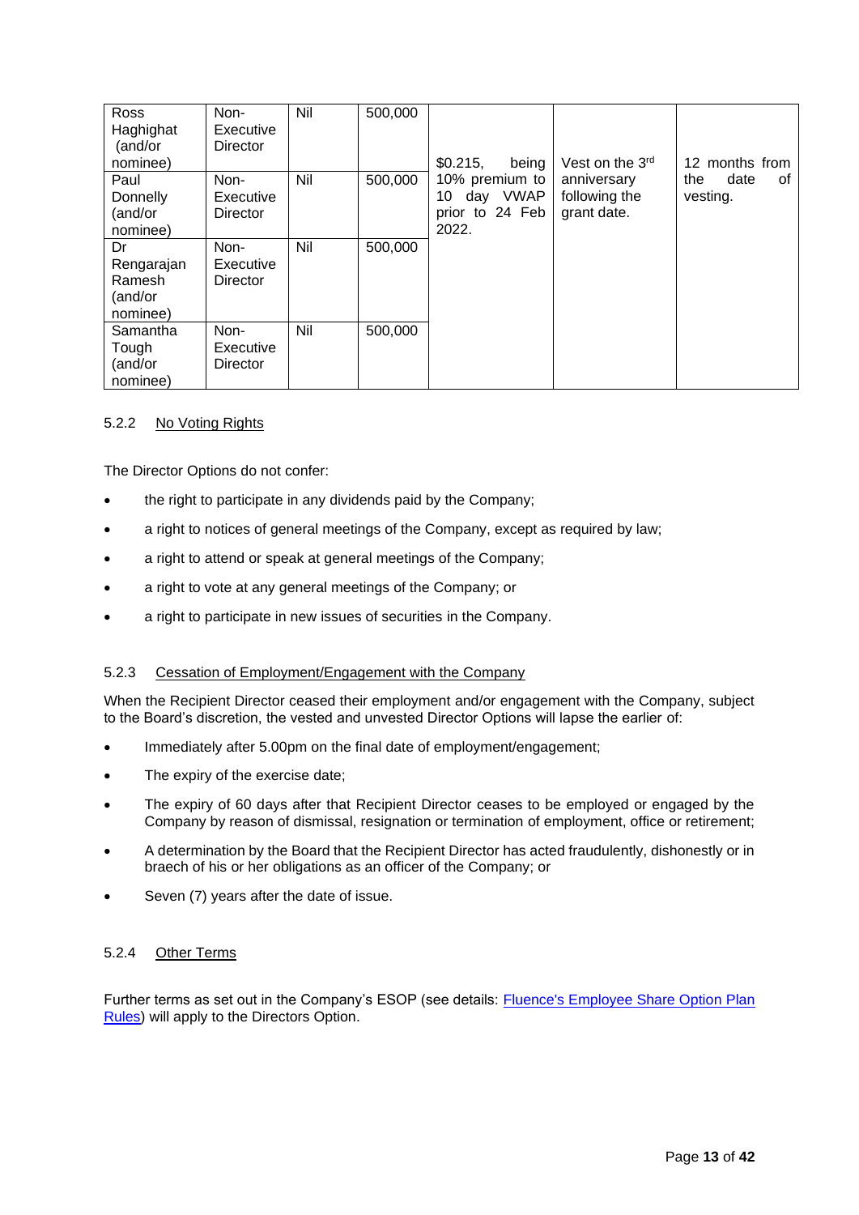| Ross Haghighat (and/or nominee) | Non-Executive Director | Nil | 500,000 | $0.215, being 10% premium to 10 day VWAP prior to 24 Feb 2022. | Vest on the 3rd anniversary following the grant date. | 12 months from the date of vesting. |
|---|---|---|---|---|---|---|
| Paul Donnelly (and/or nominee) | Non-Executive Director | Nil | 500,000 | | | |
| Dr Rengarajan Ramesh (and/or nominee) | Non-Executive Director | Nil | 500,000 | | | |
| Samantha Tough (and/or nominee) | Non-Executive Director | Nil | 500,000 | | | |

5.2.2 <u>No Voting Rights</u>

The Director Options do not confer:

- the right to participate in any dividends paid by the Company;
- a right to notices of general meetings of the Company, except as required by law;
- a right to attend or speak at general meetings of the Company;
- a right to vote at any general meetings of the Company; or
- a right to participate in new issues of securities in the Company.

5.2.3 <u>Cessation of Employment/Engagement with the Company</u>

When the Recipient Director ceased their employment and/or engagement with the Company, subject to the Board's discretion, the vested and unvested Director Options will lapse the earlier of:

- Immediately after 5.00pm on the final date of employment/engagement;
- The expiry of the exercise date;
- The expiry of 60 days after that Recipient Director ceases to be employed or engaged by the Company by reason of dismissal, resignation or termination of employment, office or retirement;
- A determination by the Board that the Recipient Director has acted fraudulently, dishonestly or in braech of his or her obligations as an officer of the Company; or
- Seven (7) years after the date of issue.

5.2.4 <u>Other Terms</u>

Further terms as set out in the Company's ESOP (see details: [Fluence's Employee Share Option Plan Rules]) will apply to the Directors Option.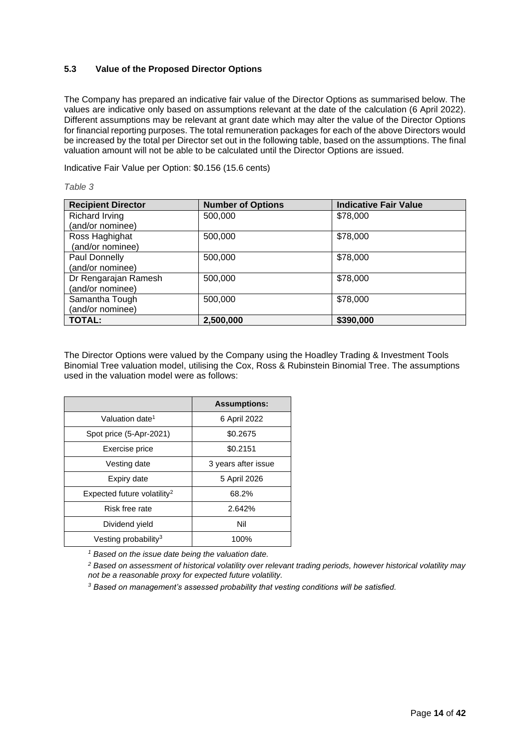### 5.3 Value of the Proposed Director Options

The Company has prepared an indicative fair value of the Director Options as summarised below. The values are indicative only based on assumptions relevant at the date of the calculation (6 April 2022). Different assumptions may be relevant at grant date which may alter the value of the Director Options for financial reporting purposes. The total remuneration packages for each of the above Directors would be increased by the total per Director set out in the following table, based on the assumptions. The final valuation amount will not be able to be calculated until the Director Options are issued.

Indicative Fair Value per Option: $0.156 (15.6 cents)

*Table 3*

| Recipient Director | Number of Options | Indicative Fair Value |
|---|---|---|
| Richard Irving (and/or nominee) | 500,000 | $78,000 |
| Ross Haghighat (and/or nominee) | 500,000 | $78,000 |
| Paul Donnelly (and/or nominee) | 500,000 | $78,000 |
| Dr Rengarajan Ramesh (and/or nominee) | 500,000 | $78,000 |
| Samantha Tough (and/or nominee) | 500,000 | $78,000 |
| **TOTAL:** | **2,500,000** | **$390,000** |

The Director Options were valued by the Company using the Hoadley Trading & Investment Tools Binomial Tree valuation model, utilising the Cox, Ross & Rubinstein Binomial Tree. The assumptions used in the valuation model were as follows:

| | Assumptions: |
|---|---|
| Valuation date[1] | 6 April 2022 |
| Spot price (5-Apr-2021) | $0.2675 |
| Exercise price | $0.2151 |
| Vesting date | 3 years after issue |
| Expiry date | 5 April 2026 |
| Expected future volatility[2] | 68.2% |
| Risk free rate | 2.642% |
| Dividend yield | Nil |
| Vesting probability[3] | 100% |

*[1] Based on the issue date being the valuation date.*

*[2] Based on assessment of historical volatility over relevant trading periods, however historical volatility may not be a reasonable proxy for expected future volatility.*

*[3] Based on management's assessed probability that vesting conditions will be satisfied.*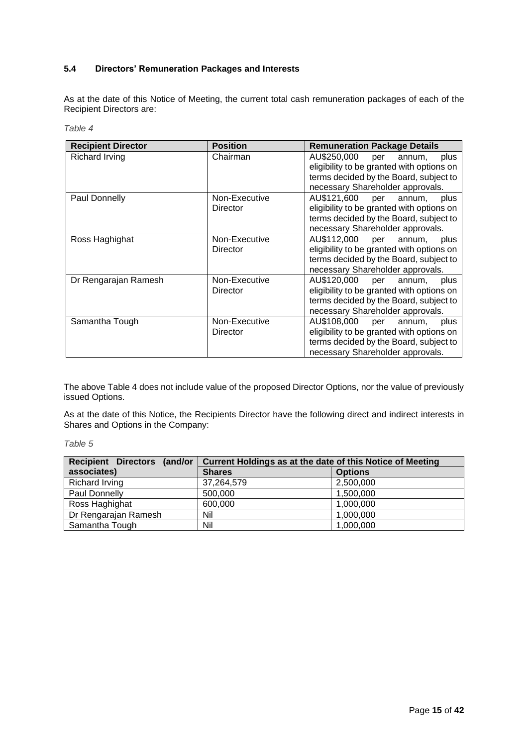### 5.4 Directors' Remuneration Packages and Interests

As at the date of this Notice of Meeting, the current total cash remuneration packages of each of the Recipient Directors are:

*Table 4*

| Recipient Director | Position | Remuneration Package Details |
|---|---|---|
| Richard Irving | Chairman | AU$250,000 per annum, plus eligibility to be granted with options on terms decided by the Board, subject to necessary Shareholder approvals. |
| Paul Donnelly | Non-Executive Director | AU$121,600 per annum, plus eligibility to be granted with options on terms decided by the Board, subject to necessary Shareholder approvals. |
| Ross Haghighat | Non-Executive Director | AU$112,000 per annum, plus eligibility to be granted with options on terms decided by the Board, subject to necessary Shareholder approvals. |
| Dr Rengarajan Ramesh | Non-Executive Director | AU$120,000 per annum, plus eligibility to be granted with options on terms decided by the Board, subject to necessary Shareholder approvals. |
| Samantha Tough | Non-Executive Director | AU$108,000 per annum, plus eligibility to be granted with options on terms decided by the Board, subject to necessary Shareholder approvals. |

The above Table 4 does not include value of the proposed Director Options, nor the value of previously issued Options.

As at the date of this Notice, the Recipients Director have the following direct and indirect interests in Shares and Options in the Company:

*Table 5*

| Recipient Directors (and/or associates) | Current Holdings as at the date of this Notice of Meeting | |
|---|---|---|
| | **Shares** | **Options** |
| Richard Irving | 37,264,579 | 2,500,000 |
| Paul Donnelly | 500,000 | 1,500,000 |
| Ross Haghighat | 600,000 | 1,000,000 |
| Dr Rengarajan Ramesh | Nil | 1,000,000 |
| Samantha Tough | Nil | 1,000,000 |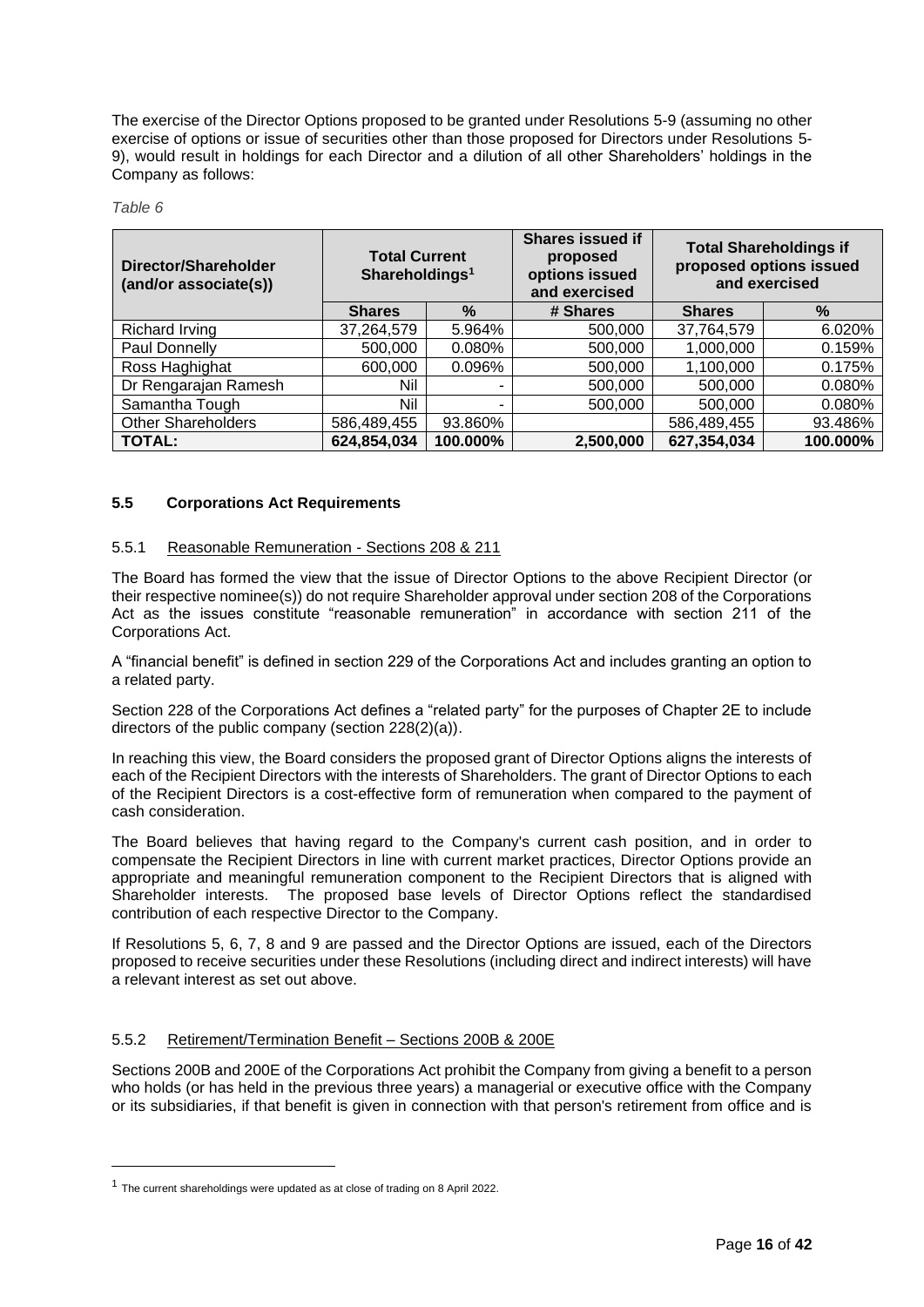The exercise of the Director Options proposed to be granted under Resolutions 5-9 (assuming no other exercise of options or issue of securities other than those proposed for Directors under Resolutions 5-9), would result in holdings for each Director and a dilution of all other Shareholders' holdings in the Company as follows:

*Table 6*

| Director/Shareholder (and/or associate(s)) | Total Current Shareholdings[1] | | Shares issued if proposed options issued and exercised | Total Shareholdings if proposed options issued and exercised | |
|---|---|---|---|---|---|
| | **Shares** | **%** | **# Shares** | **Shares** | **%** |
| Richard Irving | 37,264,579 | 5.964% | 500,000 | 37,764,579 | 6.020% |
| Paul Donnelly | 500,000 | 0.080% | 500,000 | 1,000,000 | 0.159% |
| Ross Haghighat | 600,000 | 0.096% | 500,000 | 1,100,000 | 0.175% |
| Dr Rengarajan Ramesh | Nil | - | 500,000 | 500,000 | 0.080% |
| Samantha Tough | Nil | - | 500,000 | 500,000 | 0.080% |
| Other Shareholders | 586,489,455 | 93.860% | | 586,489,455 | 93.486% |
| **TOTAL:** | **624,854,034** | **100.000%** | **2,500,000** | **627,354,034** | **100.000%** |

### 5.5 Corporations Act Requirements

#### 5.5.1 Reasonable Remuneration - Sections 208 & 211

The Board has formed the view that the issue of Director Options to the above Recipient Director (or their respective nominee(s)) do not require Shareholder approval under section 208 of the Corporations Act as the issues constitute "reasonable remuneration" in accordance with section 211 of the Corporations Act.

A "financial benefit" is defined in section 229 of the Corporations Act and includes granting an option to a related party.

Section 228 of the Corporations Act defines a "related party" for the purposes of Chapter 2E to include directors of the public company (section 228(2)(a)).

In reaching this view, the Board considers the proposed grant of Director Options aligns the interests of each of the Recipient Directors with the interests of Shareholders. The grant of Director Options to each of the Recipient Directors is a cost-effective form of remuneration when compared to the payment of cash consideration.

The Board believes that having regard to the Company's current cash position, and in order to compensate the Recipient Directors in line with current market practices, Director Options provide an appropriate and meaningful remuneration component to the Recipient Directors that is aligned with Shareholder interests. The proposed base levels of Director Options reflect the standardised contribution of each respective Director to the Company.

If Resolutions 5, 6, 7, 8 and 9 are passed and the Director Options are issued, each of the Directors proposed to receive securities under these Resolutions (including direct and indirect interests) will have a relevant interest as set out above.

#### 5.5.2 Retirement/Termination Benefit – Sections 200B & 200E

Sections 200B and 200E of the Corporations Act prohibit the Company from giving a benefit to a person who holds (or has held in the previous three years) a managerial or executive office with the Company or its subsidiaries, if that benefit is given in connection with that person's retirement from office and is

[1] The current shareholdings were updated as at close of trading on 8 April 2022.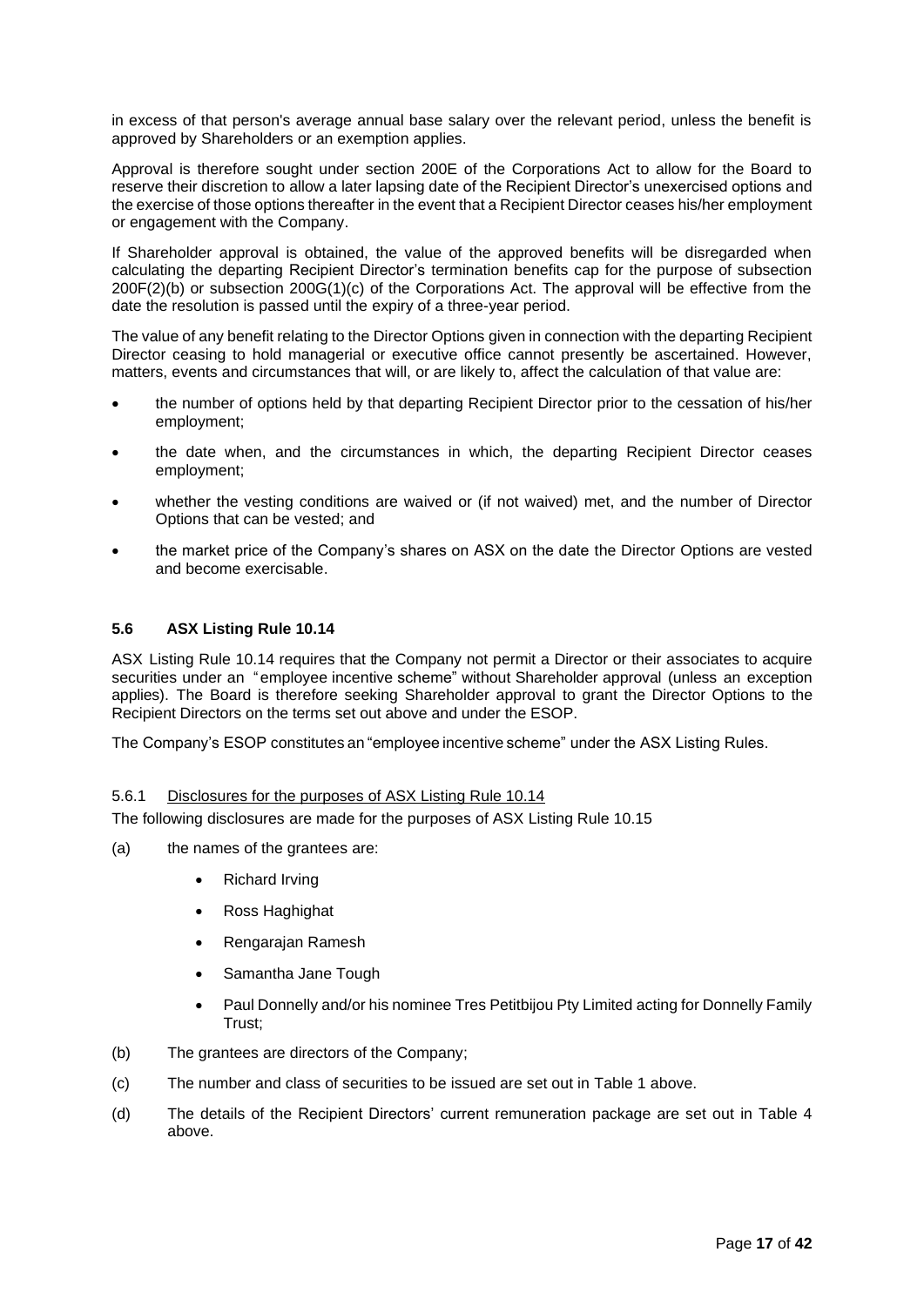in excess of that person's average annual base salary over the relevant period, unless the benefit is approved by Shareholders or an exemption applies.

Approval is therefore sought under section 200E of the Corporations Act to allow for the Board to reserve their discretion to allow a later lapsing date of the Recipient Director's unexercised options and the exercise of those options thereafter in the event that a Recipient Director ceases his/her employment or engagement with the Company.

If Shareholder approval is obtained, the value of the approved benefits will be disregarded when calculating the departing Recipient Director's termination benefits cap for the purpose of subsection 200F(2)(b) or subsection 200G(1)(c) of the Corporations Act. The approval will be effective from the date the resolution is passed until the expiry of a three-year period.

The value of any benefit relating to the Director Options given in connection with the departing Recipient Director ceasing to hold managerial or executive office cannot presently be ascertained. However, matters, events and circumstances that will, or are likely to, affect the calculation of that value are:

- the number of options held by that departing Recipient Director prior to the cessation of his/her employment;
- the date when, and the circumstances in which, the departing Recipient Director ceases employment;
- whether the vesting conditions are waived or (if not waived) met, and the number of Director Options that can be vested; and
- the market price of the Company's shares on ASX on the date the Director Options are vested and become exercisable.

### 5.6 ASX Listing Rule 10.14

ASX Listing Rule 10.14 requires that the Company not permit a Director or their associates to acquire securities under an "employee incentive scheme" without Shareholder approval (unless an exception applies). The Board is therefore seeking Shareholder approval to grant the Director Options to the Recipient Directors on the terms set out above and under the ESOP.

The Company's ESOP constitutes an "employee incentive scheme" under the ASX Listing Rules.

5.6.1 Disclosures for the purposes of ASX Listing Rule 10.14

The following disclosures are made for the purposes of ASX Listing Rule 10.15

(a) the names of the grantees are:

- Richard Irving
- Ross Haghighat
- Rengarajan Ramesh
- Samantha Jane Tough
- Paul Donnelly and/or his nominee Tres Petitbijou Pty Limited acting for Donnelly Family Trust;

(b) The grantees are directors of the Company;

(c) The number and class of securities to be issued are set out in Table 1 above.

(d) The details of the Recipient Directors' current remuneration package are set out in Table 4 above.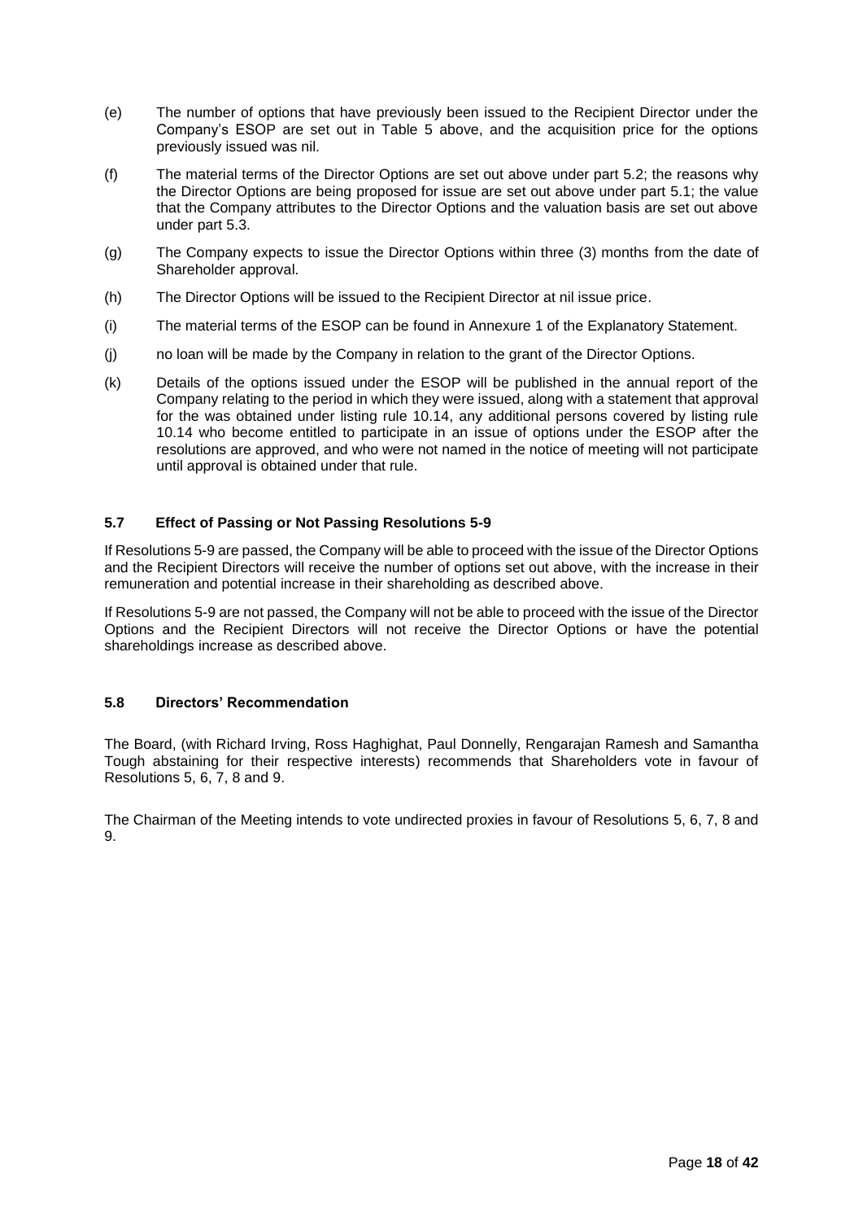(e) The number of options that have previously been issued to the Recipient Director under the Company's ESOP are set out in Table 5 above, and the acquisition price for the options previously issued was nil.

(f) The material terms of the Director Options are set out above under part 5.2; the reasons why the Director Options are being proposed for issue are set out above under part 5.1; the value that the Company attributes to the Director Options and the valuation basis are set out above under part 5.3.

(g) The Company expects to issue the Director Options within three (3) months from the date of Shareholder approval.

(h) The Director Options will be issued to the Recipient Director at nil issue price.

(i) The material terms of the ESOP can be found in Annexure 1 of the Explanatory Statement.

(j) no loan will be made by the Company in relation to the grant of the Director Options.

(k) Details of the options issued under the ESOP will be published in the annual report of the Company relating to the period in which they were issued, along with a statement that approval for the was obtained under listing rule 10.14, any additional persons covered by listing rule 10.14 who become entitled to participate in an issue of options under the ESOP after the resolutions are approved, and who were not named in the notice of meeting will not participate until approval is obtained under that rule.

### 5.7 Effect of Passing or Not Passing Resolutions 5-9

If Resolutions 5-9 are passed, the Company will be able to proceed with the issue of the Director Options and the Recipient Directors will receive the number of options set out above, with the increase in their remuneration and potential increase in their shareholding as described above.

If Resolutions 5-9 are not passed, the Company will not be able to proceed with the issue of the Director Options and the Recipient Directors will not receive the Director Options or have the potential shareholdings increase as described above.

### 5.8 Directors' Recommendation

The Board, (with Richard Irving, Ross Haghighat, Paul Donnelly, Rengarajan Ramesh and Samantha Tough abstaining for their respective interests) recommends that Shareholders vote in favour of Resolutions 5, 6, 7, 8 and 9.

The Chairman of the Meeting intends to vote undirected proxies in favour of Resolutions 5, 6, 7, 8 and 9.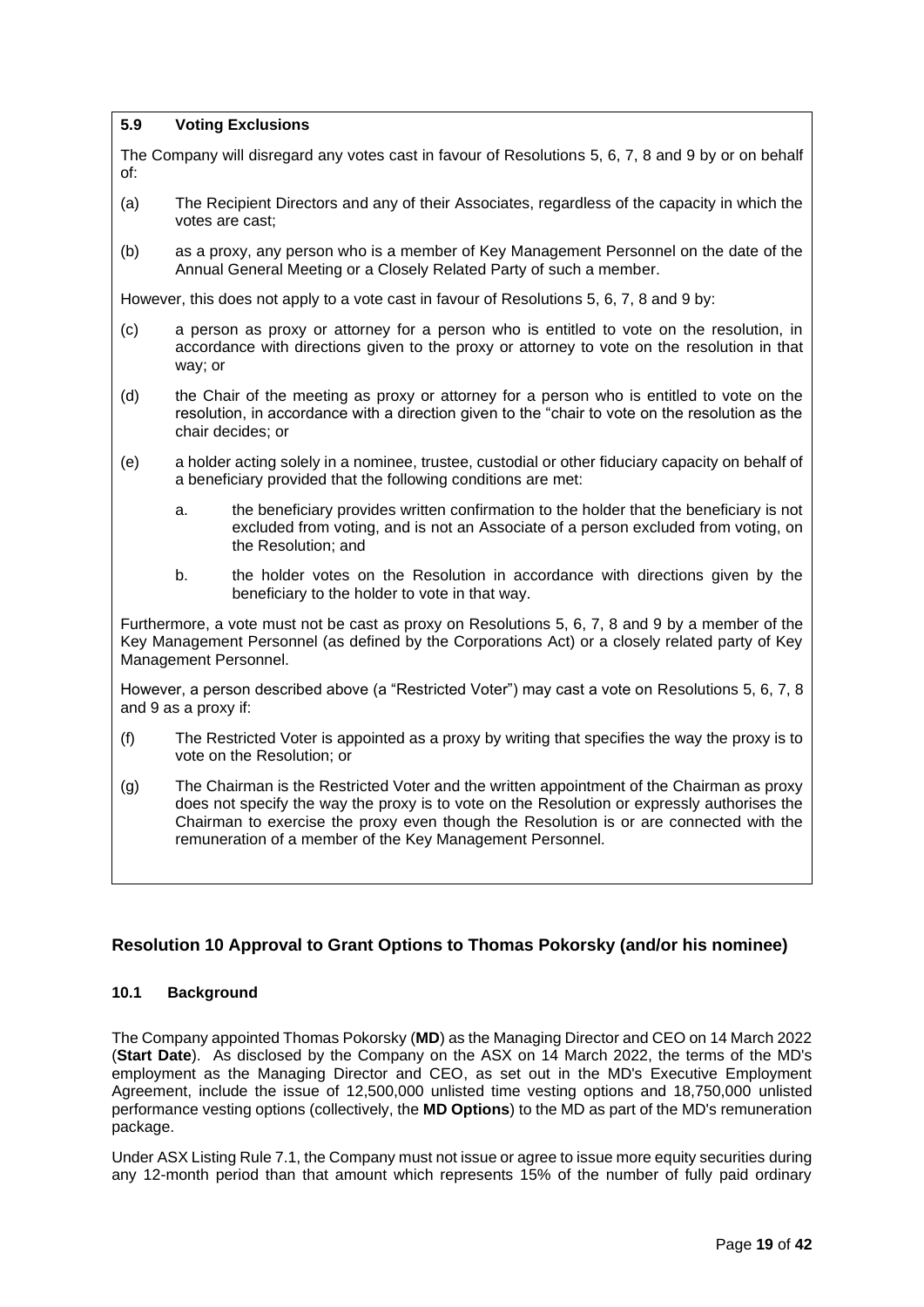### 5.9 Voting Exclusions

The Company will disregard any votes cast in favour of Resolutions 5, 6, 7, 8 and 9 by or on behalf of:

(a) The Recipient Directors and any of their Associates, regardless of the capacity in which the votes are cast;

(b) as a proxy, any person who is a member of Key Management Personnel on the date of the Annual General Meeting or a Closely Related Party of such a member.

However, this does not apply to a vote cast in favour of Resolutions 5, 6, 7, 8 and 9 by:

(c) a person as proxy or attorney for a person who is entitled to vote on the resolution, in accordance with directions given to the proxy or attorney to vote on the resolution in that way; or

(d) the Chair of the meeting as proxy or attorney for a person who is entitled to vote on the resolution, in accordance with a direction given to the "chair to vote on the resolution as the chair decides; or

(e) a holder acting solely in a nominee, trustee, custodial or other fiduciary capacity on behalf of a beneficiary provided that the following conditions are met:

   a. the beneficiary provides written confirmation to the holder that the beneficiary is not excluded from voting, and is not an Associate of a person excluded from voting, on the Resolution; and

   b. the holder votes on the Resolution in accordance with directions given by the beneficiary to the holder to vote in that way.

Furthermore, a vote must not be cast as proxy on Resolutions 5, 6, 7, 8 and 9 by a member of the Key Management Personnel (as defined by the Corporations Act) or a closely related party of Key Management Personnel.

However, a person described above (a "Restricted Voter") may cast a vote on Resolutions 5, 6, 7, 8 and 9 as a proxy if:

(f) The Restricted Voter is appointed as a proxy by writing that specifies the way the proxy is to vote on the Resolution; or

(g) The Chairman is the Restricted Voter and the written appointment of the Chairman as proxy does not specify the way the proxy is to vote on the Resolution or expressly authorises the Chairman to exercise the proxy even though the Resolution is or are connected with the remuneration of a member of the Key Management Personnel.

## Resolution 10 Approval to Grant Options to Thomas Pokorsky (and/or his nominee)

### 10.1 Background

The Company appointed Thomas Pokorsky (**MD**) as the Managing Director and CEO on 14 March 2022 (**Start Date**). As disclosed by the Company on the ASX on 14 March 2022, the terms of the MD's employment as the Managing Director and CEO, as set out in the MD's Executive Employment Agreement, include the issue of 12,500,000 unlisted time vesting options and 18,750,000 unlisted performance vesting options (collectively, the **MD Options**) to the MD as part of the MD's remuneration package.

Under ASX Listing Rule 7.1, the Company must not issue or agree to issue more equity securities during any 12-month period than that amount which represents 15% of the number of fully paid ordinary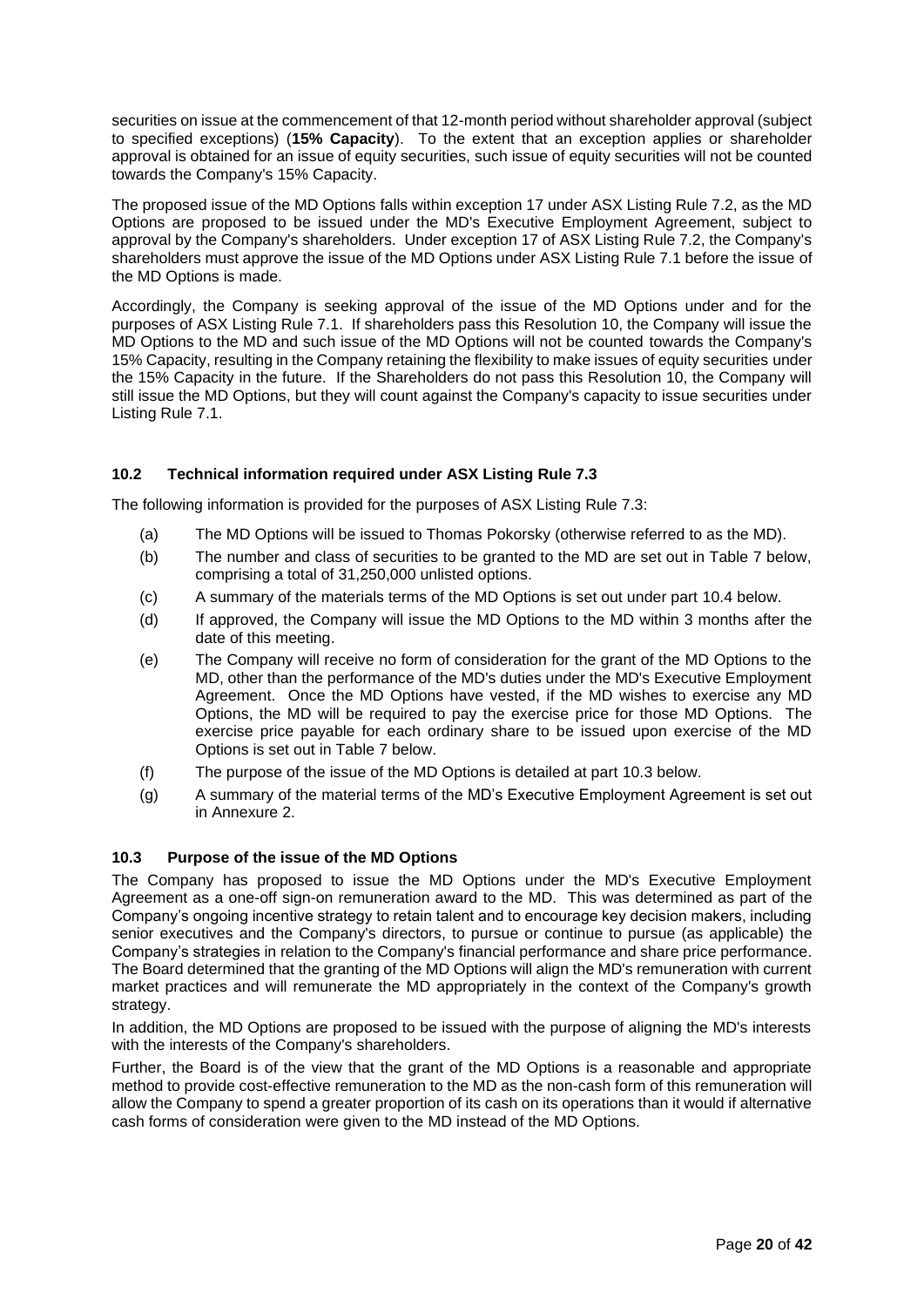securities on issue at the commencement of that 12-month period without shareholder approval (subject to specified exceptions) (**15% Capacity**). To the extent that an exception applies or shareholder approval is obtained for an issue of equity securities, such issue of equity securities will not be counted towards the Company's 15% Capacity.

The proposed issue of the MD Options falls within exception 17 under ASX Listing Rule 7.2, as the MD Options are proposed to be issued under the MD's Executive Employment Agreement, subject to approval by the Company's shareholders. Under exception 17 of ASX Listing Rule 7.2, the Company's shareholders must approve the issue of the MD Options under ASX Listing Rule 7.1 before the issue of the MD Options is made.

Accordingly, the Company is seeking approval of the issue of the MD Options under and for the purposes of ASX Listing Rule 7.1. If shareholders pass this Resolution 10, the Company will issue the MD Options to the MD and such issue of the MD Options will not be counted towards the Company's 15% Capacity, resulting in the Company retaining the flexibility to make issues of equity securities under the 15% Capacity in the future. If the Shareholders do not pass this Resolution 10, the Company will still issue the MD Options, but they will count against the Company's capacity to issue securities under Listing Rule 7.1.

### 10.2 Technical information required under ASX Listing Rule 7.3

The following information is provided for the purposes of ASX Listing Rule 7.3:

(a) The MD Options will be issued to Thomas Pokorsky (otherwise referred to as the MD).

(b) The number and class of securities to be granted to the MD are set out in Table 7 below, comprising a total of 31,250,000 unlisted options.

(c) A summary of the materials terms of the MD Options is set out under part 10.4 below.

(d) If approved, the Company will issue the MD Options to the MD within 3 months after the date of this meeting.

(e) The Company will receive no form of consideration for the grant of the MD Options to the MD, other than the performance of the MD's duties under the MD's Executive Employment Agreement. Once the MD Options have vested, if the MD wishes to exercise any MD Options, the MD will be required to pay the exercise price for those MD Options. The exercise price payable for each ordinary share to be issued upon exercise of the MD Options is set out in Table 7 below.

(f) The purpose of the issue of the MD Options is detailed at part 10.3 below.

(g) A summary of the material terms of the MD's Executive Employment Agreement is set out in Annexure 2.

### 10.3 Purpose of the issue of the MD Options

The Company has proposed to issue the MD Options under the MD's Executive Employment Agreement as a one-off sign-on remuneration award to the MD. This was determined as part of the Company's ongoing incentive strategy to retain talent and to encourage key decision makers, including senior executives and the Company's directors, to pursue or continue to pursue (as applicable) the Company's strategies in relation to the Company's financial performance and share price performance. The Board determined that the granting of the MD Options will align the MD's remuneration with current market practices and will remunerate the MD appropriately in the context of the Company's growth strategy.

In addition, the MD Options are proposed to be issued with the purpose of aligning the MD's interests with the interests of the Company's shareholders.

Further, the Board is of the view that the grant of the MD Options is a reasonable and appropriate method to provide cost-effective remuneration to the MD as the non-cash form of this remuneration will allow the Company to spend a greater proportion of its cash on its operations than it would if alternative cash forms of consideration were given to the MD instead of the MD Options.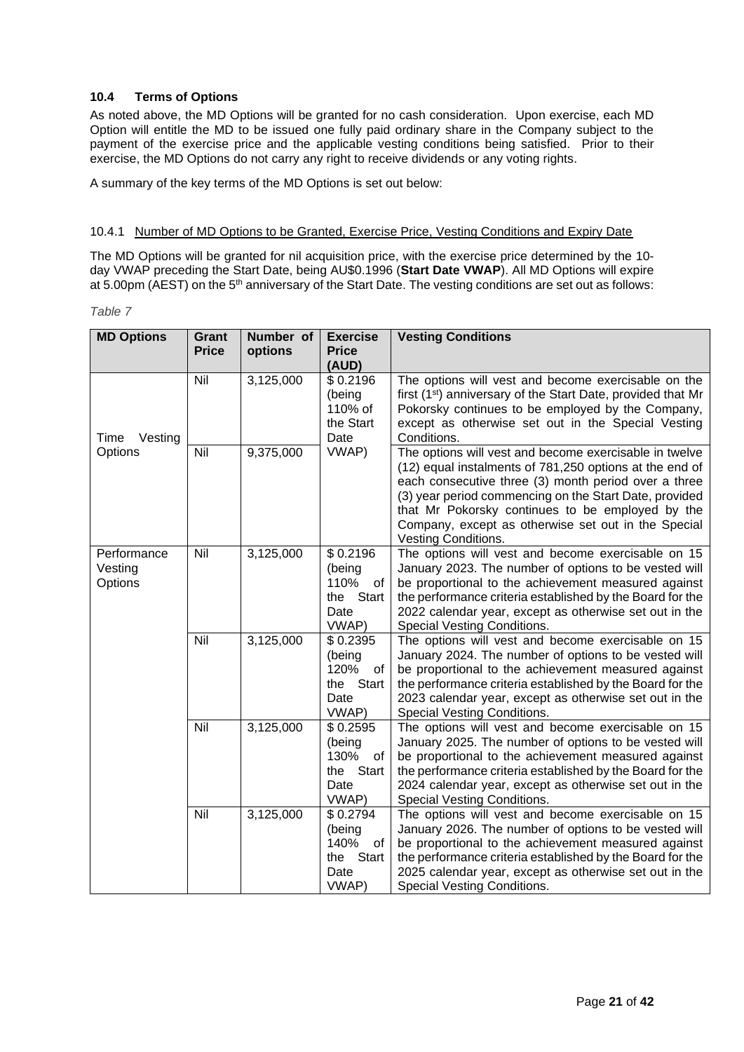### 10.4 Terms of Options

As noted above, the MD Options will be granted for no cash consideration. Upon exercise, each MD Option will entitle the MD to be issued one fully paid ordinary share in the Company subject to the payment of the exercise price and the applicable vesting conditions being satisfied. Prior to their exercise, the MD Options do not carry any right to receive dividends or any voting rights.

A summary of the key terms of the MD Options is set out below:

10.4.1 Number of MD Options to be Granted, Exercise Price, Vesting Conditions and Expiry Date

The MD Options will be granted for nil acquisition price, with the exercise price determined by the 10-day VWAP preceding the Start Date, being AU$0.1996 (**Start Date VWAP**). All MD Options will expire at 5.00pm (AEST) on the 5th anniversary of the Start Date. The vesting conditions are set out as follows:

*Table 7*

| MD Options | Grant Price | Number of options | Exercise Price (AUD) | Vesting Conditions |
|---|---|---|---|---|
| Time Vesting Options | Nil | 3,125,000 | $ 0.2196 (being 110% of the Start Date VWAP) | The options will vest and become exercisable on the first (1st) anniversary of the Start Date, provided that Mr Pokorsky continues to be employed by the Company, except as otherwise set out in the Special Vesting Conditions. |
| | Nil | 9,375,000 | | The options will vest and become exercisable in twelve (12) equal instalments of 781,250 options at the end of each consecutive three (3) month period over a three (3) year period commencing on the Start Date, provided that Mr Pokorsky continues to be employed by the Company, except as otherwise set out in the Special Vesting Conditions. |
| Performance Vesting Options | Nil | 3,125,000 | $ 0.2196 (being 110% of the Start Date VWAP) | The options will vest and become exercisable on 15 January 2023. The number of options to be vested will be proportional to the achievement measured against the performance criteria established by the Board for the 2022 calendar year, except as otherwise set out in the Special Vesting Conditions. |
| | Nil | 3,125,000 | $ 0.2395 (being 120% of the Start Date VWAP) | The options will vest and become exercisable on 15 January 2024. The number of options to be vested will be proportional to the achievement measured against the performance criteria established by the Board for the 2023 calendar year, except as otherwise set out in the Special Vesting Conditions. |
| | Nil | 3,125,000 | $ 0.2595 (being 130% of the Start Date VWAP) | The options will vest and become exercisable on 15 January 2025. The number of options to be vested will be proportional to the achievement measured against the performance criteria established by the Board for the 2024 calendar year, except as otherwise set out in the Special Vesting Conditions. |
| | Nil | 3,125,000 | $ 0.2794 (being 140% of the Start Date VWAP) | The options will vest and become exercisable on 15 January 2026. The number of options to be vested will be proportional to the achievement measured against the performance criteria established by the Board for the 2025 calendar year, except as otherwise set out in the Special Vesting Conditions. |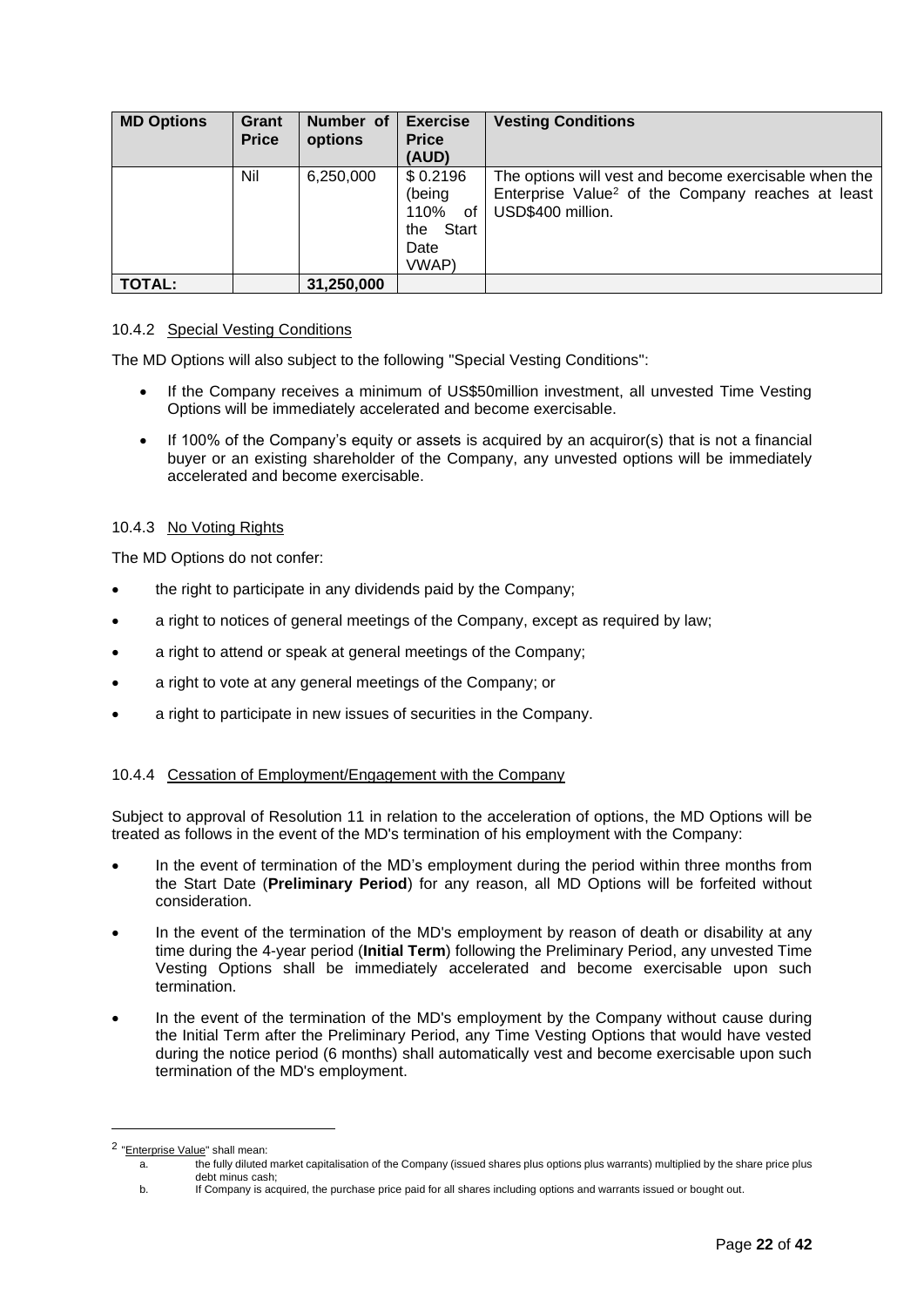| MD Options | Grant Price | Number of options | Exercise Price (AUD) | Vesting Conditions |
|---|---|---|---|---|
| | Nil | 6,250,000 | $ 0.2196 (being 110% of the Start Date VWAP) | The options will vest and become exercisable when the Enterprise Value[2] of the Company reaches at least USD$400 million. |
| **TOTAL:** | | **31,250,000** | | |

10.4.2 Special Vesting Conditions

The MD Options will also subject to the following "Special Vesting Conditions":

- If the Company receives a minimum of US$50million investment, all unvested Time Vesting Options will be immediately accelerated and become exercisable.
- If 100% of the Company's equity or assets is acquired by an acquiror(s) that is not a financial buyer or an existing shareholder of the Company, any unvested options will be immediately accelerated and become exercisable.

10.4.3 No Voting Rights

The MD Options do not confer:

- the right to participate in any dividends paid by the Company;
- a right to notices of general meetings of the Company, except as required by law;
- a right to attend or speak at general meetings of the Company;
- a right to vote at any general meetings of the Company; or
- a right to participate in new issues of securities in the Company.

10.4.4 Cessation of Employment/Engagement with the Company

Subject to approval of Resolution 11 in relation to the acceleration of options, the MD Options will be treated as follows in the event of the MD's termination of his employment with the Company:

- In the event of termination of the MD's employment during the period within three months from the Start Date (**Preliminary Period**) for any reason, all MD Options will be forfeited without consideration.
- In the event of the termination of the MD's employment by reason of death or disability at any time during the 4-year period (**Initial Term**) following the Preliminary Period, any unvested Time Vesting Options shall be immediately accelerated and become exercisable upon such termination.
- In the event of the termination of the MD's employment by the Company without cause during the Initial Term after the Preliminary Period, any Time Vesting Options that would have vested during the notice period (6 months) shall automatically vest and become exercisable upon such termination of the MD's employment.

[2] "Enterprise Value" shall mean:

a. the fully diluted market capitalisation of the Company (issued shares plus options plus warrants) multiplied by the share price plus debt minus cash;

b. If Company is acquired, the purchase price paid for all shares including options and warrants issued or bought out.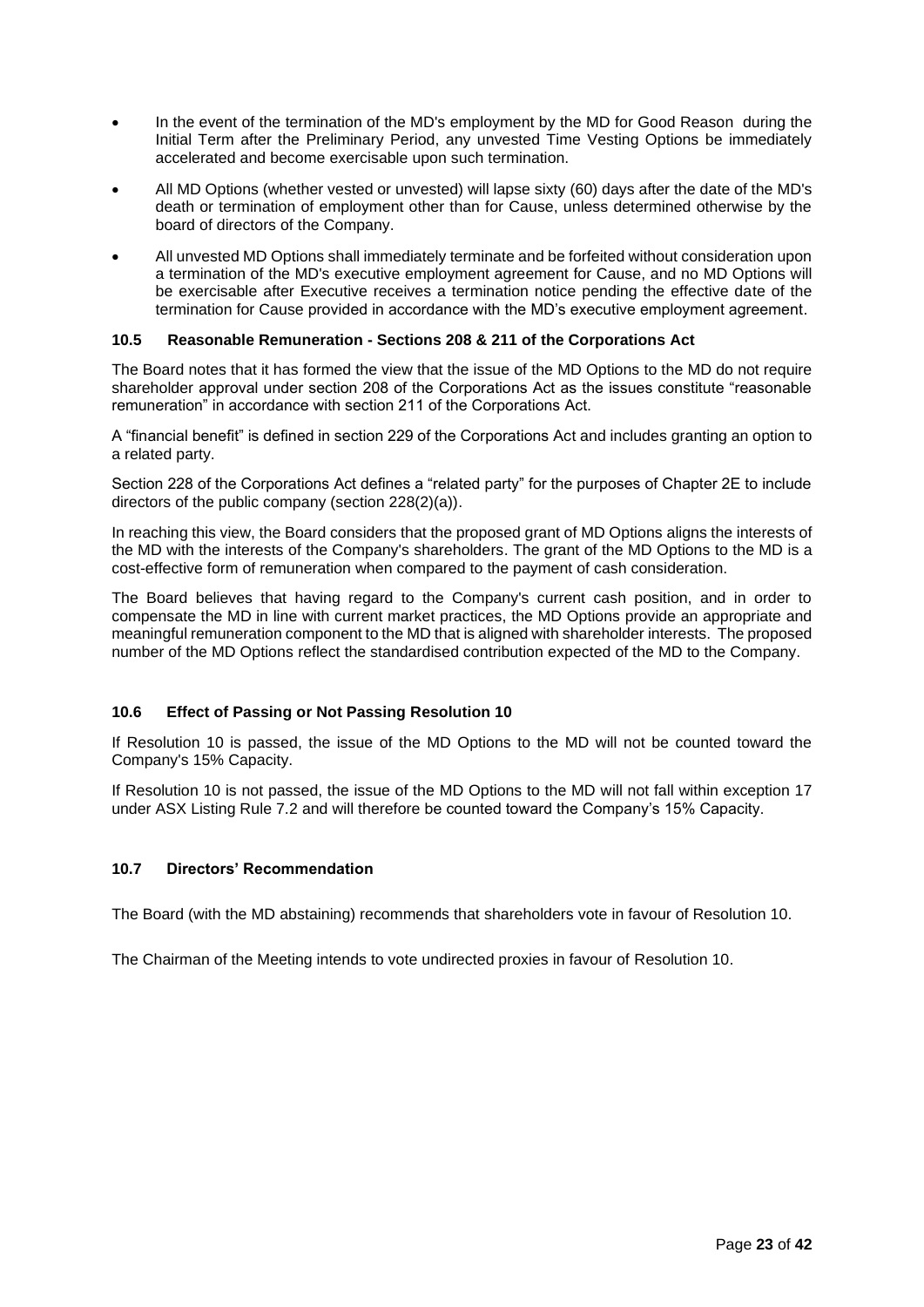- In the event of the termination of the MD's employment by the MD for Good Reason during the Initial Term after the Preliminary Period, any unvested Time Vesting Options be immediately accelerated and become exercisable upon such termination.
- All MD Options (whether vested or unvested) will lapse sixty (60) days after the date of the MD's death or termination of employment other than for Cause, unless determined otherwise by the board of directors of the Company.
- All unvested MD Options shall immediately terminate and be forfeited without consideration upon a termination of the MD's executive employment agreement for Cause, and no MD Options will be exercisable after Executive receives a termination notice pending the effective date of the termination for Cause provided in accordance with the MD's executive employment agreement.

### 10.5 Reasonable Remuneration - Sections 208 & 211 of the Corporations Act

The Board notes that it has formed the view that the issue of the MD Options to the MD do not require shareholder approval under section 208 of the Corporations Act as the issues constitute "reasonable remuneration" in accordance with section 211 of the Corporations Act.

A "financial benefit" is defined in section 229 of the Corporations Act and includes granting an option to a related party.

Section 228 of the Corporations Act defines a "related party" for the purposes of Chapter 2E to include directors of the public company (section 228(2)(a)).

In reaching this view, the Board considers that the proposed grant of MD Options aligns the interests of the MD with the interests of the Company's shareholders. The grant of the MD Options to the MD is a cost-effective form of remuneration when compared to the payment of cash consideration.

The Board believes that having regard to the Company's current cash position, and in order to compensate the MD in line with current market practices, the MD Options provide an appropriate and meaningful remuneration component to the MD that is aligned with shareholder interests. The proposed number of the MD Options reflect the standardised contribution expected of the MD to the Company.

### 10.6 Effect of Passing or Not Passing Resolution 10

If Resolution 10 is passed, the issue of the MD Options to the MD will not be counted toward the Company's 15% Capacity.

If Resolution 10 is not passed, the issue of the MD Options to the MD will not fall within exception 17 under ASX Listing Rule 7.2 and will therefore be counted toward the Company's 15% Capacity.

### 10.7 Directors' Recommendation

The Board (with the MD abstaining) recommends that shareholders vote in favour of Resolution 10.

The Chairman of the Meeting intends to vote undirected proxies in favour of Resolution 10.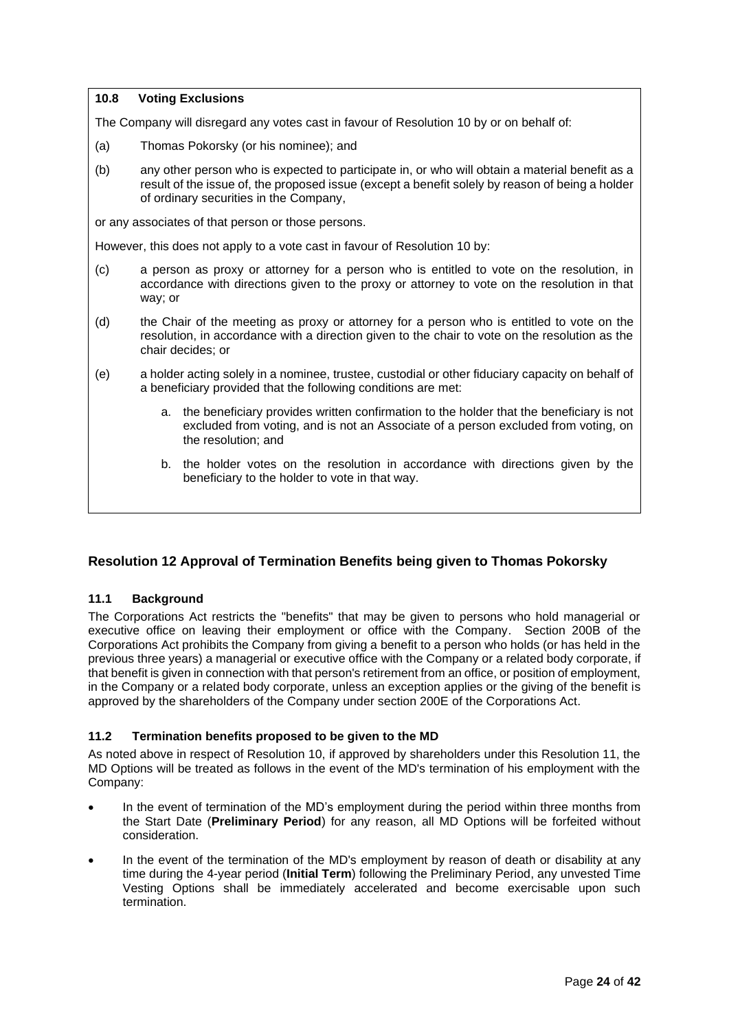### 10.8 Voting Exclusions

The Company will disregard any votes cast in favour of Resolution 10 by or on behalf of:

(a) Thomas Pokorsky (or his nominee); and

(b) any other person who is expected to participate in, or who will obtain a material benefit as a result of the issue of, the proposed issue (except a benefit solely by reason of being a holder of ordinary securities in the Company,

or any associates of that person or those persons.

However, this does not apply to a vote cast in favour of Resolution 10 by:

(c) a person as proxy or attorney for a person who is entitled to vote on the resolution, in accordance with directions given to the proxy or attorney to vote on the resolution in that way; or

(d) the Chair of the meeting as proxy or attorney for a person who is entitled to vote on the resolution, in accordance with a direction given to the chair to vote on the resolution as the chair decides; or

(e) a holder acting solely in a nominee, trustee, custodial or other fiduciary capacity on behalf of a beneficiary provided that the following conditions are met:

   a. the beneficiary provides written confirmation to the holder that the beneficiary is not excluded from voting, and is not an Associate of a person excluded from voting, on the resolution; and

   b. the holder votes on the resolution in accordance with directions given by the beneficiary to the holder to vote in that way.

## Resolution 12 Approval of Termination Benefits being given to Thomas Pokorsky

### 11.1 Background

The Corporations Act restricts the "benefits" that may be given to persons who hold managerial or executive office on leaving their employment or office with the Company. Section 200B of the Corporations Act prohibits the Company from giving a benefit to a person who holds (or has held in the previous three years) a managerial or executive office with the Company or a related body corporate, if that benefit is given in connection with that person's retirement from an office, or position of employment, in the Company or a related body corporate, unless an exception applies or the giving of the benefit is approved by the shareholders of the Company under section 200E of the Corporations Act.

### 11.2 Termination benefits proposed to be given to the MD

As noted above in respect of Resolution 10, if approved by shareholders under this Resolution 11, the MD Options will be treated as follows in the event of the MD's termination of his employment with the Company:

- In the event of termination of the MD's employment during the period within three months from the Start Date (**Preliminary Period**) for any reason, all MD Options will be forfeited without consideration.
- In the event of the termination of the MD's employment by reason of death or disability at any time during the 4-year period (**Initial Term**) following the Preliminary Period, any unvested Time Vesting Options shall be immediately accelerated and become exercisable upon such termination.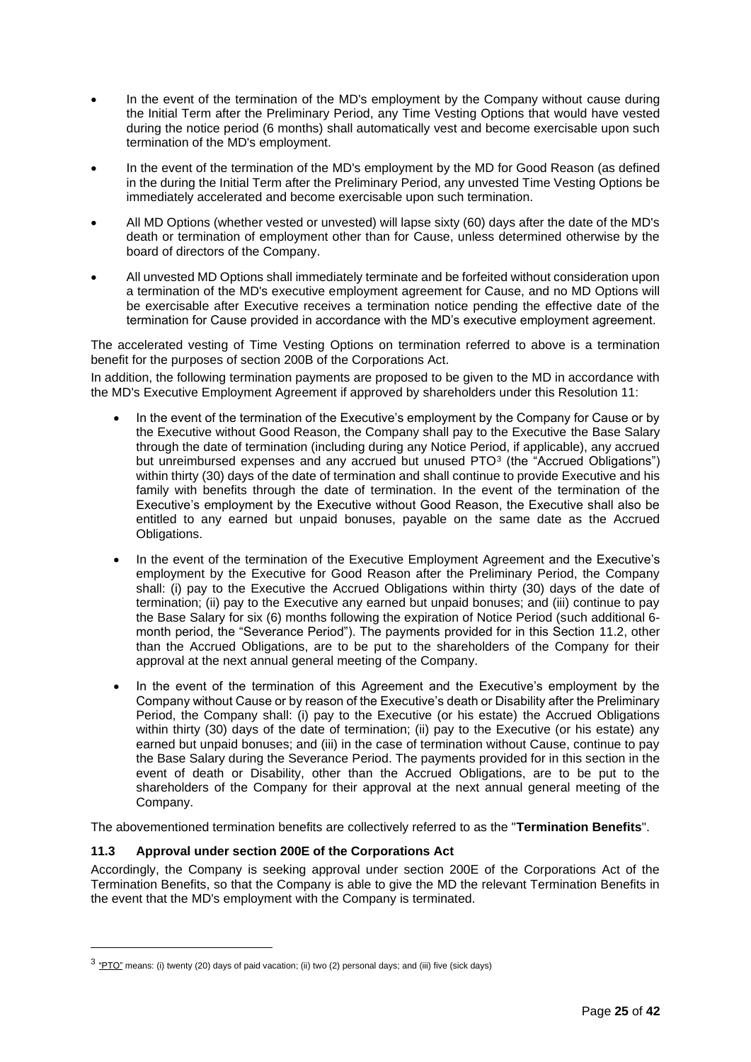- In the event of the termination of the MD's employment by the Company without cause during the Initial Term after the Preliminary Period, any Time Vesting Options that would have vested during the notice period (6 months) shall automatically vest and become exercisable upon such termination of the MD's employment.
- In the event of the termination of the MD's employment by the MD for Good Reason (as defined in the during the Initial Term after the Preliminary Period, any unvested Time Vesting Options be immediately accelerated and become exercisable upon such termination.
- All MD Options (whether vested or unvested) will lapse sixty (60) days after the date of the MD's death or termination of employment other than for Cause, unless determined otherwise by the board of directors of the Company.
- All unvested MD Options shall immediately terminate and be forfeited without consideration upon a termination of the MD's executive employment agreement for Cause, and no MD Options will be exercisable after Executive receives a termination notice pending the effective date of the termination for Cause provided in accordance with the MD's executive employment agreement.

The accelerated vesting of Time Vesting Options on termination referred to above is a termination benefit for the purposes of section 200B of the Corporations Act.

In addition, the following termination payments are proposed to be given to the MD in accordance with the MD's Executive Employment Agreement if approved by shareholders under this Resolution 11:

- In the event of the termination of the Executive's employment by the Company for Cause or by the Executive without Good Reason, the Company shall pay to the Executive the Base Salary through the date of termination (including during any Notice Period, if applicable), any accrued but unreimbursed expenses and any accrued but unused PTO[3] (the "Accrued Obligations") within thirty (30) days of the date of termination and shall continue to provide Executive and his family with benefits through the date of termination. In the event of the termination of the Executive's employment by the Executive without Good Reason, the Executive shall also be entitled to any earned but unpaid bonuses, payable on the same date as the Accrued Obligations.
- In the event of the termination of the Executive Employment Agreement and the Executive's employment by the Executive for Good Reason after the Preliminary Period, the Company shall: (i) pay to the Executive the Accrued Obligations within thirty (30) days of the date of termination; (ii) pay to the Executive any earned but unpaid bonuses; and (iii) continue to pay the Base Salary for six (6) months following the expiration of Notice Period (such additional 6-month period, the "Severance Period"). The payments provided for in this Section 11.2, other than the Accrued Obligations, are to be put to the shareholders of the Company for their approval at the next annual general meeting of the Company.
- In the event of the termination of this Agreement and the Executive's employment by the Company without Cause or by reason of the Executive's death or Disability after the Preliminary Period, the Company shall: (i) pay to the Executive (or his estate) the Accrued Obligations within thirty (30) days of the date of termination; (ii) pay to the Executive (or his estate) any earned but unpaid bonuses; and (iii) in the case of termination without Cause, continue to pay the Base Salary during the Severance Period. The payments provided for in this section in the event of death or Disability, other than the Accrued Obligations, are to be put to the shareholders of the Company for their approval at the next annual general meeting of the Company.

The abovementioned termination benefits are collectively referred to as the "**Termination Benefits**".

### 11.3 Approval under section 200E of the Corporations Act

Accordingly, the Company is seeking approval under section 200E of the Corporations Act of the Termination Benefits, so that the Company is able to give the MD the relevant Termination Benefits in the event that the MD's employment with the Company is terminated.

---

[3] "PTO" means: (i) twenty (20) days of paid vacation; (ii) two (2) personal days; and (iii) five (sick days)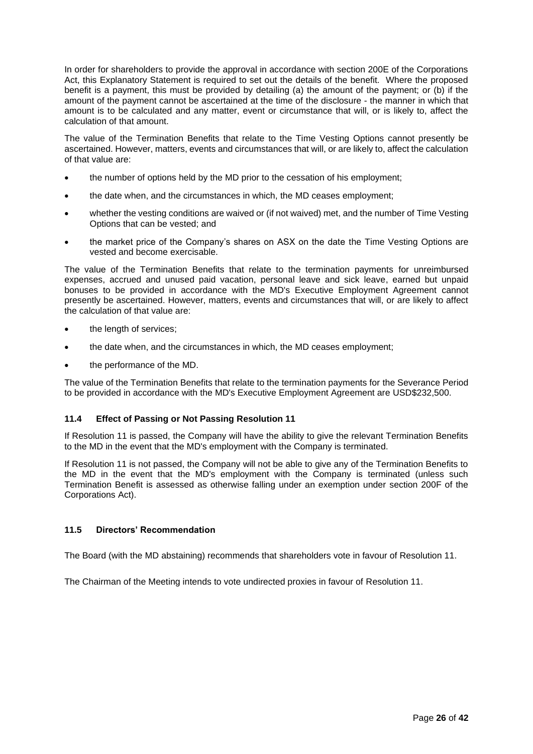In order for shareholders to provide the approval in accordance with section 200E of the Corporations Act, this Explanatory Statement is required to set out the details of the benefit. Where the proposed benefit is a payment, this must be provided by detailing (a) the amount of the payment; or (b) if the amount of the payment cannot be ascertained at the time of the disclosure - the manner in which that amount is to be calculated and any matter, event or circumstance that will, or is likely to, affect the calculation of that amount.

The value of the Termination Benefits that relate to the Time Vesting Options cannot presently be ascertained. However, matters, events and circumstances that will, or are likely to, affect the calculation of that value are:

- the number of options held by the MD prior to the cessation of his employment;
- the date when, and the circumstances in which, the MD ceases employment;
- whether the vesting conditions are waived or (if not waived) met, and the number of Time Vesting Options that can be vested; and
- the market price of the Company's shares on ASX on the date the Time Vesting Options are vested and become exercisable.

The value of the Termination Benefits that relate to the termination payments for unreimbursed expenses, accrued and unused paid vacation, personal leave and sick leave, earned but unpaid bonuses to be provided in accordance with the MD's Executive Employment Agreement cannot presently be ascertained. However, matters, events and circumstances that will, or are likely to affect the calculation of that value are:

- the length of services;
- the date when, and the circumstances in which, the MD ceases employment;
- the performance of the MD.

The value of the Termination Benefits that relate to the termination payments for the Severance Period to be provided in accordance with the MD's Executive Employment Agreement are USD$232,500.

### 11.4 Effect of Passing or Not Passing Resolution 11

If Resolution 11 is passed, the Company will have the ability to give the relevant Termination Benefits to the MD in the event that the MD's employment with the Company is terminated.

If Resolution 11 is not passed, the Company will not be able to give any of the Termination Benefits to the MD in the event that the MD's employment with the Company is terminated (unless such Termination Benefit is assessed as otherwise falling under an exemption under section 200F of the Corporations Act).

### 11.5 Directors' Recommendation

The Board (with the MD abstaining) recommends that shareholders vote in favour of Resolution 11.

The Chairman of the Meeting intends to vote undirected proxies in favour of Resolution 11.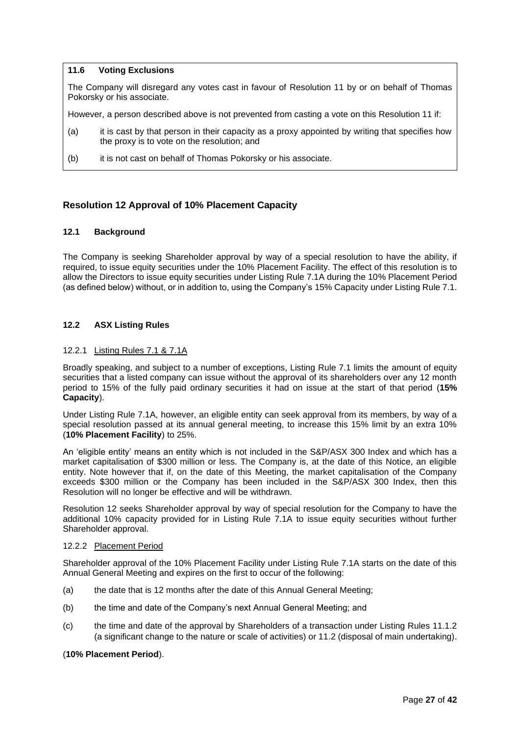**11.6 Voting Exclusions**

The Company will disregard any votes cast in favour of Resolution 11 by or on behalf of Thomas Pokorsky or his associate.

However, a person described above is not prevented from casting a vote on this Resolution 11 if:

(a) it is cast by that person in their capacity as a proxy appointed by writing that specifies how the proxy is to vote on the resolution; and

(b) it is not cast on behalf of Thomas Pokorsky or his associate.

## Resolution 12 Approval of 10% Placement Capacity

### 12.1 Background

The Company is seeking Shareholder approval by way of a special resolution to have the ability, if required, to issue equity securities under the 10% Placement Facility. The effect of this resolution is to allow the Directors to issue equity securities under Listing Rule 7.1A during the 10% Placement Period (as defined below) without, or in addition to, using the Company's 15% Capacity under Listing Rule 7.1.

### 12.2 ASX Listing Rules

#### 12.2.1 Listing Rules 7.1 & 7.1A

Broadly speaking, and subject to a number of exceptions, Listing Rule 7.1 limits the amount of equity securities that a listed company can issue without the approval of its shareholders over any 12 month period to 15% of the fully paid ordinary securities it had on issue at the start of that period (**15% Capacity**).

Under Listing Rule 7.1A, however, an eligible entity can seek approval from its members, by way of a special resolution passed at its annual general meeting, to increase this 15% limit by an extra 10% (**10% Placement Facility**) to 25%.

An 'eligible entity' means an entity which is not included in the S&P/ASX 300 Index and which has a market capitalisation of $300 million or less. The Company is, at the date of this Notice, an eligible entity. Note however that if, on the date of this Meeting, the market capitalisation of the Company exceeds $300 million or the Company has been included in the S&P/ASX 300 Index, then this Resolution will no longer be effective and will be withdrawn.

Resolution 12 seeks Shareholder approval by way of special resolution for the Company to have the additional 10% capacity provided for in Listing Rule 7.1A to issue equity securities without further Shareholder approval.

#### 12.2.2 Placement Period

Shareholder approval of the 10% Placement Facility under Listing Rule 7.1A starts on the date of this Annual General Meeting and expires on the first to occur of the following:

(a) the date that is 12 months after the date of this Annual General Meeting;

(b) the time and date of the Company's next Annual General Meeting; and

(c) the time and date of the approval by Shareholders of a transaction under Listing Rules 11.1.2 (a significant change to the nature or scale of activities) or 11.2 (disposal of main undertaking).

(**10% Placement Period**).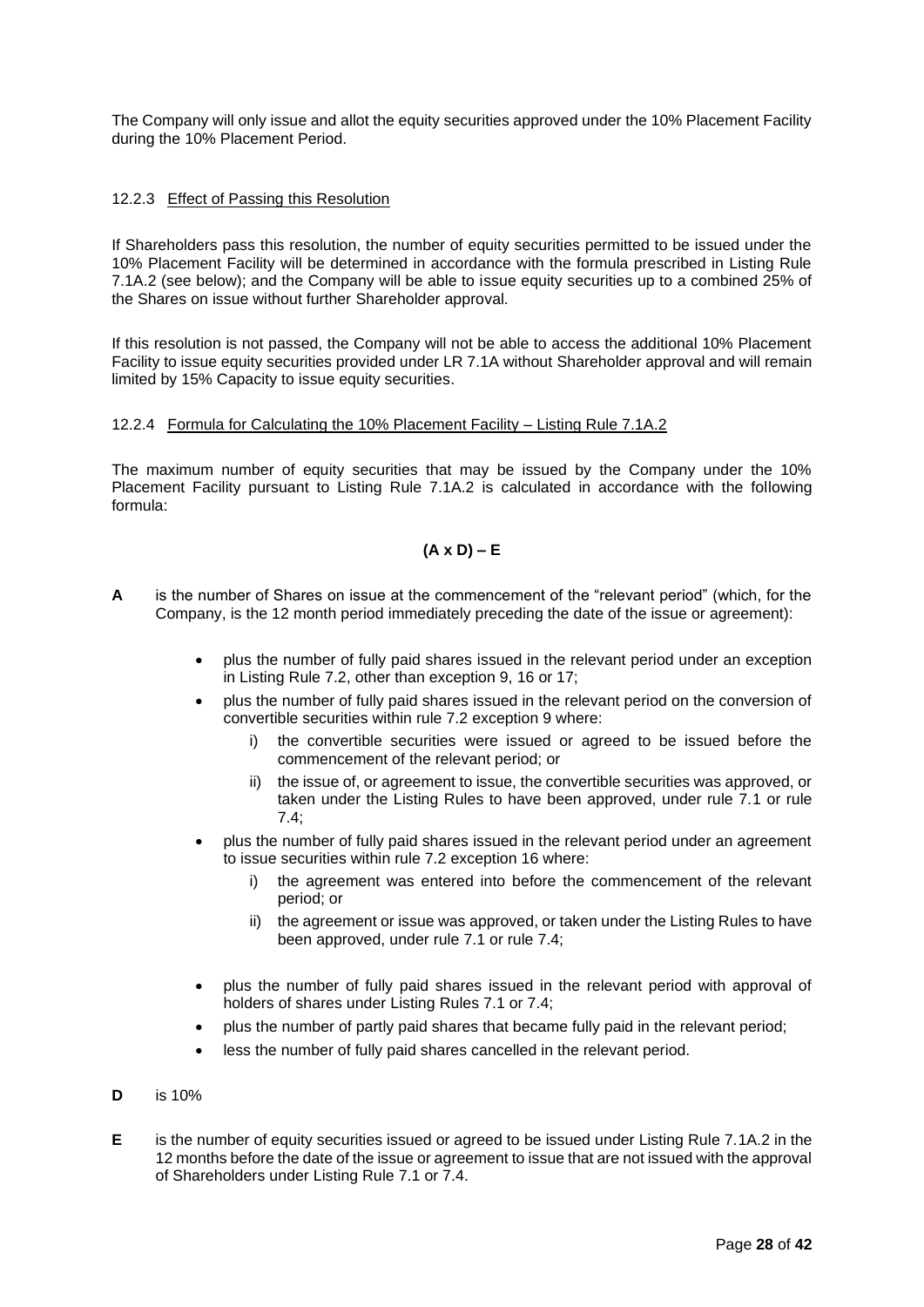The Company will only issue and allot the equity securities approved under the 10% Placement Facility during the 10% Placement Period.

#### 12.2.3 Effect of Passing this Resolution

If Shareholders pass this resolution, the number of equity securities permitted to be issued under the 10% Placement Facility will be determined in accordance with the formula prescribed in Listing Rule 7.1A.2 (see below); and the Company will be able to issue equity securities up to a combined 25% of the Shares on issue without further Shareholder approval.

If this resolution is not passed, the Company will not be able to access the additional 10% Placement Facility to issue equity securities provided under LR 7.1A without Shareholder approval and will remain limited by 15% Capacity to issue equity securities.

#### 12.2.4 Formula for Calculating the 10% Placement Facility – Listing Rule 7.1A.2

The maximum number of equity securities that may be issued by the Company under the 10% Placement Facility pursuant to Listing Rule 7.1A.2 is calculated in accordance with the following formula:

$$(A \times D) - E$$

**A** is the number of Shares on issue at the commencement of the "relevant period" (which, for the Company, is the 12 month period immediately preceding the date of the issue or agreement):

- plus the number of fully paid shares issued in the relevant period under an exception in Listing Rule 7.2, other than exception 9, 16 or 17;
- plus the number of fully paid shares issued in the relevant period on the conversion of convertible securities within rule 7.2 exception 9 where:
  - i) the convertible securities were issued or agreed to be issued before the commencement of the relevant period; or
  - ii) the issue of, or agreement to issue, the convertible securities was approved, or taken under the Listing Rules to have been approved, under rule 7.1 or rule 7.4;
- plus the number of fully paid shares issued in the relevant period under an agreement to issue securities within rule 7.2 exception 16 where:
  - i) the agreement was entered into before the commencement of the relevant period; or
  - ii) the agreement or issue was approved, or taken under the Listing Rules to have been approved, under rule 7.1 or rule 7.4;
- plus the number of fully paid shares issued in the relevant period with approval of holders of shares under Listing Rules 7.1 or 7.4;
- plus the number of partly paid shares that became fully paid in the relevant period;
- less the number of fully paid shares cancelled in the relevant period.

**D** is 10%

**E** is the number of equity securities issued or agreed to be issued under Listing Rule 7.1A.2 in the 12 months before the date of the issue or agreement to issue that are not issued with the approval of Shareholders under Listing Rule 7.1 or 7.4.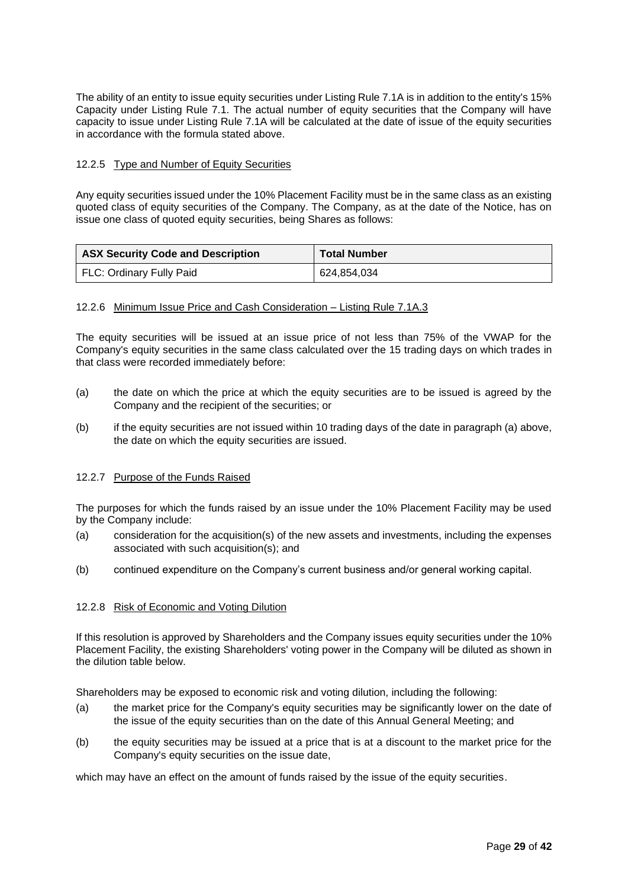The ability of an entity to issue equity securities under Listing Rule 7.1A is in addition to the entity's 15% Capacity under Listing Rule 7.1. The actual number of equity securities that the Company will have capacity to issue under Listing Rule 7.1A will be calculated at the date of issue of the equity securities in accordance with the formula stated above.

#### 12.2.5 Type and Number of Equity Securities

Any equity securities issued under the 10% Placement Facility must be in the same class as an existing quoted class of equity securities of the Company. The Company, as at the date of the Notice, has on issue one class of quoted equity securities, being Shares as follows:

| ASX Security Code and Description | Total Number |
|---|---|
| FLC: Ordinary Fully Paid | 624,854,034 |

#### 12.2.6 Minimum Issue Price and Cash Consideration – Listing Rule 7.1A.3

The equity securities will be issued at an issue price of not less than 75% of the VWAP for the Company's equity securities in the same class calculated over the 15 trading days on which trades in that class were recorded immediately before:

(a) the date on which the price at which the equity securities are to be issued is agreed by the Company and the recipient of the securities; or

(b) if the equity securities are not issued within 10 trading days of the date in paragraph (a) above, the date on which the equity securities are issued.

#### 12.2.7 Purpose of the Funds Raised

The purposes for which the funds raised by an issue under the 10% Placement Facility may be used by the Company include:

(a) consideration for the acquisition(s) of the new assets and investments, including the expenses associated with such acquisition(s); and

(b) continued expenditure on the Company's current business and/or general working capital.

#### 12.2.8 Risk of Economic and Voting Dilution

If this resolution is approved by Shareholders and the Company issues equity securities under the 10% Placement Facility, the existing Shareholders' voting power in the Company will be diluted as shown in the dilution table below.

Shareholders may be exposed to economic risk and voting dilution, including the following:

(a) the market price for the Company's equity securities may be significantly lower on the date of the issue of the equity securities than on the date of this Annual General Meeting; and

(b) the equity securities may be issued at a price that is at a discount to the market price for the Company's equity securities on the issue date,

which may have an effect on the amount of funds raised by the issue of the equity securities.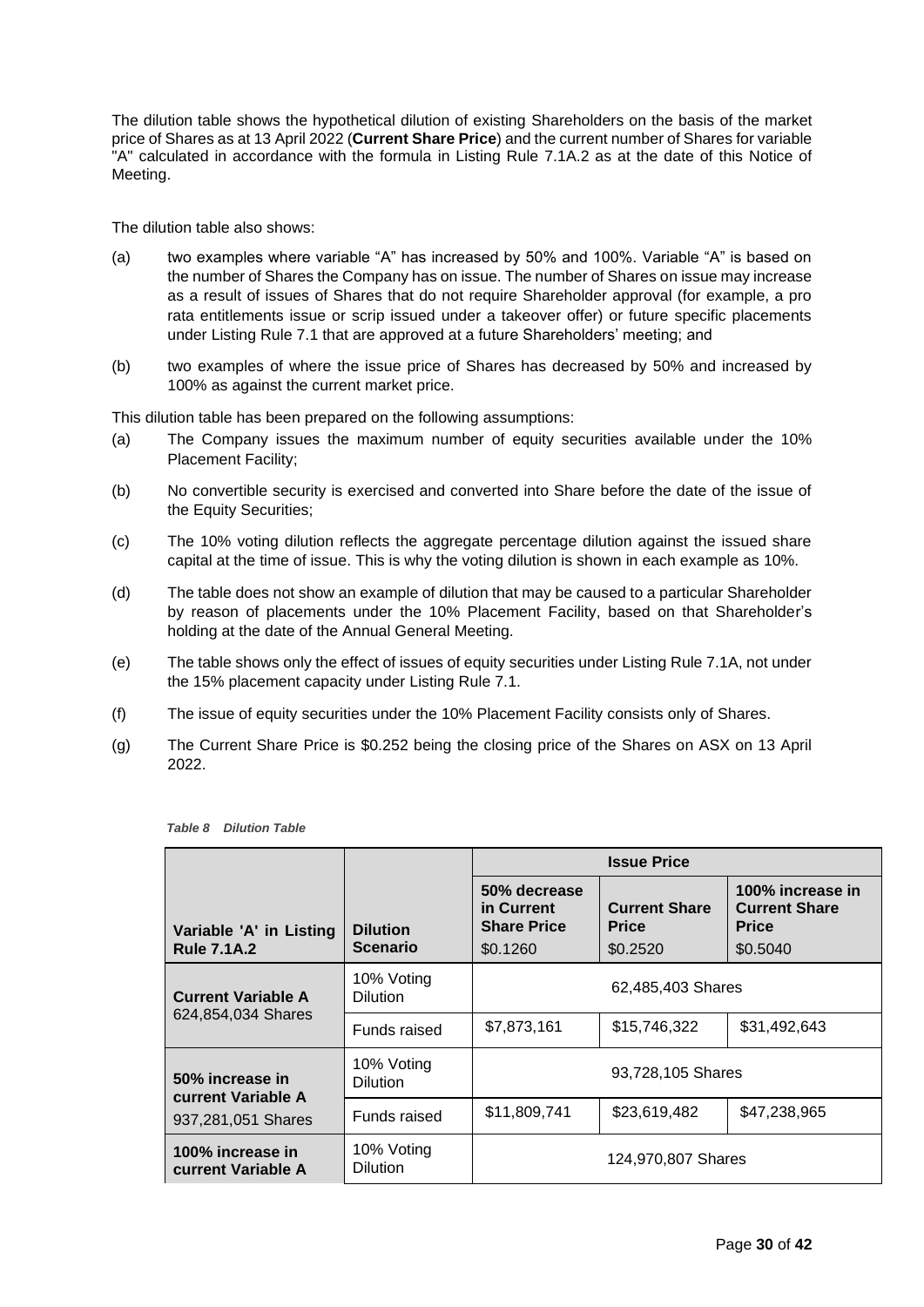The dilution table shows the hypothetical dilution of existing Shareholders on the basis of the market price of Shares as at 13 April 2022 (**Current Share Price**) and the current number of Shares for variable "A" calculated in accordance with the formula in Listing Rule 7.1A.2 as at the date of this Notice of Meeting.

The dilution table also shows:

(a) two examples where variable "A" has increased by 50% and 100%. Variable "A" is based on the number of Shares the Company has on issue. The number of Shares on issue may increase as a result of issues of Shares that do not require Shareholder approval (for example, a pro rata entitlements issue or scrip issued under a takeover offer) or future specific placements under Listing Rule 7.1 that are approved at a future Shareholders' meeting; and

(b) two examples of where the issue price of Shares has decreased by 50% and increased by 100% as against the current market price.

This dilution table has been prepared on the following assumptions:

(a) The Company issues the maximum number of equity securities available under the 10% Placement Facility;

(b) No convertible security is exercised and converted into Share before the date of the issue of the Equity Securities;

(c) The 10% voting dilution reflects the aggregate percentage dilution against the issued share capital at the time of issue. This is why the voting dilution is shown in each example as 10%.

(d) The table does not show an example of dilution that may be caused to a particular Shareholder by reason of placements under the 10% Placement Facility, based on that Shareholder's holding at the date of the Annual General Meeting.

(e) The table shows only the effect of issues of equity securities under Listing Rule 7.1A, not under the 15% placement capacity under Listing Rule 7.1.

(f) The issue of equity securities under the 10% Placement Facility consists only of Shares.

(g) The Current Share Price is $0.252 being the closing price of the Shares on ASX on 13 April 2022.

*Table 8 Dilution Table*

| | | **Issue Price** | | |
|---|---|---|---|---|
| **Variable 'A' in Listing Rule 7.1A.2** | **Dilution Scenario** | **50% decrease in Current Share Price** $0.1260 | **Current Share Price** $0.2520 | **100% increase in Current Share Price** $0.5040 |
| **Current Variable A** 624,854,034 Shares | 10% Voting Dilution | 62,485,403 Shares | | |
| | Funds raised | $7,873,161 | $15,746,322 | $31,492,643 |
| **50% increase in current Variable A** 937,281,051 Shares | 10% Voting Dilution | 93,728,105 Shares | | |
| | Funds raised | $11,809,741 | $23,619,482 | $47,238,965 |
| **100% increase in current Variable A** | 10% Voting Dilution | 124,970,807 Shares | | |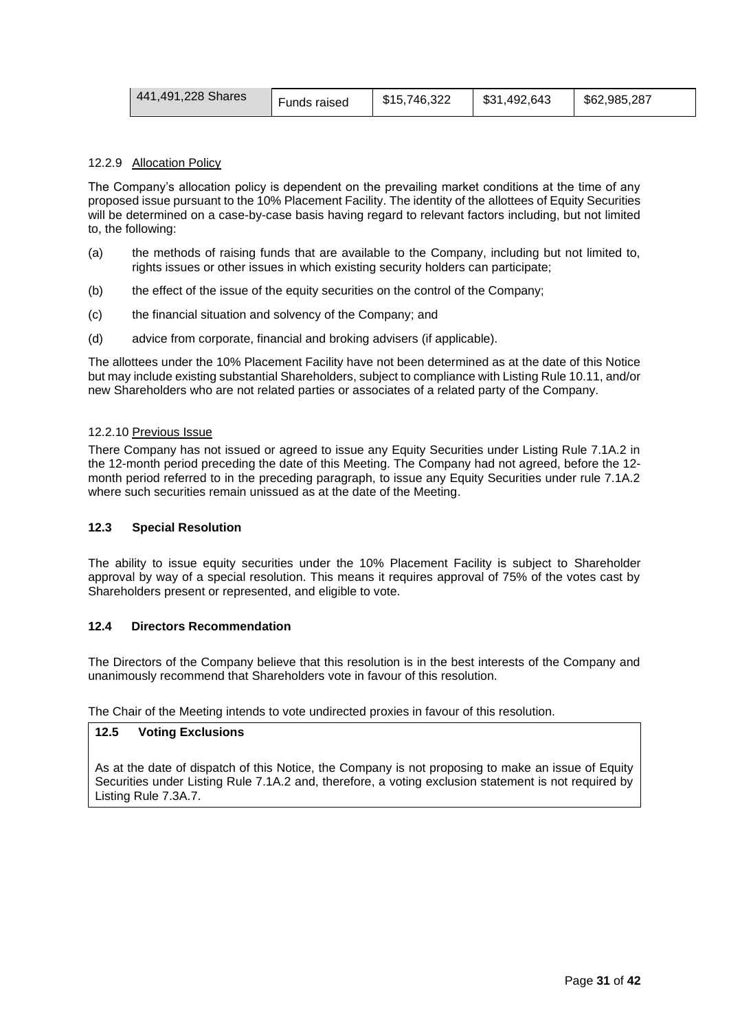| 441,491,228 Shares | Funds raised | $15,746,322 | $31,492,643 | $62,985,287 |
|---|---|---|---|---|

12.2.9 Allocation Policy

The Company's allocation policy is dependent on the prevailing market conditions at the time of any proposed issue pursuant to the 10% Placement Facility. The identity of the allottees of Equity Securities will be determined on a case-by-case basis having regard to relevant factors including, but not limited to, the following:

(a) the methods of raising funds that are available to the Company, including but not limited to, rights issues or other issues in which existing security holders can participate;

(b) the effect of the issue of the equity securities on the control of the Company;

(c) the financial situation and solvency of the Company; and

(d) advice from corporate, financial and broking advisers (if applicable).

The allottees under the 10% Placement Facility have not been determined as at the date of this Notice but may include existing substantial Shareholders, subject to compliance with Listing Rule 10.11, and/or new Shareholders who are not related parties or associates of a related party of the Company.

12.2.10 Previous Issue

There Company has not issued or agreed to issue any Equity Securities under Listing Rule 7.1A.2 in the 12-month period preceding the date of this Meeting. The Company had not agreed, before the 12-month period referred to in the preceding paragraph, to issue any Equity Securities under rule 7.1A.2 where such securities remain unissued as at the date of the Meeting.

### 12.3 Special Resolution

The ability to issue equity securities under the 10% Placement Facility is subject to Shareholder approval by way of a special resolution. This means it requires approval of 75% of the votes cast by Shareholders present or represented, and eligible to vote.

### 12.4 Directors Recommendation

The Directors of the Company believe that this resolution is in the best interests of the Company and unanimously recommend that Shareholders vote in favour of this resolution.

The Chair of the Meeting intends to vote undirected proxies in favour of this resolution.

### 12.5 Voting Exclusions

As at the date of dispatch of this Notice, the Company is not proposing to make an issue of Equity Securities under Listing Rule 7.1A.2 and, therefore, a voting exclusion statement is not required by Listing Rule 7.3A.7.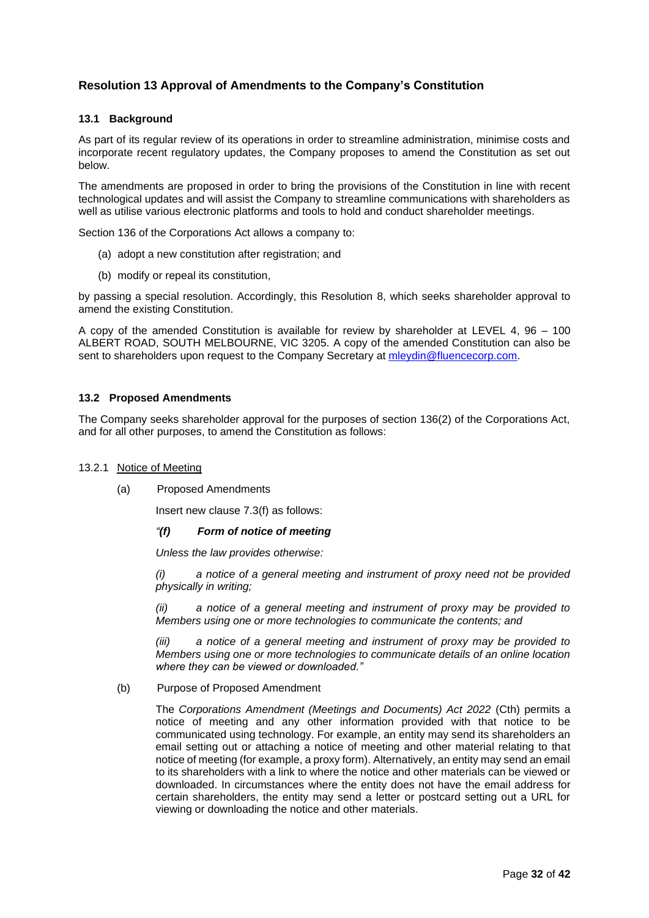## Resolution 13 Approval of Amendments to the Company's Constitution

### 13.1 Background

As part of its regular review of its operations in order to streamline administration, minimise costs and incorporate recent regulatory updates, the Company proposes to amend the Constitution as set out below.

The amendments are proposed in order to bring the provisions of the Constitution in line with recent technological updates and will assist the Company to streamline communications with shareholders as well as utilise various electronic platforms and tools to hold and conduct shareholder meetings.

Section 136 of the Corporations Act allows a company to:

(a) adopt a new constitution after registration; and

(b) modify or repeal its constitution,

by passing a special resolution. Accordingly, this Resolution 8, which seeks shareholder approval to amend the existing Constitution.

A copy of the amended Constitution is available for review by shareholder at LEVEL 4, 96 – 100 ALBERT ROAD, SOUTH MELBOURNE, VIC 3205. A copy of the amended Constitution can also be sent to shareholders upon request to the Company Secretary at mleydin@fluencecorp.com.

### 13.2 Proposed Amendments

The Company seeks shareholder approval for the purposes of section 136(2) of the Corporations Act, and for all other purposes, to amend the Constitution as follows:

13.2.1 Notice of Meeting

(a) Proposed Amendments

Insert new clause 7.3(f) as follows:

*"(f) **Form of notice of meeting***

*Unless the law provides otherwise:*

*(i) a notice of a general meeting and instrument of proxy need not be provided physically in writing;*

*(ii) a notice of a general meeting and instrument of proxy may be provided to Members using one or more technologies to communicate the contents; and*

*(iii) a notice of a general meeting and instrument of proxy may be provided to Members using one or more technologies to communicate details of an online location where they can be viewed or downloaded."*

(b) Purpose of Proposed Amendment

The *Corporations Amendment (Meetings and Documents) Act 2022* (Cth) permits a notice of meeting and any other information provided with that notice to be communicated using technology. For example, an entity may send its shareholders an email setting out or attaching a notice of meeting and other material relating to that notice of meeting (for example, a proxy form). Alternatively, an entity may send an email to its shareholders with a link to where the notice and other materials can be viewed or downloaded. In circumstances where the entity does not have the email address for certain shareholders, the entity may send a letter or postcard setting out a URL for viewing or downloading the notice and other materials.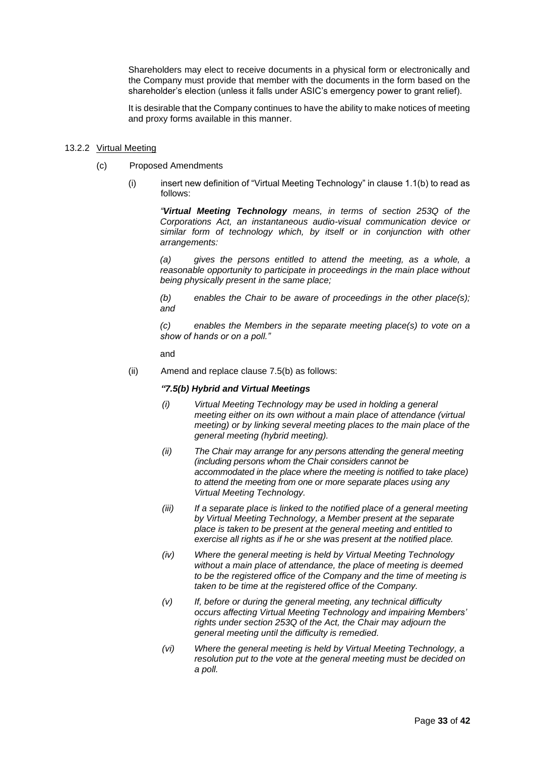Shareholders may elect to receive documents in a physical form or electronically and the Company must provide that member with the documents in the form based on the shareholder's election (unless it falls under ASIC's emergency power to grant relief).

It is desirable that the Company continues to have the ability to make notices of meeting and proxy forms available in this manner.

### 13.2.2 Virtual Meeting

(c) Proposed Amendments

(i) insert new definition of "Virtual Meeting Technology" in clause 1.1(b) to read as follows:

*"**Virtual Meeting Technology** means, in terms of section 253Q of the Corporations Act, an instantaneous audio-visual communication device or similar form of technology which, by itself or in conjunction with other arrangements:*

*(a) gives the persons entitled to attend the meeting, as a whole, a reasonable opportunity to participate in proceedings in the main place without being physically present in the same place;*

*(b) enables the Chair to be aware of proceedings in the other place(s); and*

*(c) enables the Members in the separate meeting place(s) to vote on a show of hands or on a poll."*

and

(ii) Amend and replace clause 7.5(b) as follows:

***"7.5(b) Hybrid and Virtual Meetings***

*(i) Virtual Meeting Technology may be used in holding a general meeting either on its own without a main place of attendance (virtual meeting) or by linking several meeting places to the main place of the general meeting (hybrid meeting).*

*(ii) The Chair may arrange for any persons attending the general meeting (including persons whom the Chair considers cannot be accommodated in the place where the meeting is notified to take place) to attend the meeting from one or more separate places using any Virtual Meeting Technology.*

*(iii) If a separate place is linked to the notified place of a general meeting by Virtual Meeting Technology, a Member present at the separate place is taken to be present at the general meeting and entitled to exercise all rights as if he or she was present at the notified place.*

*(iv) Where the general meeting is held by Virtual Meeting Technology without a main place of attendance, the place of meeting is deemed to be the registered office of the Company and the time of meeting is taken to be time at the registered office of the Company.*

*(v) If, before or during the general meeting, any technical difficulty occurs affecting Virtual Meeting Technology and impairing Members' rights under section 253Q of the Act, the Chair may adjourn the general meeting until the difficulty is remedied.*

*(vi) Where the general meeting is held by Virtual Meeting Technology, a resolution put to the vote at the general meeting must be decided on a poll.*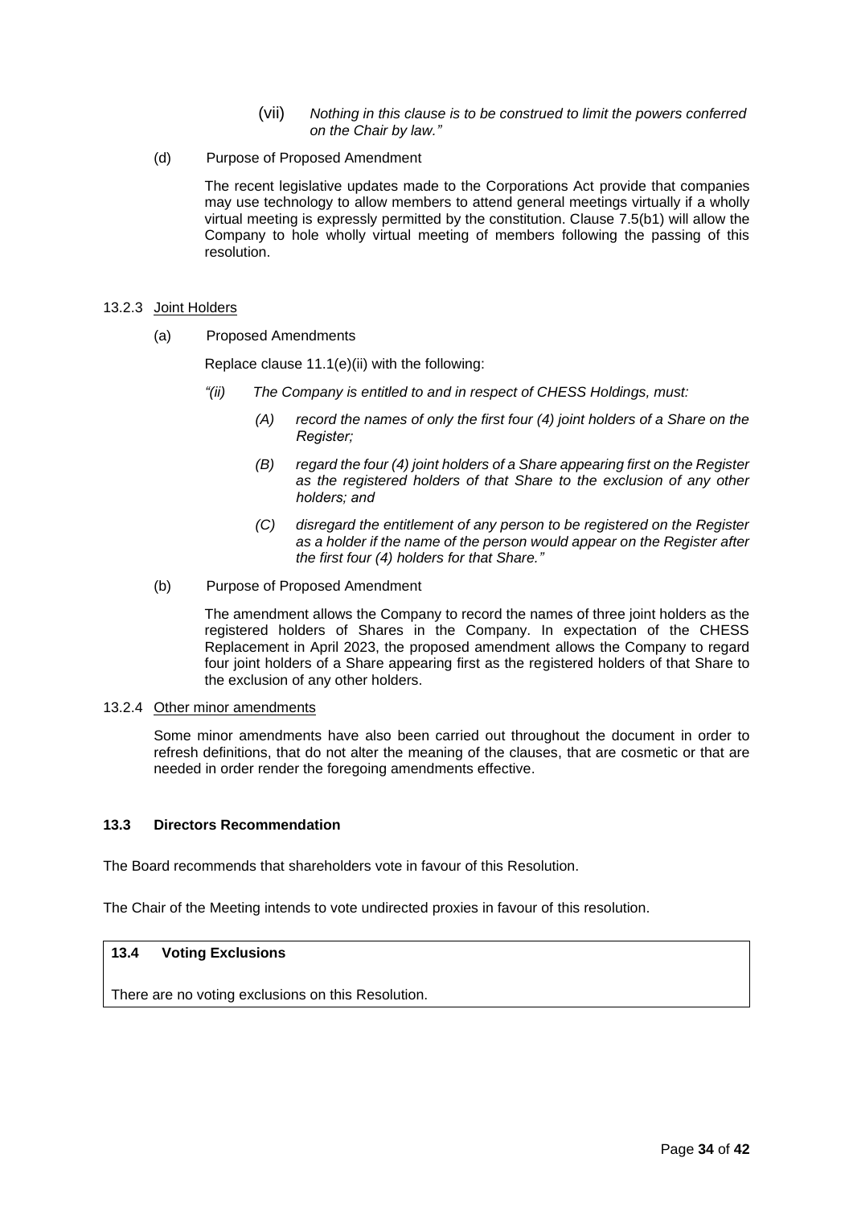(vii) *Nothing in this clause is to be construed to limit the powers conferred on the Chair by law."*

(d) Purpose of Proposed Amendment

The recent legislative updates made to the Corporations Act provide that companies may use technology to allow members to attend general meetings virtually if a wholly virtual meeting is expressly permitted by the constitution. Clause 7.5(b1) will allow the Company to hole wholly virtual meeting of members following the passing of this resolution.

13.2.3 Joint Holders

(a) Proposed Amendments

Replace clause 11.1(e)(ii) with the following:

*"(ii) The Company is entitled to and in respect of CHESS Holdings, must:*

*(A) record the names of only the first four (4) joint holders of a Share on the Register;*

*(B) regard the four (4) joint holders of a Share appearing first on the Register as the registered holders of that Share to the exclusion of any other holders; and*

*(C) disregard the entitlement of any person to be registered on the Register as a holder if the name of the person would appear on the Register after the first four (4) holders for that Share."*

(b) Purpose of Proposed Amendment

The amendment allows the Company to record the names of three joint holders as the registered holders of Shares in the Company. In expectation of the CHESS Replacement in April 2023, the proposed amendment allows the Company to regard four joint holders of a Share appearing first as the registered holders of that Share to the exclusion of any other holders.

13.2.4 Other minor amendments

Some minor amendments have also been carried out throughout the document in order to refresh definitions, that do not alter the meaning of the clauses, that are cosmetic or that are needed in order render the foregoing amendments effective.

### 13.3 Directors Recommendation

The Board recommends that shareholders vote in favour of this Resolution.

The Chair of the Meeting intends to vote undirected proxies in favour of this resolution.

### 13.4 Voting Exclusions

There are no voting exclusions on this Resolution.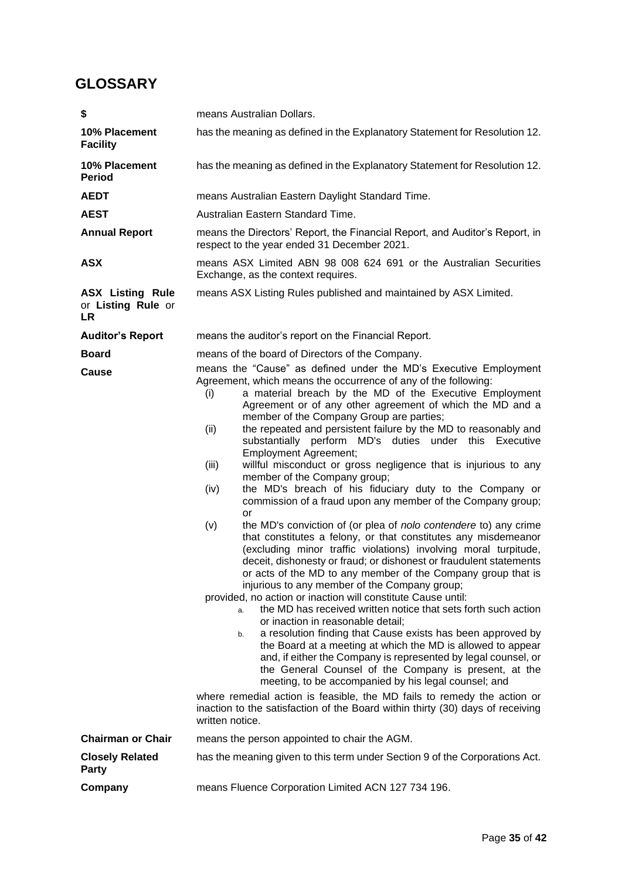## GLOSSARY

| | |
|---|---|
| **$** | means Australian Dollars. |
| **10% Placement Facility** | has the meaning as defined in the Explanatory Statement for Resolution 12. |
| **10% Placement Period** | has the meaning as defined in the Explanatory Statement for Resolution 12. |
| **AEDT** | means Australian Eastern Daylight Standard Time. |
| **AEST** | Australian Eastern Standard Time. |
| **Annual Report** | means the Directors' Report, the Financial Report, and Auditor's Report, in respect to the year ended 31 December 2021. |
| **ASX** | means ASX Limited ABN 98 008 624 691 or the Australian Securities Exchange, as the context requires. |
| **ASX Listing Rule** or **Listing Rule** or **LR** | means ASX Listing Rules published and maintained by ASX Limited. |
| **Auditor's Report** | means the auditor's report on the Financial Report. |
| **Board** | means of the board of Directors of the Company. |

**Cause** means the "Cause" as defined under the MD's Executive Employment Agreement, which means the occurrence of any of the following:

(i) a material breach by the MD of the Executive Employment Agreement or of any other agreement of which the MD and a member of the Company Group are parties;

(ii) the repeated and persistent failure by the MD to reasonably and substantially perform MD's duties under this Executive Employment Agreement;

(iii) willful misconduct or gross negligence that is injurious to any member of the Company group;

(iv) the MD's breach of his fiduciary duty to the Company or commission of a fraud upon any member of the Company group; or

(v) the MD's conviction of (or plea of *nolo contendere* to) any crime that constitutes a felony, or that constitutes any misdemeanor (excluding minor traffic violations) involving moral turpitude, deceit, dishonesty or fraud; or dishonest or fraudulent statements or acts of the MD to any member of the Company group that is injurious to any member of the Company group;

provided, no action or inaction will constitute Cause until:

a. the MD has received written notice that sets forth such action or inaction in reasonable detail;

b. a resolution finding that Cause exists has been approved by the Board at a meeting at which the MD is allowed to appear and, if either the Company is represented by legal counsel, or the General Counsel of the Company is present, at the meeting, to be accompanied by his legal counsel; and

where remedial action is feasible, the MD fails to remedy the action or inaction to the satisfaction of the Board within thirty (30) days of receiving written notice.

| | |
|---|---|
| **Chairman or Chair** | means the person appointed to chair the AGM. |
| **Closely Related Party** | has the meaning given to this term under Section 9 of the Corporations Act. |
| **Company** | means Fluence Corporation Limited ACN 127 734 196. |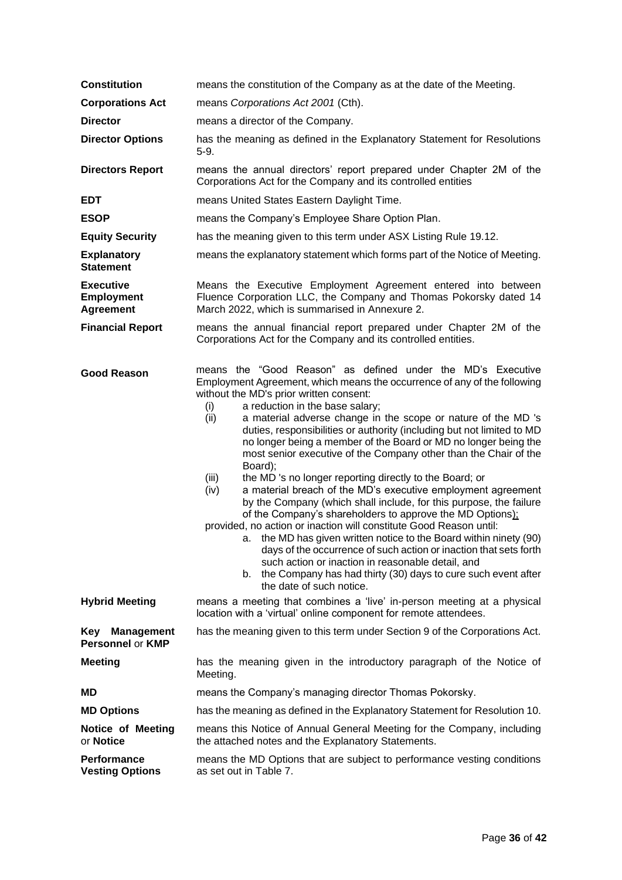| | |
|---|---|
| **Constitution** | means the constitution of the Company as at the date of the Meeting. |
| **Corporations Act** | means *Corporations Act 2001* (Cth). |
| **Director** | means a director of the Company. |
| **Director Options** | has the meaning as defined in the Explanatory Statement for Resolutions 5-9. |
| **Directors Report** | means the annual directors' report prepared under Chapter 2M of the Corporations Act for the Company and its controlled entities |
| **EDT** | means United States Eastern Daylight Time. |
| **ESOP** | means the Company's Employee Share Option Plan. |
| **Equity Security** | has the meaning given to this term under ASX Listing Rule 19.12. |
| **Explanatory Statement** | means the explanatory statement which forms part of the Notice of Meeting. |
| **Executive Employment Agreement** | Means the Executive Employment Agreement entered into between Fluence Corporation LLC, the Company and Thomas Pokorsky dated 14 March 2022, which is summarised in Annexure 2. |
| **Financial Report** | means the annual financial report prepared under Chapter 2M of the Corporations Act for the Company and its controlled entities. |
| **Good Reason** | means the "Good Reason" as defined under the MD's Executive Employment Agreement, which means the occurrence of any of the following without the MD's prior written consent:<br>(i) a reduction in the base salary;<br>(ii) a material adverse change in the scope or nature of the MD 's duties, responsibilities or authority (including but not limited to MD no longer being a member of the Board or MD no longer being the most senior executive of the Company other than the Chair of the Board);<br>(iii) the MD 's no longer reporting directly to the Board; or<br>(iv) a material breach of the MD's executive employment agreement by the Company (which shall include, for this purpose, the failure of the Company's shareholders to approve the MD Options);<br>provided, no action or inaction will constitute Good Reason until:<br>a. the MD has given written notice to the Board within ninety (90) days of the occurrence of such action or inaction that sets forth such action or inaction in reasonable detail, and<br>b. the Company has had thirty (30) days to cure such event after the date of such notice. |
| **Hybrid Meeting** | means a meeting that combines a 'live' in-person meeting at a physical location with a 'virtual' online component for remote attendees. |
| **Key Management Personnel** or **KMP** | has the meaning given to this term under Section 9 of the Corporations Act. |
| **Meeting** | has the meaning given in the introductory paragraph of the Notice of Meeting. |
| **MD** | means the Company's managing director Thomas Pokorsky. |
| **MD Options** | has the meaning as defined in the Explanatory Statement for Resolution 10. |
| **Notice of Meeting** or **Notice** | means this Notice of Annual General Meeting for the Company, including the attached notes and the Explanatory Statements. |
| **Performance Vesting Options** | means the MD Options that are subject to performance vesting conditions as set out in Table 7. |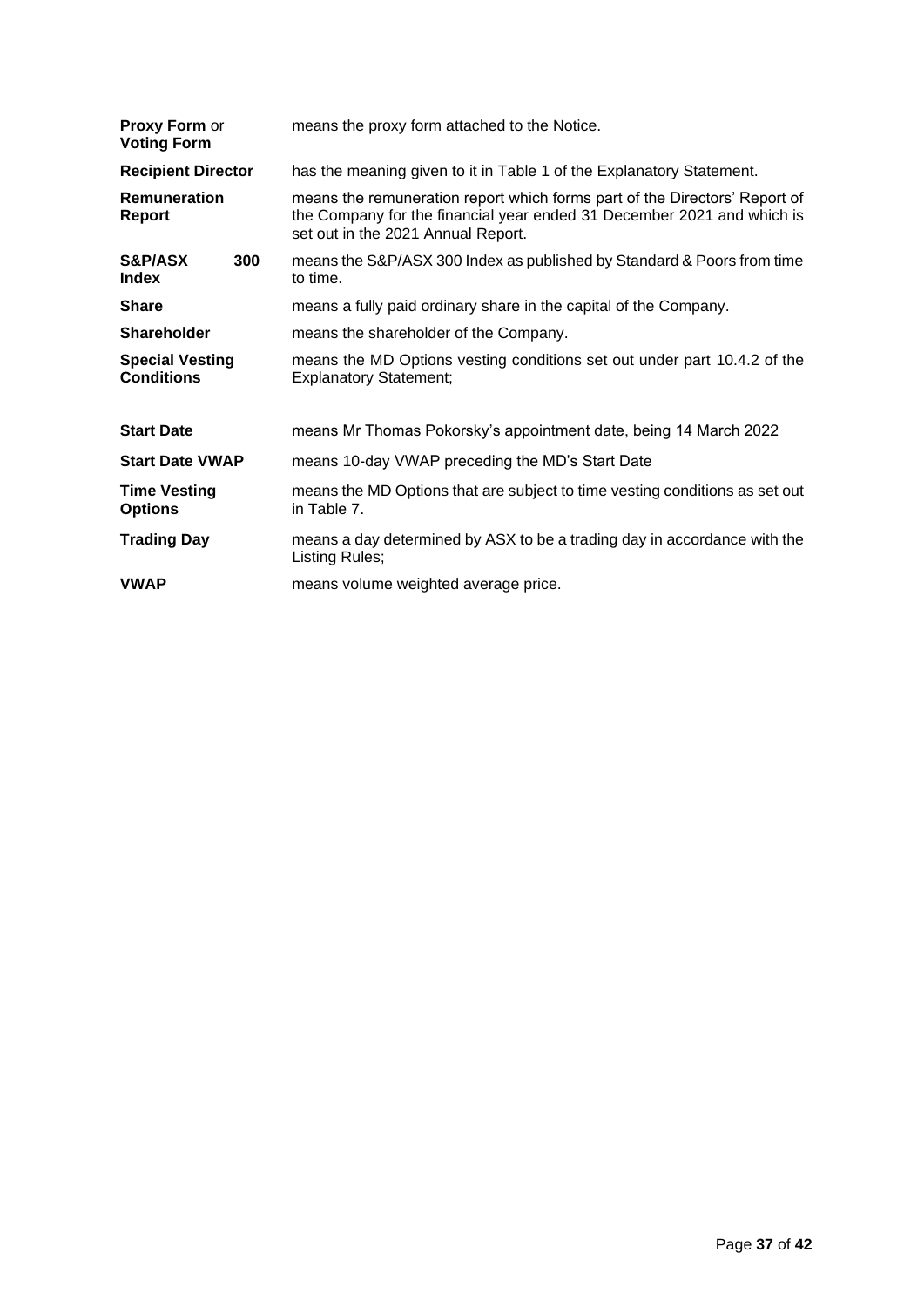| | |
|---|---|
| **Proxy Form** or **Voting Form** | means the proxy form attached to the Notice. |
| **Recipient Director** | has the meaning given to it in Table 1 of the Explanatory Statement. |
| **Remuneration Report** | means the remuneration report which forms part of the Directors' Report of the Company for the financial year ended 31 December 2021 and which is set out in the 2021 Annual Report. |
| **S&P/ASX 300 Index** | means the S&P/ASX 300 Index as published by Standard & Poors from time to time. |
| **Share** | means a fully paid ordinary share in the capital of the Company. |
| **Shareholder** | means the shareholder of the Company. |
| **Special Vesting Conditions** | means the MD Options vesting conditions set out under part 10.4.2 of the Explanatory Statement; |
| **Start Date** | means Mr Thomas Pokorsky's appointment date, being 14 March 2022 |
| **Start Date VWAP** | means 10-day VWAP preceding the MD's Start Date |
| **Time Vesting Options** | means the MD Options that are subject to time vesting conditions as set out in Table 7. |
| **Trading Day** | means a day determined by ASX to be a trading day in accordance with the Listing Rules; |
| **VWAP** | means volume weighted average price. |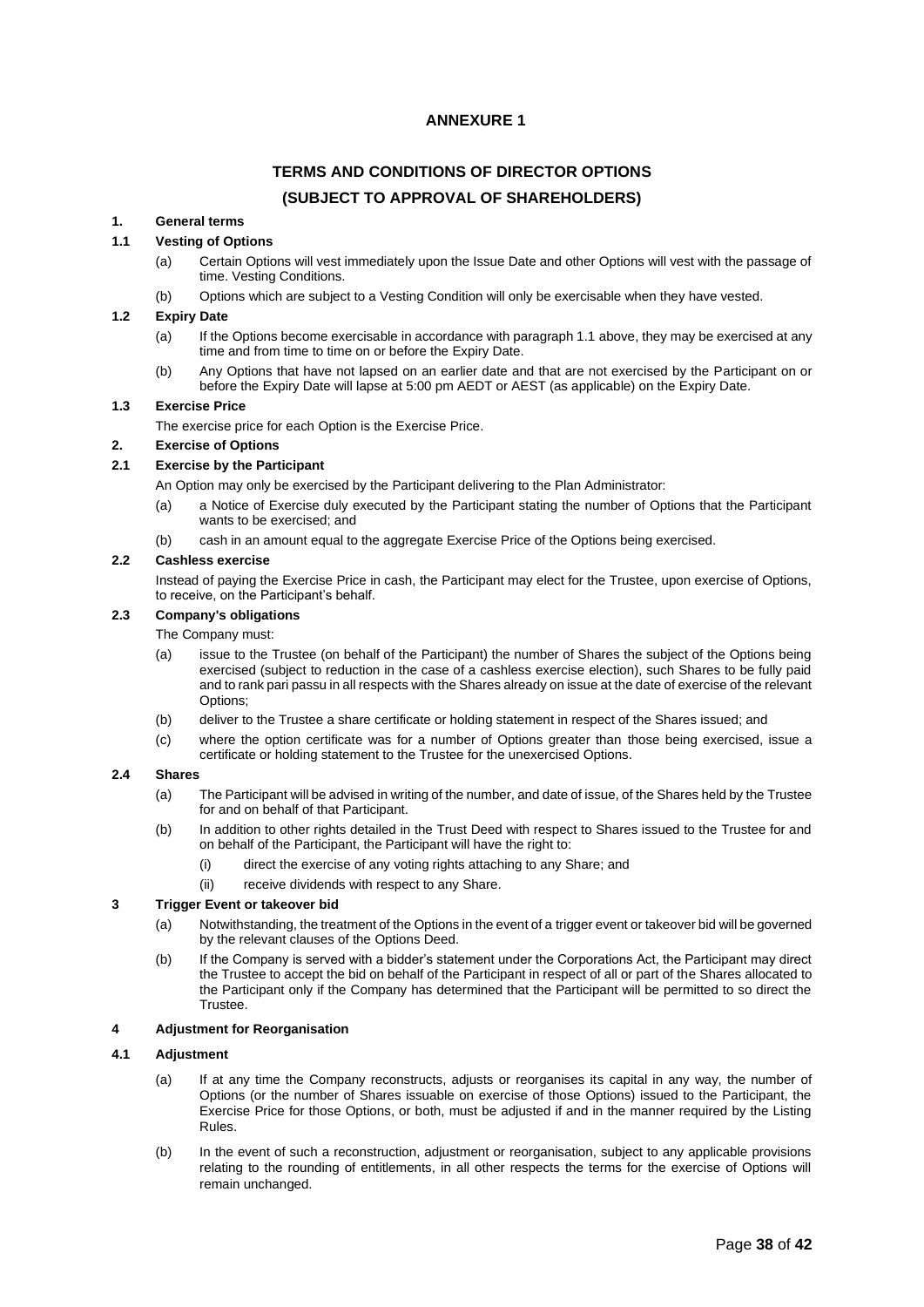# ANNEXURE 1

## TERMS AND CONDITIONS OF DIRECTOR OPTIONS

## (SUBJECT TO APPROVAL OF SHAREHOLDERS)

**1. General terms**

**1.1 Vesting of Options**

(a) Certain Options will vest immediately upon the Issue Date and other Options will vest with the passage of time. Vesting Conditions.

(b) Options which are subject to a Vesting Condition will only be exercisable when they have vested.

**1.2 Expiry Date**

(a) If the Options become exercisable in accordance with paragraph 1.1 above, they may be exercised at any time and from time to time on or before the Expiry Date.

(b) Any Options that have not lapsed on an earlier date and that are not exercised by the Participant on or before the Expiry Date will lapse at 5:00 pm AEDT or AEST (as applicable) on the Expiry Date.

**1.3 Exercise Price**

The exercise price for each Option is the Exercise Price.

**2. Exercise of Options**

**2.1 Exercise by the Participant**

An Option may only be exercised by the Participant delivering to the Plan Administrator:

(a) a Notice of Exercise duly executed by the Participant stating the number of Options that the Participant wants to be exercised; and

(b) cash in an amount equal to the aggregate Exercise Price of the Options being exercised.

**2.2 Cashless exercise**

Instead of paying the Exercise Price in cash, the Participant may elect for the Trustee, upon exercise of Options, to receive, on the Participant's behalf.

**2.3 Company's obligations**

The Company must:

(a) issue to the Trustee (on behalf of the Participant) the number of Shares the subject of the Options being exercised (subject to reduction in the case of a cashless exercise election), such Shares to be fully paid and to rank pari passu in all respects with the Shares already on issue at the date of exercise of the relevant Options;

(b) deliver to the Trustee a share certificate or holding statement in respect of the Shares issued; and

(c) where the option certificate was for a number of Options greater than those being exercised, issue a certificate or holding statement to the Trustee for the unexercised Options.

**2.4 Shares**

(a) The Participant will be advised in writing of the number, and date of issue, of the Shares held by the Trustee for and on behalf of that Participant.

(b) In addition to other rights detailed in the Trust Deed with respect to Shares issued to the Trustee for and on behalf of the Participant, the Participant will have the right to:

(i) direct the exercise of any voting rights attaching to any Share; and

(ii) receive dividends with respect to any Share.

**3 Trigger Event or takeover bid**

(a) Notwithstanding, the treatment of the Options in the event of a trigger event or takeover bid will be governed by the relevant clauses of the Options Deed.

(b) If the Company is served with a bidder's statement under the Corporations Act, the Participant may direct the Trustee to accept the bid on behalf of the Participant in respect of all or part of the Shares allocated to the Participant only if the Company has determined that the Participant will be permitted to so direct the Trustee.

**4 Adjustment for Reorganisation**

**4.1 Adjustment**

(a) If at any time the Company reconstructs, adjusts or reorganises its capital in any way, the number of Options (or the number of Shares issuable on exercise of those Options) issued to the Participant, the Exercise Price for those Options, or both, must be adjusted if and in the manner required by the Listing Rules.

(b) In the event of such a reconstruction, adjustment or reorganisation, subject to any applicable provisions relating to the rounding of entitlements, in all other respects the terms for the exercise of Options will remain unchanged.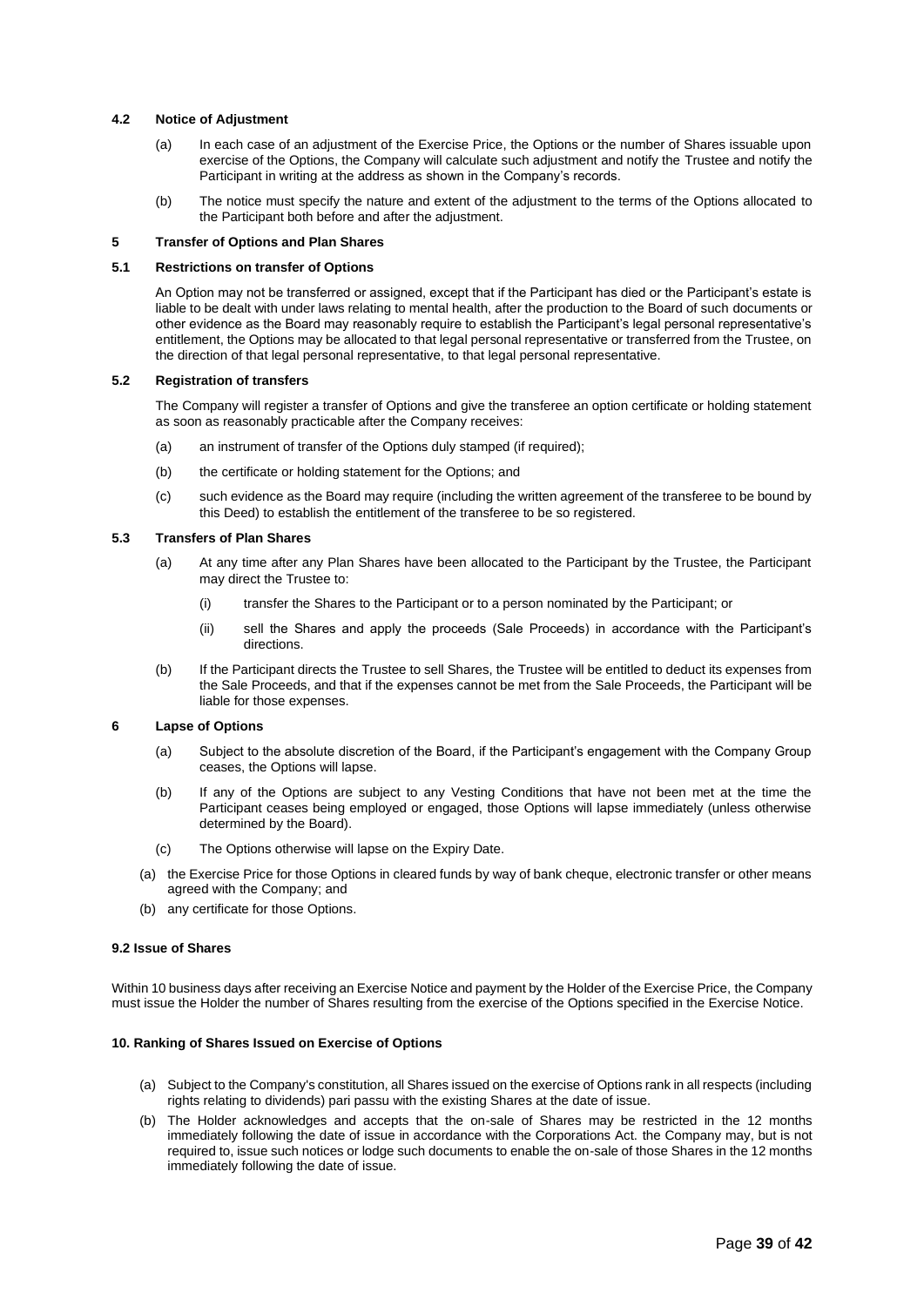**4.2 Notice of Adjustment**

(a) In each case of an adjustment of the Exercise Price, the Options or the number of Shares issuable upon exercise of the Options, the Company will calculate such adjustment and notify the Trustee and notify the Participant in writing at the address as shown in the Company's records.

(b) The notice must specify the nature and extent of the adjustment to the terms of the Options allocated to the Participant both before and after the adjustment.

**5 Transfer of Options and Plan Shares**

**5.1 Restrictions on transfer of Options**

An Option may not be transferred or assigned, except that if the Participant has died or the Participant's estate is liable to be dealt with under laws relating to mental health, after the production to the Board of such documents or other evidence as the Board may reasonably require to establish the Participant's legal personal representative's entitlement, the Options may be allocated to that legal personal representative or transferred from the Trustee, on the direction of that legal personal representative, to that legal personal representative.

**5.2 Registration of transfers**

The Company will register a transfer of Options and give the transferee an option certificate or holding statement as soon as reasonably practicable after the Company receives:

(a) an instrument of transfer of the Options duly stamped (if required);

(b) the certificate or holding statement for the Options; and

(c) such evidence as the Board may require (including the written agreement of the transferee to be bound by this Deed) to establish the entitlement of the transferee to be so registered.

**5.3 Transfers of Plan Shares**

(a) At any time after any Plan Shares have been allocated to the Participant by the Trustee, the Participant may direct the Trustee to:

  (i) transfer the Shares to the Participant or to a person nominated by the Participant; or

  (ii) sell the Shares and apply the proceeds (Sale Proceeds) in accordance with the Participant's directions.

(b) If the Participant directs the Trustee to sell Shares, the Trustee will be entitled to deduct its expenses from the Sale Proceeds, and that if the expenses cannot be met from the Sale Proceeds, the Participant will be liable for those expenses.

**6 Lapse of Options**

(a) Subject to the absolute discretion of the Board, if the Participant's engagement with the Company Group ceases, the Options will lapse.

(b) If any of the Options are subject to any Vesting Conditions that have not been met at the time the Participant ceases being employed or engaged, those Options will lapse immediately (unless otherwise determined by the Board).

(c) The Options otherwise will lapse on the Expiry Date.

(a) the Exercise Price for those Options in cleared funds by way of bank cheque, electronic transfer or other means agreed with the Company; and

(b) any certificate for those Options.

**9.2 Issue of Shares**

Within 10 business days after receiving an Exercise Notice and payment by the Holder of the Exercise Price, the Company must issue the Holder the number of Shares resulting from the exercise of the Options specified in the Exercise Notice.

**10. Ranking of Shares Issued on Exercise of Options**

(a) Subject to the Company's constitution, all Shares issued on the exercise of Options rank in all respects (including rights relating to dividends) pari passu with the existing Shares at the date of issue.

(b) The Holder acknowledges and accepts that the on-sale of Shares may be restricted in the 12 months immediately following the date of issue in accordance with the Corporations Act. the Company may, but is not required to, issue such notices or lodge such documents to enable the on-sale of those Shares in the 12 months immediately following the date of issue.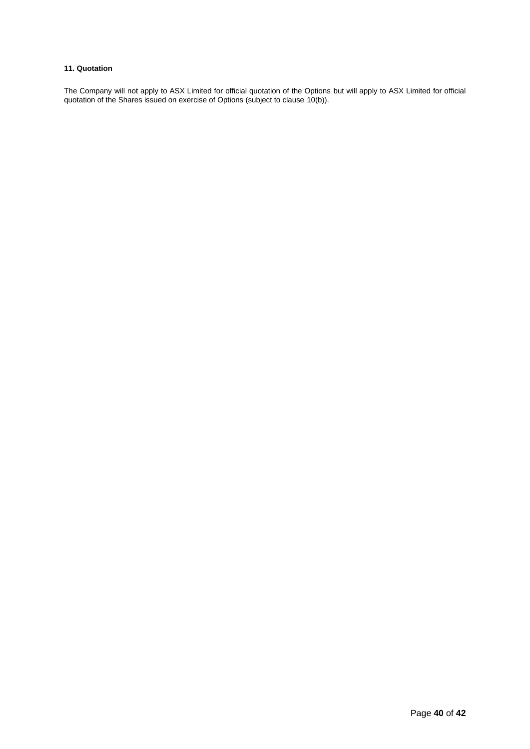**11. Quotation**

The Company will not apply to ASX Limited for official quotation of the Options but will apply to ASX Limited for official quotation of the Shares issued on exercise of Options (subject to clause 10(b)).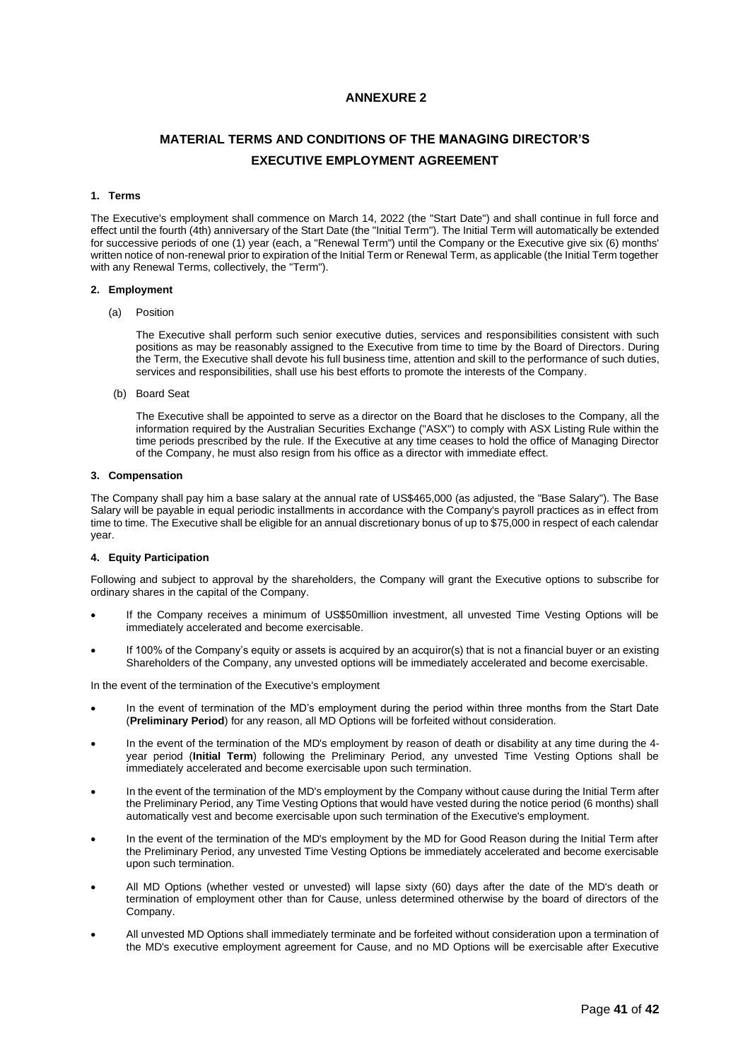# ANNEXURE 2

## MATERIAL TERMS AND CONDITIONS OF THE MANAGING DIRECTOR'S EXECUTIVE EMPLOYMENT AGREEMENT

### 1. Terms

The Executive's employment shall commence on March 14, 2022 (the "Start Date") and shall continue in full force and effect until the fourth (4th) anniversary of the Start Date (the "Initial Term"). The Initial Term will automatically be extended for successive periods of one (1) year (each, a "Renewal Term") until the Company or the Executive give six (6) months' written notice of non-renewal prior to expiration of the Initial Term or Renewal Term, as applicable (the Initial Term together with any Renewal Terms, collectively, the "Term").

### 2. Employment

(a) Position

The Executive shall perform such senior executive duties, services and responsibilities consistent with such positions as may be reasonably assigned to the Executive from time to time by the Board of Directors. During the Term, the Executive shall devote his full business time, attention and skill to the performance of such duties, services and responsibilities, shall use his best efforts to promote the interests of the Company.

(b) Board Seat

The Executive shall be appointed to serve as a director on the Board that he discloses to the Company, all the information required by the Australian Securities Exchange ("ASX") to comply with ASX Listing Rule within the time periods prescribed by the rule. If the Executive at any time ceases to hold the office of Managing Director of the Company, he must also resign from his office as a director with immediate effect.

### 3. Compensation

The Company shall pay him a base salary at the annual rate of US$465,000 (as adjusted, the "Base Salary"). The Base Salary will be payable in equal periodic installments in accordance with the Company's payroll practices as in effect from time to time. The Executive shall be eligible for an annual discretionary bonus of up to $75,000 in respect of each calendar year.

### 4. Equity Participation

Following and subject to approval by the shareholders, the Company will grant the Executive options to subscribe for ordinary shares in the capital of the Company.

- If the Company receives a minimum of US$50million investment, all unvested Time Vesting Options will be immediately accelerated and become exercisable.
- If 100% of the Company's equity or assets is acquired by an acquiror(s) that is not a financial buyer or an existing Shareholders of the Company, any unvested options will be immediately accelerated and become exercisable.

In the event of the termination of the Executive's employment

- In the event of termination of the MD's employment during the period within three months from the Start Date (**Preliminary Period**) for any reason, all MD Options will be forfeited without consideration.
- In the event of the termination of the MD's employment by reason of death or disability at any time during the 4-year period (**Initial Term**) following the Preliminary Period, any unvested Time Vesting Options shall be immediately accelerated and become exercisable upon such termination.
- In the event of the termination of the MD's employment by the Company without cause during the Initial Term after the Preliminary Period, any Time Vesting Options that would have vested during the notice period (6 months) shall automatically vest and become exercisable upon such termination of the Executive's employment.
- In the event of the termination of the MD's employment by the MD for Good Reason during the Initial Term after the Preliminary Period, any unvested Time Vesting Options be immediately accelerated and become exercisable upon such termination.
- All MD Options (whether vested or unvested) will lapse sixty (60) days after the date of the MD's death or termination of employment other than for Cause, unless determined otherwise by the board of directors of the Company.
- All unvested MD Options shall immediately terminate and be forfeited without consideration upon a termination of the MD's executive employment agreement for Cause, and no MD Options will be exercisable after Executive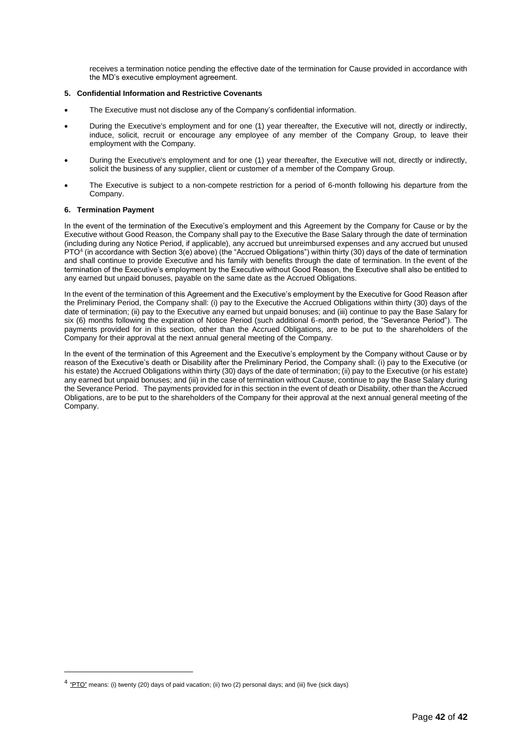receives a termination notice pending the effective date of the termination for Cause provided in accordance with the MD's executive employment agreement.

**5. Confidential Information and Restrictive Covenants**

- The Executive must not disclose any of the Company's confidential information.
- During the Executive's employment and for one (1) year thereafter, the Executive will not, directly or indirectly, induce, solicit, recruit or encourage any employee of any member of the Company Group, to leave their employment with the Company.
- During the Executive's employment and for one (1) year thereafter, the Executive will not, directly or indirectly, solicit the business of any supplier, client or customer of a member of the Company Group.
- The Executive is subject to a non-compete restriction for a period of 6-month following his departure from the Company.

**6. Termination Payment**

In the event of the termination of the Executive's employment and this Agreement by the Company for Cause or by the Executive without Good Reason, the Company shall pay to the Executive the Base Salary through the date of termination (including during any Notice Period, if applicable), any accrued but unreimbursed expenses and any accrued but unused PTO[4] (in accordance with Section 3(e) above) (the "Accrued Obligations") within thirty (30) days of the date of termination and shall continue to provide Executive and his family with benefits through the date of termination. In the event of the termination of the Executive's employment by the Executive without Good Reason, the Executive shall also be entitled to any earned but unpaid bonuses, payable on the same date as the Accrued Obligations.

In the event of the termination of this Agreement and the Executive's employment by the Executive for Good Reason after the Preliminary Period, the Company shall: (i) pay to the Executive the Accrued Obligations within thirty (30) days of the date of termination; (ii) pay to the Executive any earned but unpaid bonuses; and (iii) continue to pay the Base Salary for six (6) months following the expiration of Notice Period (such additional 6-month period, the "Severance Period"). The payments provided for in this section, other than the Accrued Obligations, are to be put to the shareholders of the Company for their approval at the next annual general meeting of the Company.

In the event of the termination of this Agreement and the Executive's employment by the Company without Cause or by reason of the Executive's death or Disability after the Preliminary Period, the Company shall: (i) pay to the Executive (or his estate) the Accrued Obligations within thirty (30) days of the date of termination; (ii) pay to the Executive (or his estate) any earned but unpaid bonuses; and (iii) in the case of termination without Cause, continue to pay the Base Salary during the Severance Period. The payments provided for in this section in the event of death or Disability, other than the Accrued Obligations, are to be put to the shareholders of the Company for their approval at the next annual general meeting of the Company.

[4] "PTO" means: (i) twenty (20) days of paid vacation; (ii) two (2) personal days; and (iii) five (sick days)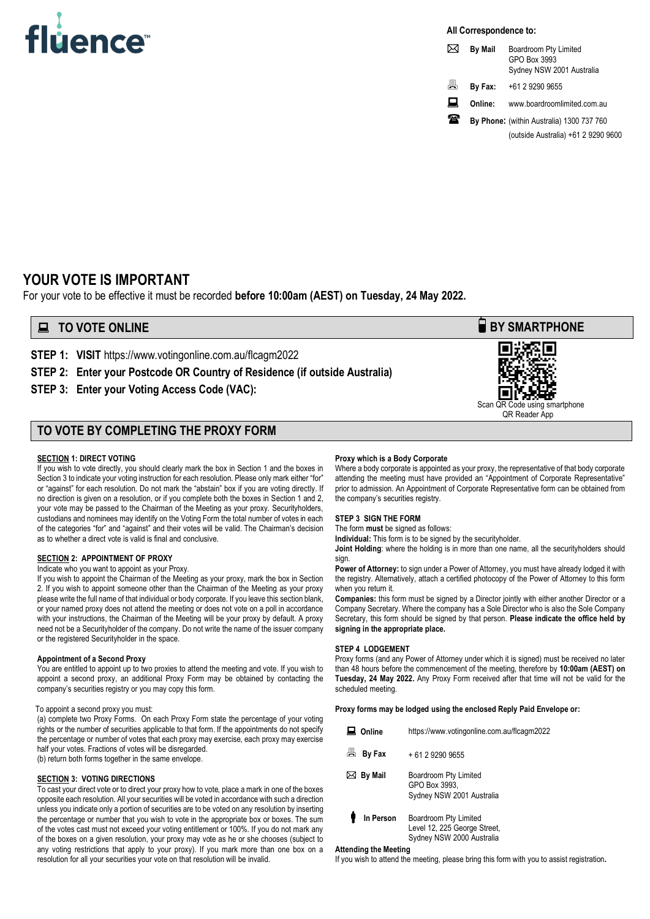fluence™

**All Correspondence to:**

| | | |
|---|---|---|
| ✉ | **By Mail** | Boardroom Pty Limited<br>GPO Box 3993<br>Sydney NSW 2001 Australia |
| 🖷 | **By Fax:** | +61 2 9290 9655 |
| 💻 | **Online:** | www.boardroomlimited.com.au |
| ☎ | **By Phone:** | (within Australia) 1300 737 760<br>(outside Australia) +61 2 9290 9600 |

## YOUR VOTE IS IMPORTANT

For your vote to be effective it must be recorded **before 10:00am (AEST) on Tuesday, 24 May 2022.**

## TO VOTE ONLINE

**STEP 1: VISIT** https://www.votingonline.com.au/flcagm2022

**STEP 2: Enter your Postcode OR Country of Residence (if outside Australia)**

**STEP 3: Enter your Voting Access Code (VAC):**

## BY SMARTPHONE

Scan QR Code using smartphone QR Reader App

## TO VOTE BY COMPLETING THE PROXY FORM

### SECTION 1: DIRECT VOTING

If you wish to vote directly, you should clearly mark the box in Section 1 and the boxes in Section 3 to indicate your voting instruction for each resolution. Please only mark either "for" or "against" for each resolution. Do not mark the "abstain" box if you are voting directly. If no direction is given on a resolution, or if you complete both the boxes in Section 1 and 2, your vote may be passed to the Chairman of the Meeting as your proxy. Securityholders, custodians and nominees may identify on the Voting Form the total number of votes in each of the categories "for" and "against" and their votes will be valid. The Chairman's decision as to whether a direct vote is valid is final and conclusive.

### SECTION 2: APPOINTMENT OF PROXY

Indicate who you want to appoint as your Proxy.

If you wish to appoint the Chairman of the Meeting as your proxy, mark the box in Section 2. If you wish to appoint someone other than the Chairman of the Meeting as your proxy please write the full name of that individual or body corporate. If you leave this section blank, or your named proxy does not attend the meeting or does not vote on a poll in accordance with your instructions, the Chairman of the Meeting will be your proxy by default. A proxy need not be a Securityholder of the company. Do not write the name of the issuer company or the registered Securityholder in the space.

**Appointment of a Second Proxy**

You are entitled to appoint up to two proxies to attend the meeting and vote. If you wish to appoint a second proxy, an additional Proxy Form may be obtained by contacting the company's securities registry or you may copy this form.

To appoint a second proxy you must:

(a) complete two Proxy Forms. On each Proxy Form state the percentage of your voting rights or the number of securities applicable to that form. If the appointments do not specify the percentage or number of votes that each proxy may exercise, each proxy may exercise half your votes. Fractions of votes will be disregarded.

(b) return both forms together in the same envelope.

### SECTION 3: VOTING DIRECTIONS

To cast your direct vote or to direct your proxy how to vote, place a mark in one of the boxes opposite each resolution. All your securities will be voted in accordance with such a direction unless you indicate only a portion of securities are to be voted on any resolution by inserting the percentage or number that you wish to vote in the appropriate box or boxes. The sum of the votes cast must not exceed your voting entitlement or 100%. If you do not mark any of the boxes on a given resolution, your proxy may vote as he or she chooses (subject to any voting restrictions that apply to your proxy). If you mark more than one box on a resolution for all your securities your vote on that resolution will be invalid.

**Proxy which is a Body Corporate**

Where a body corporate is appointed as your proxy, the representative of that body corporate attending the meeting must have provided an "Appointment of Corporate Representative" prior to admission. An Appointment of Corporate Representative form can be obtained from the company's securities registry.

### STEP 3 SIGN THE FORM

The form **must** be signed as follows:

**Individual:** This form is to be signed by the securityholder.

**Joint Holding**: where the holding is in more than one name, all the securityholders should sign.

**Power of Attorney:** to sign under a Power of Attorney, you must have already lodged it with the registry. Alternatively, attach a certified photocopy of the Power of Attorney to this form when you return it.

**Companies:** this form must be signed by a Director jointly with either another Director or a Company Secretary. Where the company has a Sole Director who is also the Sole Company Secretary, this form should be signed by that person. **Please indicate the office held by signing in the appropriate place.**

### STEP 4 LODGEMENT

Proxy forms (and any Power of Attorney under which it is signed) must be received no later than 48 hours before the commencement of the meeting, therefore by **10:00am (AEST) on Tuesday, 24 May 2022.** Any Proxy Form received after that time will not be valid for the scheduled meeting.

**Proxy forms may be lodged using the enclosed Reply Paid Envelope or:**

| | |
|---|---|
| **Online** | https://www.votingonline.com.au/flcagm2022 |
| **By Fax** | + 61 2 9290 9655 |
| **By Mail** | Boardroom Pty Limited<br>GPO Box 3993,<br>Sydney NSW 2001 Australia |
| **In Person** | Boardroom Pty Limited<br>Level 12, 225 George Street,<br>Sydney NSW 2000 Australia |

**Attending the Meeting**

If you wish to attend the meeting, please bring this form with you to assist registration**.**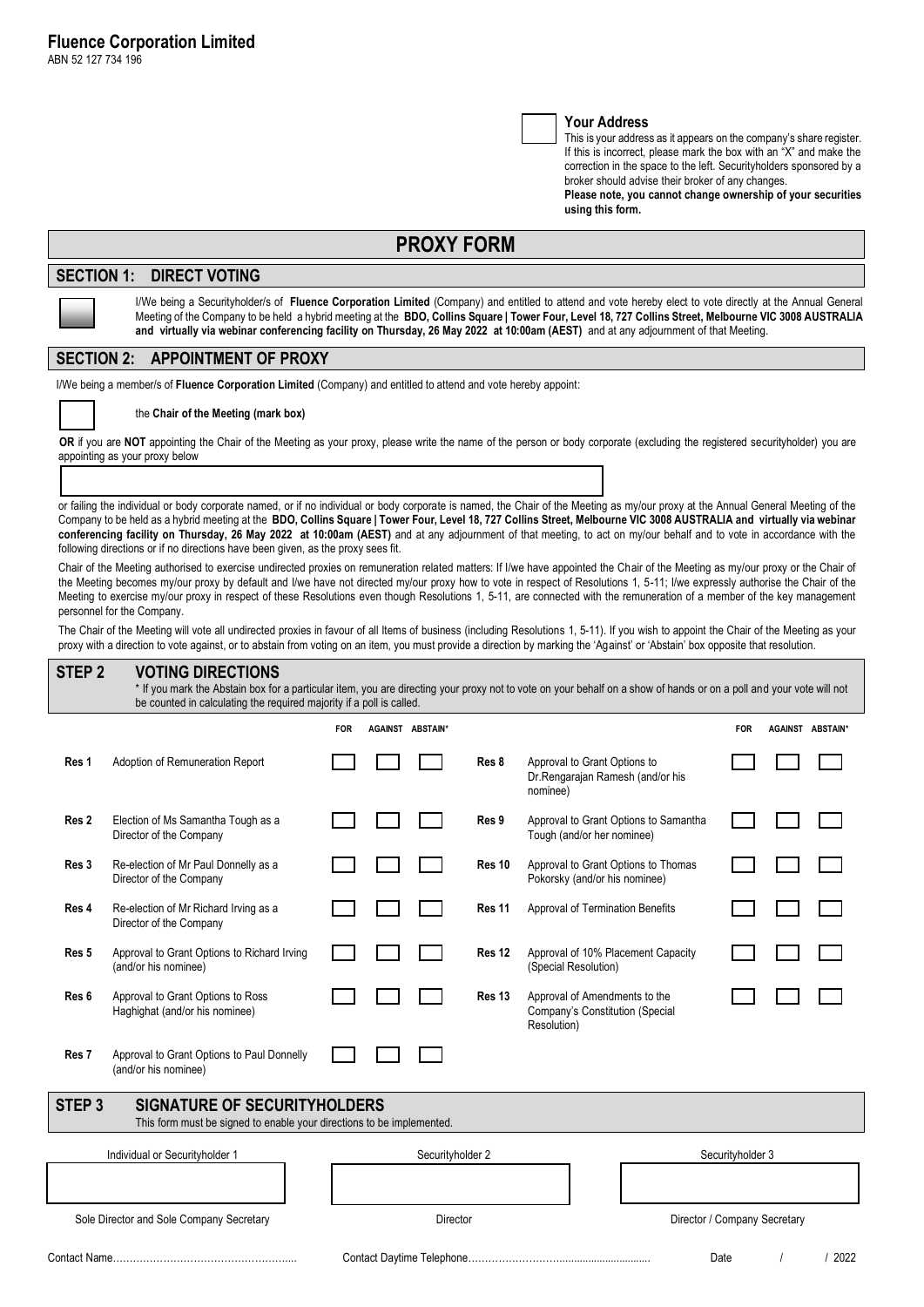# Fluence Corporation Limited

ABN 52 127 734 196

**Your Address**

This is your address as it appears on the company's share register. If this is incorrect, please mark the box with an "X" and make the correction in the space to the left. Securityholders sponsored by a broker should advise their broker of any changes.

**Please note, you cannot change ownership of your securities using this form.**

## PROXY FORM

### SECTION 1: DIRECT VOTING

I/We being a Securityholder/s of **Fluence Corporation Limited** (Company) and entitled to attend and vote hereby elect to vote directly at the Annual General Meeting of the Company to be held a hybrid meeting at the **BDO, Collins Square | Tower Four, Level 18, 727 Collins Street, Melbourne VIC 3008 AUSTRALIA and virtually via webinar conferencing facility on Thursday, 26 May 2022 at 10:00am (AEST)** and at any adjournment of that Meeting.

### SECTION 2: APPOINTMENT OF PROXY

I/We being a member/s of **Fluence Corporation Limited** (Company) and entitled to attend and vote hereby appoint:

the **Chair of the Meeting (mark box)**

**OR** if you are **NOT** appointing the Chair of the Meeting as your proxy, please write the name of the person or body corporate (excluding the registered securityholder) you are appointing as your proxy below

or failing the individual or body corporate named, or if no individual or body corporate is named, the Chair of the Meeting as my/our proxy at the Annual General Meeting of the Company to be held as a hybrid meeting at the **BDO, Collins Square | Tower Four, Level 18, 727 Collins Street, Melbourne VIC 3008 AUSTRALIA and virtually via webinar conferencing facility on Thursday, 26 May 2022 at 10:00am (AEST)** and at any adjournment of that meeting, to act on my/our behalf and to vote in accordance with the following directions or if no directions have been given, as the proxy sees fit.

Chair of the Meeting authorised to exercise undirected proxies on remuneration related matters: If I/we have appointed the Chair of the Meeting as my/our proxy or the Chair of the Meeting becomes my/our proxy by default and I/we have not directed my/our proxy how to vote in respect of Resolutions 1, 5-11; I/we expressly authorise the Chair of the Meeting to exercise my/our proxy in respect of these Resolutions even though Resolutions 1, 5-11, are connected with the remuneration of a member of the key management personnel for the Company.

The Chair of the Meeting will vote all undirected proxies in favour of all Items of business (including Resolutions 1, 5-11). If you wish to appoint the Chair of the Meeting as your proxy with a direction to vote against, or to abstain from voting on an item, you must provide a direction by marking the 'Against' or 'Abstain' box opposite that resolution.

### STEP 2 VOTING DIRECTIONS

\* If you mark the Abstain box for a particular item, you are directing your proxy not to vote on your behalf on a show of hands or on a poll and your vote will not be counted in calculating the required majority if a poll is called.

| | | FOR | AGAINST | ABSTAIN* |
|---|---|---|---|---|
| Res 1 | Adoption of Remuneration Report | | | |
| Res 2 | Election of Ms Samantha Tough as a Director of the Company | | | |
| Res 3 | Re-election of Mr Paul Donnelly as a Director of the Company | | | |
| Res 4 | Re-election of Mr Richard Irving as a Director of the Company | | | |
| Res 5 | Approval to Grant Options to Richard Irving (and/or his nominee) | | | |
| Res 6 | Approval to Grant Options to Ross Haghighat (and/or his nominee) | | | |
| Res 7 | Approval to Grant Options to Paul Donnelly (and/or his nominee) | | | |
| Res 8 | Approval to Grant Options to Dr.Rengarajan Ramesh (and/or his nominee) | | | |
| Res 9 | Approval to Grant Options to Samantha Tough (and/or her nominee) | | | |
| Res 10 | Approval to Grant Options to Thomas Pokorsky (and/or his nominee) | | | |
| Res 11 | Approval of Termination Benefits | | | |
| Res 12 | Approval of 10% Placement Capacity (Special Resolution) | | | |
| Res 13 | Approval of Amendments to the Company's Constitution (Special Resolution) | | | |

### STEP 3 SIGNATURE OF SECURITYHOLDERS

This form must be signed to enable your directions to be implemented.

| Individual or Securityholder 1 | Securityholder 2 | Securityholder 3 |
|---|---|---|
| | | |
| Sole Director and Sole Company Secretary | Director | Director / Company Secretary |

Contact Name………………………………………….... Contact Daytime Telephone…………………….......................... Date / / 2022